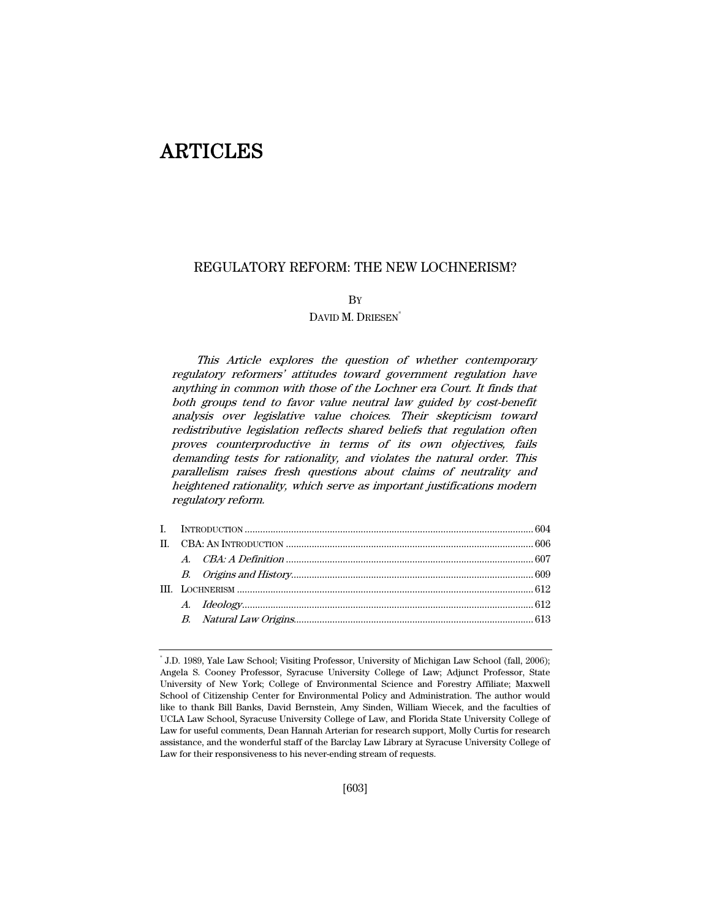# ARTICLES

## REGULATORY REFORM: THE NEW LOCHNERISM?

BY

DAVID M. DRIESEN[*]

*This Article explores the question of whether contemporary regulatory reformers' attitudes toward government regulation have anything in common with those of the Lochner era Court. It finds that both groups tend to favor value neutral law guided by cost-benefit analysis over legislative value choices. Their skepticism toward redistributive legislation reflects shared beliefs that regulation often proves counterproductive in terms of its own objectives, fails demanding tests for rationality, and violates the natural order. This parallelism raises fresh questions about claims of neutrality and heightened rationality, which serve as important justifications modern regulatory reform.*

I. INTRODUCTION ............................................................ 604
II. CBA: AN INTRODUCTION ............................................................ 606
 *A. CBA: A Definition* ............................................................ 607
 *B. Origins and History* ............................................................ 609
III. LOCHNERISM ............................................................ 612
 *A. Ideology* ............................................................ 612
 *B. Natural Law Origins* ............................................................ 613

[*] J.D. 1989, Yale Law School; Visiting Professor, University of Michigan Law School (fall, 2006); Angela S. Cooney Professor, Syracuse University College of Law; Adjunct Professor, State University of New York; College of Environmental Science and Forestry Affiliate; Maxwell School of Citizenship Center for Environmental Policy and Administration. The author would like to thank Bill Banks, David Bernstein, Amy Sinden, William Wiecek, and the faculties of UCLA Law School, Syracuse University College of Law, and Florida State University College of Law for useful comments, Dean Hannah Arterian for research support, Molly Curtis for research assistance, and the wonderful staff of the Barclay Law Library at Syracuse University College of Law for their responsiveness to his never-ending stream of requests.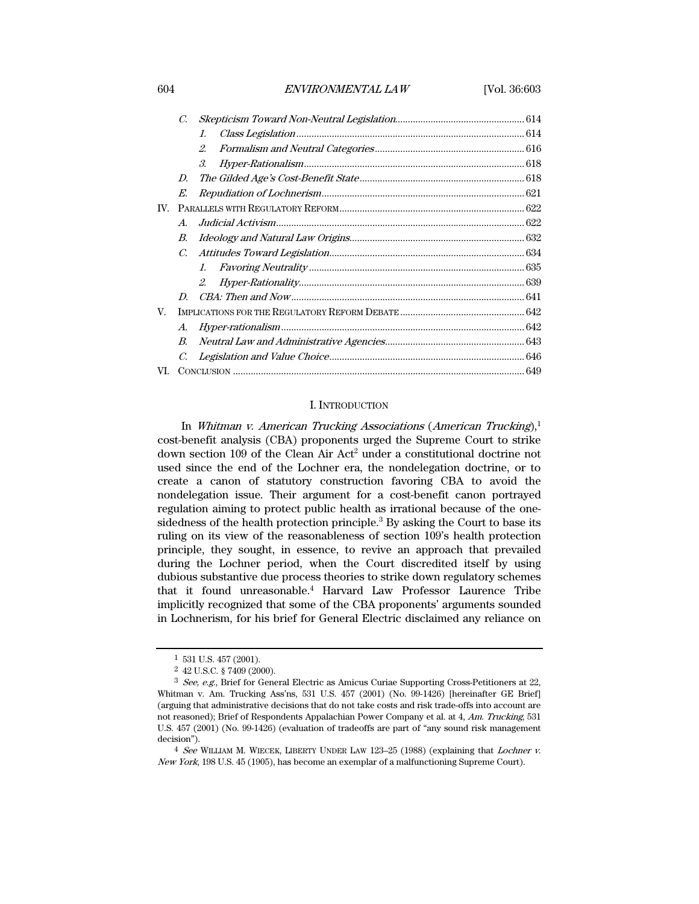C. *Skepticism Toward Non-Neutral Legislation* .......... 614
 1. *Class Legislation* .......... 614
 2. *Formalism and Neutral Categories* .......... 616
 3. *Hyper-Rationalism* .......... 618
D. *The Gilded Age's Cost-Benefit State* .......... 618
E. *Repudiation of Lochnerism* .......... 621

IV. PARALLELS WITH REGULATORY REFORM .......... 622
 A. *Judicial Activism* .......... 622
 B. *Ideology and Natural Law Origins* .......... 632
 C. *Attitudes Toward Legislation* .......... 634
  1. *Favoring Neutrality* .......... 635
  2. *Hyper-Rationality* .......... 639
 D. *CBA: Then and Now* .......... 641

V. IMPLICATIONS FOR THE REGULATORY REFORM DEBATE .......... 642
 A. *Hyper-rationalism* .......... 642
 B. *Neutral Law and Administrative Agencies* .......... 643
 C. *Legislation and Value Choice* .......... 646

VI. CONCLUSION .......... 649

## I. INTRODUCTION

In *Whitman v. American Trucking Associations* (*American Trucking*),[1] cost-benefit analysis (CBA) proponents urged the Supreme Court to strike down section 109 of the Clean Air Act[2] under a constitutional doctrine not used since the end of the Lochner era, the nondelegation doctrine, or to create a canon of statutory construction favoring CBA to avoid the nondelegation issue. Their argument for a cost-benefit canon portrayed regulation aiming to protect public health as irrational because of the one-sidedness of the health protection principle.[3] By asking the Court to base its ruling on its view of the reasonableness of section 109's health protection principle, they sought, in essence, to revive an approach that prevailed during the Lochner period, when the Court discredited itself by using dubious substantive due process theories to strike down regulatory schemes that it found unreasonable.[4] Harvard Law Professor Laurence Tribe implicitly recognized that some of the CBA proponents' arguments sounded in Lochnerism, for his brief for General Electric disclaimed any reliance on

---

[1] 531 U.S. 457 (2001).

[2] 42 U.S.C. § 7409 (2000).

[3] *See, e.g.,* Brief for General Electric as Amicus Curiae Supporting Cross-Petitioners at 22, Whitman v. Am. Trucking Ass'ns, 531 U.S. 457 (2001) (No. 99-1426) [hereinafter GE Brief] (arguing that administrative decisions that do not take costs and risk trade-offs into account are not reasoned); Brief of Respondents Appalachian Power Company et al. at 4, *Am. Trucking*, 531 U.S. 457 (2001) (No. 99-1426) (evaluation of tradeoffs are part of "any sound risk management decision").

[4] *See* WILLIAM M. WIECEK, LIBERTY UNDER LAW 123–25 (1988) (explaining that *Lochner v. New York*, 198 U.S. 45 (1905), has become an exemplar of a malfunctioning Supreme Court).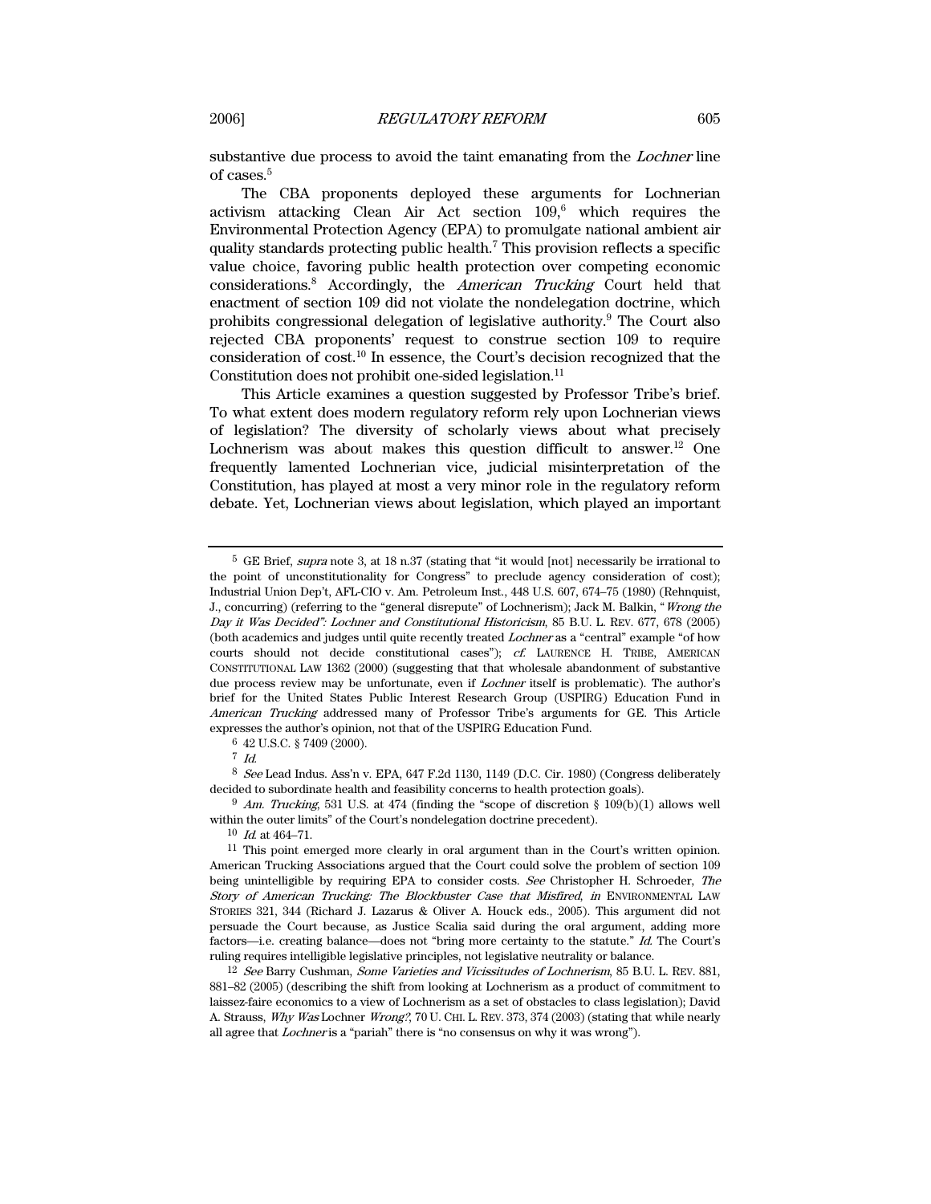substantive due process to avoid the taint emanating from the *Lochner* line of cases.[5]

The CBA proponents deployed these arguments for Lochnerian activism attacking Clean Air Act section 109,[6] which requires the Environmental Protection Agency (EPA) to promulgate national ambient air quality standards protecting public health.[7] This provision reflects a specific value choice, favoring public health protection over competing economic considerations.[8] Accordingly, the *American Trucking* Court held that enactment of section 109 did not violate the nondelegation doctrine, which prohibits congressional delegation of legislative authority.[9] The Court also rejected CBA proponents' request to construe section 109 to require consideration of cost.[10] In essence, the Court's decision recognized that the Constitution does not prohibit one-sided legislation.[11]

This Article examines a question suggested by Professor Tribe's brief. To what extent does modern regulatory reform rely upon Lochnerian views of legislation? The diversity of scholarly views about what precisely Lochnerism was about makes this question difficult to answer.[12] One frequently lamented Lochnerian vice, judicial misinterpretation of the Constitution, has played at most a very minor role in the regulatory reform debate. Yet, Lochnerian views about legislation, which played an important

---

[5] GE Brief, *supra* note 3, at 18 n.37 (stating that "it would [not] necessarily be irrational to the point of unconstitutionality for Congress" to preclude agency consideration of cost); Industrial Union Dep't, AFL-CIO v. Am. Petroleum Inst., 448 U.S. 607, 674–75 (1980) (Rehnquist, J., concurring) (referring to the "general disrepute" of Lochnerism); Jack M. Balkin, "*Wrong the Day it Was Decided*": *Lochner and Constitutional Historicism*, 85 B.U. L. REV. 677, 678 (2005) (both academics and judges until quite recently treated *Lochner* as a "central" example "of how courts should not decide constitutional cases"); *cf.* LAURENCE H. TRIBE, AMERICAN CONSTITUTIONAL LAW 1362 (2000) (suggesting that that wholesale abandonment of substantive due process review may be unfortunate, even if *Lochner* itself is problematic). The author's brief for the United States Public Interest Research Group (USPIRG) Education Fund in *American Trucking* addressed many of Professor Tribe's arguments for GE. This Article expresses the author's opinion, not that of the USPIRG Education Fund.

[6] 42 U.S.C. § 7409 (2000).

[7] *Id.*

[8] *See* Lead Indus. Ass'n v. EPA, 647 F.2d 1130, 1149 (D.C. Cir. 1980) (Congress deliberately decided to subordinate health and feasibility concerns to health protection goals).

[9] *Am. Trucking*, 531 U.S. at 474 (finding the "scope of discretion § 109(b)(1) allows well within the outer limits" of the Court's nondelegation doctrine precedent).

[10] *Id.* at 464–71.

[11] This point emerged more clearly in oral argument than in the Court's written opinion. American Trucking Associations argued that the Court could solve the problem of section 109 being unintelligible by requiring EPA to consider costs. *See* Christopher H. Schroeder, *The Story of American Trucking: The Blockbuster Case that Misfired*, *in* ENVIRONMENTAL LAW STORIES 321, 344 (Richard J. Lazarus & Oliver A. Houck eds., 2005). This argument did not persuade the Court because, as Justice Scalia said during the oral argument, adding more factors—i.e. creating balance—does not "bring more certainty to the statute." *Id.* The Court's ruling requires intelligible legislative principles, not legislative neutrality or balance.

[12] *See* Barry Cushman, *Some Varieties and Vicissitudes of Lochnerism*, 85 B.U. L. REV. 881, 881–82 (2005) (describing the shift from looking at Lochnerism as a product of commitment to laissez-faire economics to a view of Lochnerism as a set of obstacles to class legislation); David A. Strauss, *Why Was* Lochner *Wrong?*, 70 U. CHI. L. REV. 373, 374 (2003) (stating that while nearly all agree that *Lochner* is a "pariah" there is "no consensus on why it was wrong").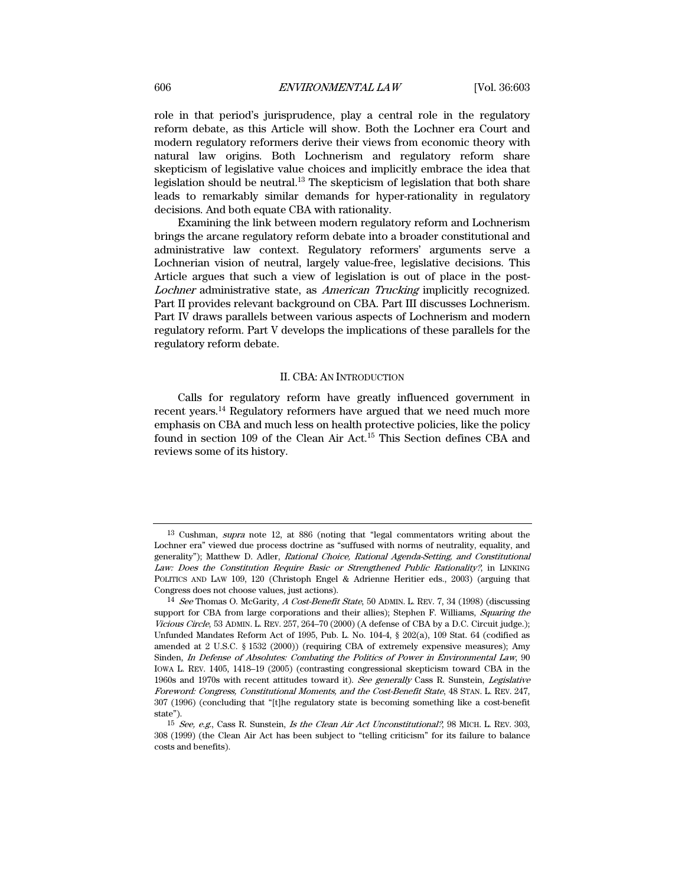role in that period's jurisprudence, play a central role in the regulatory reform debate, as this Article will show. Both the Lochner era Court and modern regulatory reformers derive their views from economic theory with natural law origins. Both Lochnerism and regulatory reform share skepticism of legislative value choices and implicitly embrace the idea that legislation should be neutral.[13] The skepticism of legislation that both share leads to remarkably similar demands for hyper-rationality in regulatory decisions. And both equate CBA with rationality.

Examining the link between modern regulatory reform and Lochnerism brings the arcane regulatory reform debate into a broader constitutional and administrative law context. Regulatory reformers' arguments serve a Lochnerian vision of neutral, largely value-free, legislative decisions. This Article argues that such a view of legislation is out of place in the post-*Lochner* administrative state, as *American Trucking* implicitly recognized. Part II provides relevant background on CBA. Part III discusses Lochnerism. Part IV draws parallels between various aspects of Lochnerism and modern regulatory reform. Part V develops the implications of these parallels for the regulatory reform debate.

## II. CBA: AN INTRODUCTION

Calls for regulatory reform have greatly influenced government in recent years.[14] Regulatory reformers have argued that we need much more emphasis on CBA and much less on health protective policies, like the policy found in section 109 of the Clean Air Act.[15] This Section defines CBA and reviews some of its history.

---

[13] Cushman, *supra* note 12, at 886 (noting that "legal commentators writing about the Lochner era" viewed due process doctrine as "suffused with norms of neutrality, equality, and generality"); Matthew D. Adler, *Rational Choice, Rational Agenda-Setting, and Constitutional Law: Does the Constitution Require Basic or Strengthened Public Rationality?*, in LINKING POLITICS AND LAW 109, 120 (Christoph Engel & Adrienne Heritier eds., 2003) (arguing that Congress does not choose values, just actions).

[14] *See* Thomas O. McGarity, *A Cost-Benefit State*, 50 ADMIN. L. REV. 7, 34 (1998) (discussing support for CBA from large corporations and their allies); Stephen F. Williams, *Squaring the Vicious Circle*, 53 ADMIN. L. REV. 257, 264–70 (2000) (A defense of CBA by a D.C. Circuit judge.); Unfunded Mandates Reform Act of 1995, Pub. L. No. 104-4, § 202(a), 109 Stat. 64 (codified as amended at 2 U.S.C. § 1532 (2000)) (requiring CBA of extremely expensive measures); Amy Sinden, *In Defense of Absolutes: Combating the Politics of Power in Environmental Law*, 90 IOWA L. REV. 1405, 1418–19 (2005) (contrasting congressional skepticism toward CBA in the 1960s and 1970s with recent attitudes toward it). *See generally* Cass R. Sunstein, *Legislative Foreword: Congress, Constitutional Moments, and the Cost-Benefit State*, 48 STAN. L. REV. 247, 307 (1996) (concluding that "[t]he regulatory state is becoming something like a cost-benefit state").

[15] *See, e.g.*, Cass R. Sunstein, *Is the Clean Air Act Unconstitutional?*, 98 MICH. L. REV. 303, 308 (1999) (the Clean Air Act has been subject to "telling criticism" for its failure to balance costs and benefits).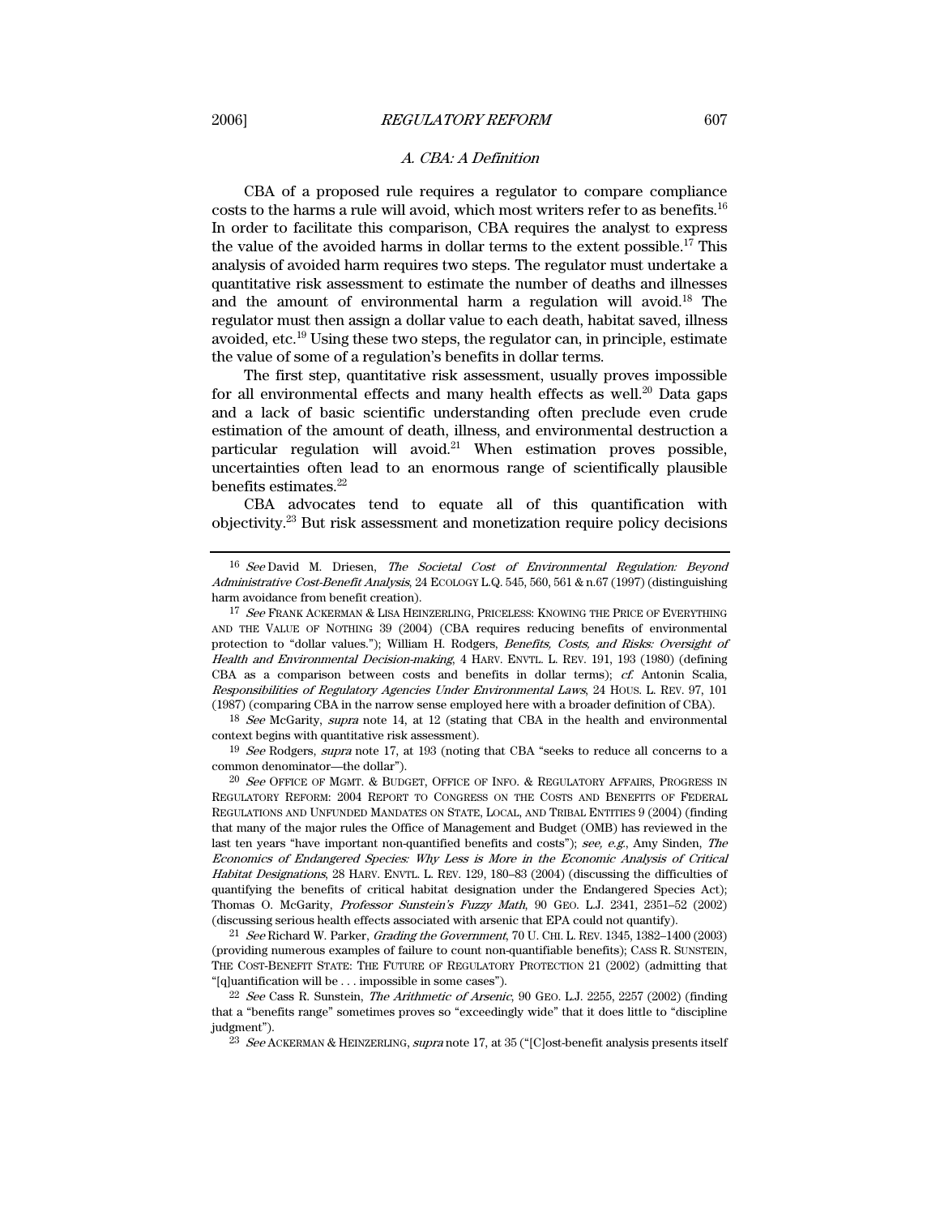### *A. CBA: A Definition*

CBA of a proposed rule requires a regulator to compare compliance costs to the harms a rule will avoid, which most writers refer to as benefits.[16] In order to facilitate this comparison, CBA requires the analyst to express the value of the avoided harms in dollar terms to the extent possible.[17] This analysis of avoided harm requires two steps. The regulator must undertake a quantitative risk assessment to estimate the number of deaths and illnesses and the amount of environmental harm a regulation will avoid.[18] The regulator must then assign a dollar value to each death, habitat saved, illness avoided, etc.[19] Using these two steps, the regulator can, in principle, estimate the value of some of a regulation's benefits in dollar terms.

The first step, quantitative risk assessment, usually proves impossible for all environmental effects and many health effects as well.[20] Data gaps and a lack of basic scientific understanding often preclude even crude estimation of the amount of death, illness, and environmental destruction a particular regulation will avoid.[21] When estimation proves possible, uncertainties often lead to an enormous range of scientifically plausible benefits estimates.[22]

CBA advocates tend to equate all of this quantification with objectivity.[23] But risk assessment and monetization require policy decisions

---

16 *See* David M. Driesen, *The Societal Cost of Environmental Regulation: Beyond Administrative Cost-Benefit Analysis*, 24 ECOLOGY L.Q. 545, 560, 561 & n.67 (1997) (distinguishing harm avoidance from benefit creation).

17 *See* FRANK ACKERMAN & LISA HEINZERLING, PRICELESS: KNOWING THE PRICE OF EVERYTHING AND THE VALUE OF NOTHING 39 (2004) (CBA requires reducing benefits of environmental protection to "dollar values."); William H. Rodgers, *Benefits, Costs, and Risks: Oversight of Health and Environmental Decision-making*, 4 HARV. ENVTL. L. REV. 191, 193 (1980) (defining CBA as a comparison between costs and benefits in dollar terms); *cf.* Antonin Scalia, *Responsibilities of Regulatory Agencies Under Environmental Laws*, 24 HOUS. L. REV. 97, 101 (1987) (comparing CBA in the narrow sense employed here with a broader definition of CBA).

18 *See* McGarity, *supra* note 14, at 12 (stating that CBA in the health and environmental context begins with quantitative risk assessment).

19 *See* Rodgers, *supra* note 17, at 193 (noting that CBA "seeks to reduce all concerns to a common denominator—the dollar").

20 *See* OFFICE OF MGMT. & BUDGET, OFFICE OF INFO. & REGULATORY AFFAIRS, PROGRESS IN REGULATORY REFORM: 2004 REPORT TO CONGRESS ON THE COSTS AND BENEFITS OF FEDERAL REGULATIONS AND UNFUNDED MANDATES ON STATE, LOCAL, AND TRIBAL ENTITIES 9 (2004) (finding that many of the major rules the Office of Management and Budget (OMB) has reviewed in the last ten years "have important non-quantified benefits and costs"); *see, e.g.*, Amy Sinden, *The Economics of Endangered Species: Why Less is More in the Economic Analysis of Critical Habitat Designations*, 28 HARV. ENVTL. L. REV. 129, 180–83 (2004) (discussing the difficulties of quantifying the benefits of critical habitat designation under the Endangered Species Act); Thomas O. McGarity, *Professor Sunstein's Fuzzy Math*, 90 GEO. L.J. 2341, 2351–52 (2002) (discussing serious health effects associated with arsenic that EPA could not quantify).

21 *See* Richard W. Parker, *Grading the Government*, 70 U. CHI. L. REV. 1345, 1382–1400 (2003) (providing numerous examples of failure to count non-quantifiable benefits); CASS R. SUNSTEIN, THE COST-BENEFIT STATE: THE FUTURE OF REGULATORY PROTECTION 21 (2002) (admitting that "[q]uantification will be . . . impossible in some cases").

22 *See* Cass R. Sunstein, *The Arithmetic of Arsenic*, 90 GEO. L.J. 2255, 2257 (2002) (finding that a "benefits range" sometimes proves so "exceedingly wide" that it does little to "discipline judgment").

23 *See* ACKERMAN & HEINZERLING, *supra* note 17, at 35 ("[C]ost-benefit analysis presents itself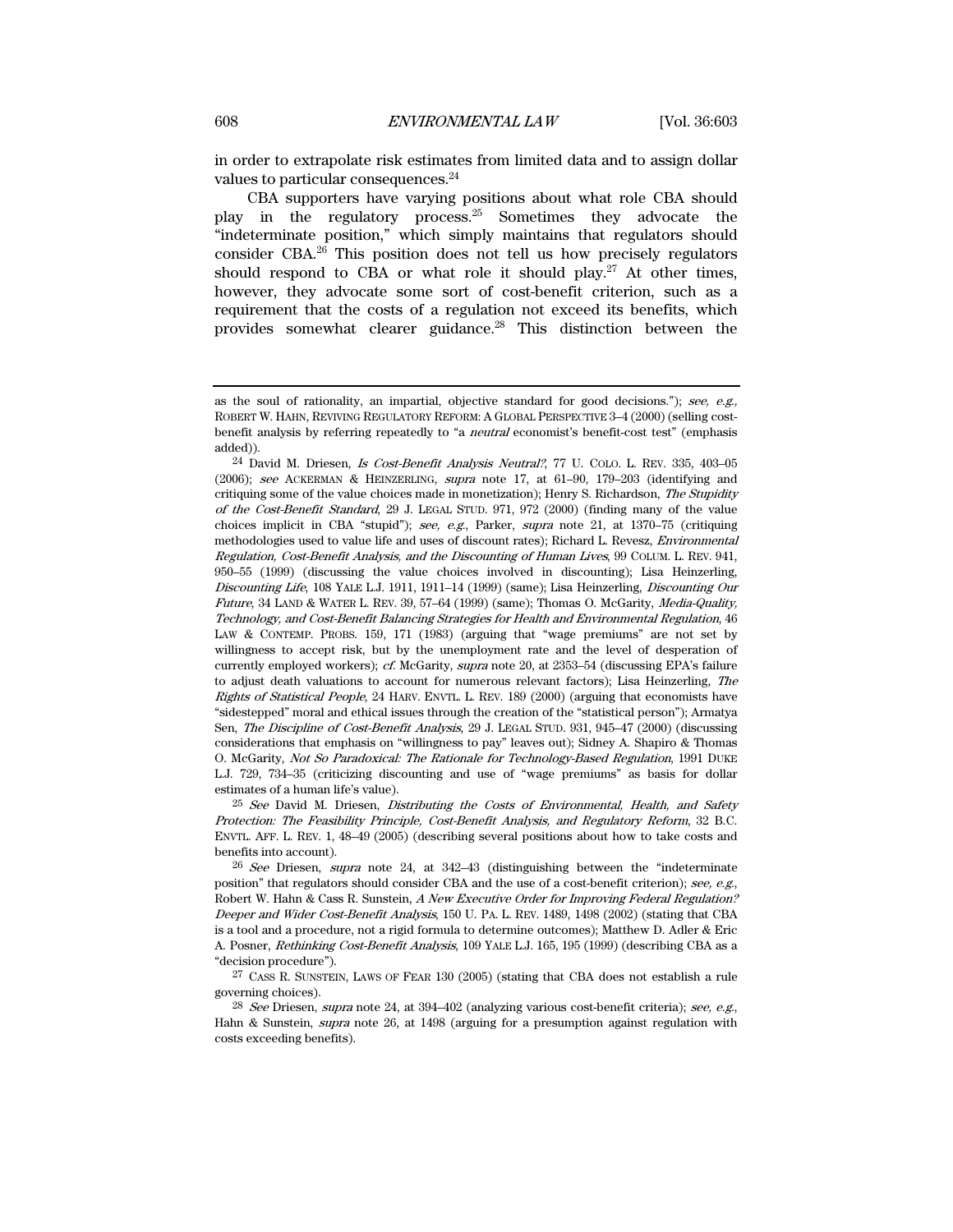in order to extrapolate risk estimates from limited data and to assign dollar values to particular consequences.[24]

CBA supporters have varying positions about what role CBA should play in the regulatory process.[25] Sometimes they advocate the "indeterminate position," which simply maintains that regulators should consider CBA.[26] This position does not tell us how precisely regulators should respond to CBA or what role it should play.[27] At other times, however, they advocate some sort of cost-benefit criterion, such as a requirement that the costs of a regulation not exceed its benefits, which provides somewhat clearer guidance.[28] This distinction between the

---

as the soul of rationality, an impartial, objective standard for good decisions."); *see, e.g.*, ROBERT W. HAHN, REVIVING REGULATORY REFORM: A GLOBAL PERSPECTIVE 3–4 (2000) (selling cost-benefit analysis by referring repeatedly to "a *neutral* economist's benefit-cost test" (emphasis added)).

[24] David M. Driesen, *Is Cost-Benefit Analysis Neutral?*, 77 U. COLO. L. REV. 335, 403–05 (2006); *see* ACKERMAN & HEINZERLING, *supra* note 17, at 61–90, 179–203 (identifying and critiquing some of the value choices made in monetization); Henry S. Richardson, *The Stupidity of the Cost-Benefit Standard*, 29 J. LEGAL STUD. 971, 972 (2000) (finding many of the value choices implicit in CBA "stupid"); *see, e.g.*, Parker, *supra* note 21, at 1370–75 (critiquing methodologies used to value life and uses of discount rates); Richard L. Revesz, *Environmental Regulation, Cost-Benefit Analysis, and the Discounting of Human Lives*, 99 COLUM. L. REV. 941, 950–55 (1999) (discussing the value choices involved in discounting); Lisa Heinzerling, *Discounting Life*, 108 YALE L.J. 1911, 1911–14 (1999) (same); Lisa Heinzerling, *Discounting Our Future*, 34 LAND & WATER L. REV. 39, 57–64 (1999) (same); Thomas O. McGarity, *Media-Quality, Technology, and Cost-Benefit Balancing Strategies for Health and Environmental Regulation*, 46 LAW & CONTEMP. PROBS. 159, 171 (1983) (arguing that "wage premiums" are not set by willingness to accept risk, but by the unemployment rate and the level of desperation of currently employed workers); *cf.* McGarity, *supra* note 20, at 2353–54 (discussing EPA's failure to adjust death valuations to account for numerous relevant factors); Lisa Heinzerling, *The Rights of Statistical People*, 24 HARV. ENVTL. L. REV. 189 (2000) (arguing that economists have "sidestepped" moral and ethical issues through the creation of the "statistical person"); Armatya Sen, *The Discipline of Cost-Benefit Analysis*, 29 J. LEGAL STUD. 931, 945–47 (2000) (discussing considerations that emphasis on "willingness to pay" leaves out); Sidney A. Shapiro & Thomas O. McGarity, *Not So Paradoxical: The Rationale for Technology-Based Regulation*, 1991 DUKE L.J. 729, 734–35 (criticizing discounting and use of "wage premiums" as basis for dollar estimates of a human life's value).

[25] *See* David M. Driesen, *Distributing the Costs of Environmental, Health, and Safety Protection: The Feasibility Principle, Cost-Benefit Analysis, and Regulatory Reform*, 32 B.C. ENVTL. AFF. L. REV. 1, 48–49 (2005) (describing several positions about how to take costs and benefits into account).

[26] *See* Driesen, *supra* note 24, at 342–43 (distinguishing between the "indeterminate position" that regulators should consider CBA and the use of a cost-benefit criterion); *see, e.g.*, Robert W. Hahn & Cass R. Sunstein, *A New Executive Order for Improving Federal Regulation? Deeper and Wider Cost-Benefit Analysis*, 150 U. PA. L. REV. 1489, 1498 (2002) (stating that CBA is a tool and a procedure, not a rigid formula to determine outcomes); Matthew D. Adler & Eric A. Posner, *Rethinking Cost-Benefit Analysis*, 109 YALE L.J. 165, 195 (1999) (describing CBA as a "decision procedure").

[27] CASS R. SUNSTEIN, LAWS OF FEAR 130 (2005) (stating that CBA does not establish a rule governing choices).

[28] *See* Driesen, *supra* note 24, at 394–402 (analyzing various cost-benefit criteria); *see, e.g.*, Hahn & Sunstein, *supra* note 26, at 1498 (arguing for a presumption against regulation with costs exceeding benefits).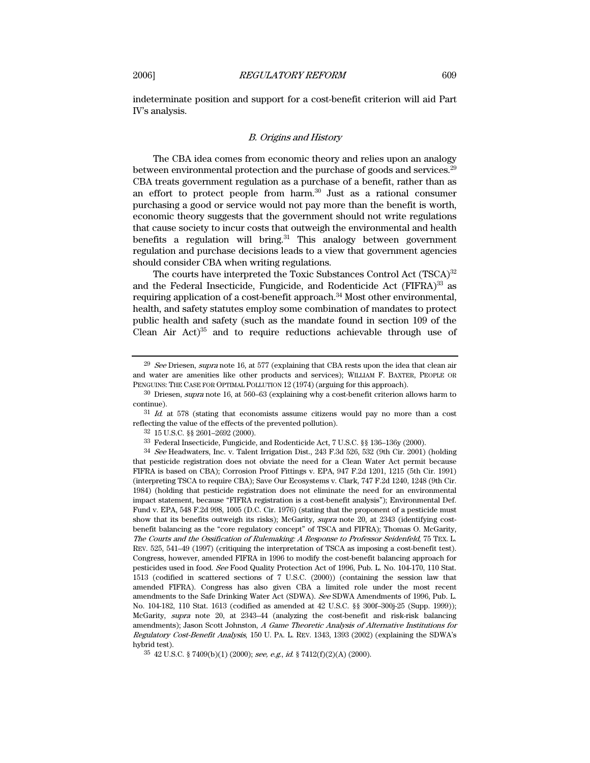indeterminate position and support for a cost-benefit criterion will aid Part IV's analysis.

### *B. Origins and History*

The CBA idea comes from economic theory and relies upon an analogy between environmental protection and the purchase of goods and services.[29] CBA treats government regulation as a purchase of a benefit, rather than as an effort to protect people from harm.[30] Just as a rational consumer purchasing a good or service would not pay more than the benefit is worth, economic theory suggests that the government should not write regulations that cause society to incur costs that outweigh the environmental and health benefits a regulation will bring.[31] This analogy between government regulation and purchase decisions leads to a view that government agencies should consider CBA when writing regulations.

The courts have interpreted the Toxic Substances Control Act (TSCA)[32] and the Federal Insecticide, Fungicide, and Rodenticide Act (FIFRA)[33] as requiring application of a cost-benefit approach.[34] Most other environmental, health, and safety statutes employ some combination of mandates to protect public health and safety (such as the mandate found in section 109 of the Clean Air Act)[35] and to require reductions achievable through use of

---

[29] *See* Driesen, *supra* note 16, at 577 (explaining that CBA rests upon the idea that clean air and water are amenities like other products and services); WILLIAM F. BAXTER, PEOPLE OR PENGUINS: THE CASE FOR OPTIMAL POLLUTION 12 (1974) (arguing for this approach).

[30] Driesen, *supra* note 16, at 560–63 (explaining why a cost-benefit criterion allows harm to continue).

[31] *Id.* at 578 (stating that economists assume citizens would pay no more than a cost reflecting the value of the effects of the prevented pollution).

[32] 15 U.S.C. §§ 2601–2692 (2000).

[33] Federal Insecticide, Fungicide, and Rodenticide Act, 7 U.S.C. §§ 136–136y (2000).

[34] *See* Headwaters, Inc. v. Talent Irrigation Dist., 243 F.3d 526, 532 (9th Cir. 2001) (holding that pesticide registration does not obviate the need for a Clean Water Act permit because FIFRA is based on CBA); Corrosion Proof Fittings v. EPA, 947 F.2d 1201, 1215 (5th Cir. 1991) (interpreting TSCA to require CBA); Save Our Ecosystems v. Clark, 747 F.2d 1240, 1248 (9th Cir. 1984) (holding that pesticide registration does not eliminate the need for an environmental impact statement, because "FIFRA registration is a cost-benefit analysis"); Environmental Def. Fund v. EPA, 548 F.2d 998, 1005 (D.C. Cir. 1976) (stating that the proponent of a pesticide must show that its benefits outweigh its risks); McGarity, *supra* note 20, at 2343 (identifying cost-benefit balancing as the "core regulatory concept" of TSCA and FIFRA); Thomas O. McGarity, *The Courts and the Ossification of Rulemaking: A Response to Professor Seidenfeld*, 75 TEX. L. REV. 525, 541–49 (1997) (critiquing the interpretation of TSCA as imposing a cost-benefit test). Congress, however, amended FIFRA in 1996 to modify the cost-benefit balancing approach for pesticides used in food. *See* Food Quality Protection Act of 1996, Pub. L. No. 104-170, 110 Stat. 1513 (codified in scattered sections of 7 U.S.C. (2000)) (containing the session law that amended FIFRA). Congress has also given CBA a limited role under the most recent amendments to the Safe Drinking Water Act (SDWA). *See* SDWA Amendments of 1996, Pub. L. No. 104-182, 110 Stat. 1613 (codified as amended at 42 U.S.C. §§ 300f–300j-25 (Supp. 1999)); McGarity, *supra* note 20, at 2343–44 (analyzing the cost-benefit and risk-risk balancing amendments); Jason Scott Johnston, *A Game Theoretic Analysis of Alternative Institutions for Regulatory Cost-Benefit Analysis*, 150 U. PA. L. REV. 1343, 1393 (2002) (explaining the SDWA's hybrid test).

[35] 42 U.S.C. § 7409(b)(1) (2000); *see, e.g.*, *id.* § 7412(f)(2)(A) (2000).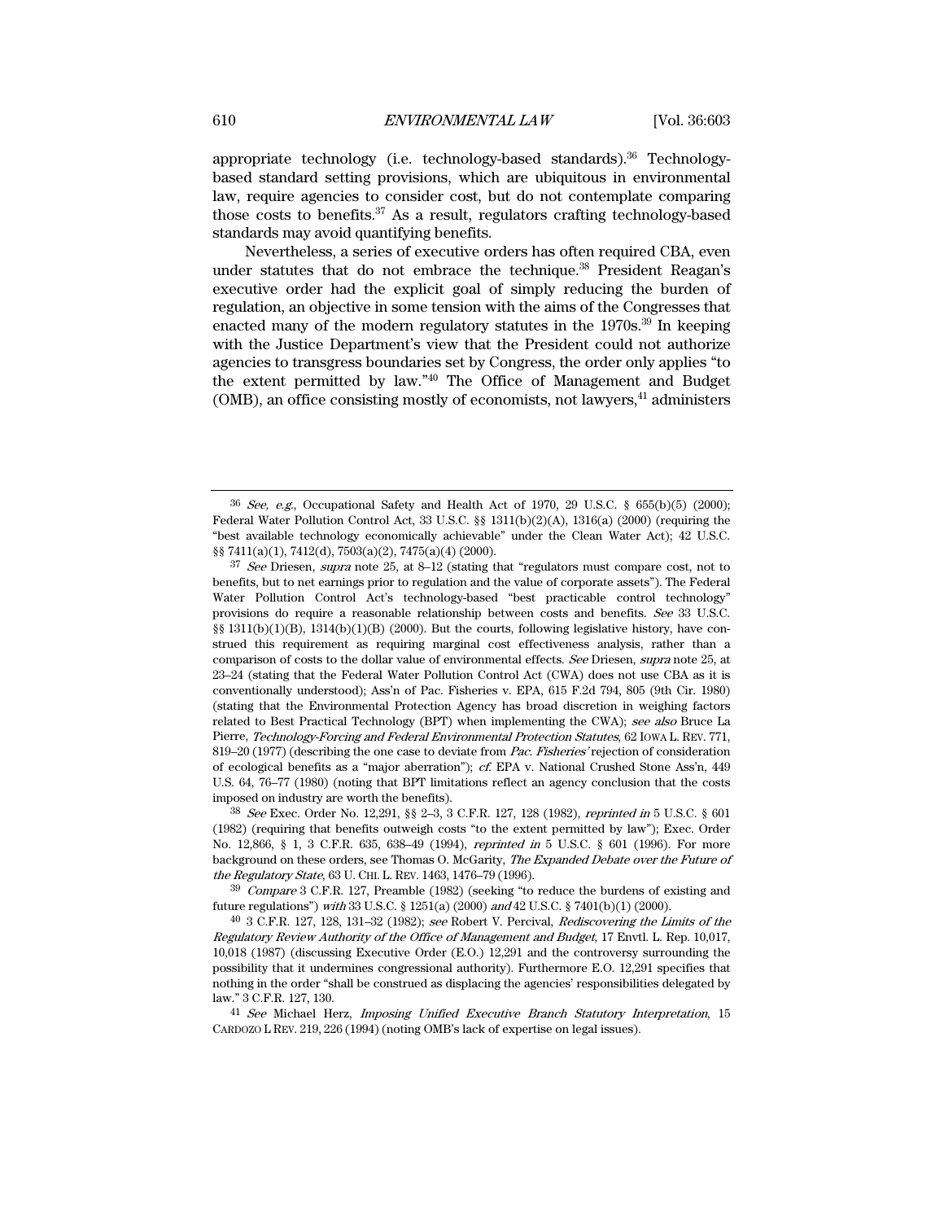appropriate technology (i.e. technology-based standards).[36] Technology-based standard setting provisions, which are ubiquitous in environmental law, require agencies to consider cost, but do not contemplate comparing those costs to benefits.[37] As a result, regulators crafting technology-based standards may avoid quantifying benefits.

Nevertheless, a series of executive orders has often required CBA, even under statutes that do not embrace the technique.[38] President Reagan's executive order had the explicit goal of simply reducing the burden of regulation, an objective in some tension with the aims of the Congresses that enacted many of the modern regulatory statutes in the 1970s.[39] In keeping with the Justice Department's view that the President could not authorize agencies to transgress boundaries set by Congress, the order only applies "to the extent permitted by law."[40] The Office of Management and Budget (OMB), an office consisting mostly of economists, not lawyers,[41] administers

---

[36] *See, e.g.*, Occupational Safety and Health Act of 1970, 29 U.S.C. § 655(b)(5) (2000); Federal Water Pollution Control Act, 33 U.S.C. §§ 1311(b)(2)(A), 1316(a) (2000) (requiring the "best available technology economically achievable" under the Clean Water Act); 42 U.S.C. §§ 7411(a)(1), 7412(d), 7503(a)(2), 7475(a)(4) (2000).

[37] *See* Driesen, *supra* note 25, at 8–12 (stating that "regulators must compare cost, not to benefits, but to net earnings prior to regulation and the value of corporate assets"). The Federal Water Pollution Control Act's technology-based "best practicable control technology" provisions do require a reasonable relationship between costs and benefits. *See* 33 U.S.C. §§ 1311(b)(1)(B), 1314(b)(1)(B) (2000). But the courts, following legislative history, have construed this requirement as requiring marginal cost effectiveness analysis, rather than a comparison of costs to the dollar value of environmental effects. *See* Driesen, *supra* note 25, at 23–24 (stating that the Federal Water Pollution Control Act (CWA) does not use CBA as it is conventionally understood); Ass'n of Pac. Fisheries v. EPA, 615 F.2d 794, 805 (9th Cir. 1980) (stating that the Environmental Protection Agency has broad discretion in weighing factors related to Best Practical Technology (BPT) when implementing the CWA); *see also* Bruce La Pierre, *Technology-Forcing and Federal Environmental Protection Statutes*, 62 IOWA L. REV. 771, 819–20 (1977) (describing the one case to deviate from *Pac. Fisheries'* rejection of consideration of ecological benefits as a "major aberration"); *cf.* EPA v. National Crushed Stone Ass'n, 449 U.S. 64, 76–77 (1980) (noting that BPT limitations reflect an agency conclusion that the costs imposed on industry are worth the benefits).

[38] *See* Exec. Order No. 12,291, §§ 2–3, 3 C.F.R. 127, 128 (1982), *reprinted in* 5 U.S.C. § 601 (1982) (requiring that benefits outweigh costs "to the extent permitted by law"); Exec. Order No. 12,866, § 1, 3 C.F.R. 635, 638–49 (1994), *reprinted in* 5 U.S.C. § 601 (1996). For more background on these orders, see Thomas O. McGarity, *The Expanded Debate over the Future of the Regulatory State*, 63 U. CHI. L. REV. 1463, 1476–79 (1996).

[39] *Compare* 3 C.F.R. 127, Preamble (1982) (seeking "to reduce the burdens of existing and future regulations") *with* 33 U.S.C. § 1251(a) (2000) *and* 42 U.S.C. § 7401(b)(1) (2000).

[40] 3 C.F.R. 127, 128, 131–32 (1982); *see* Robert V. Percival, *Rediscovering the Limits of the Regulatory Review Authority of the Office of Management and Budget*, 17 Envtl. L. Rep. 10,017, 10,018 (1987) (discussing Executive Order (E.O.) 12,291 and the controversy surrounding the possibility that it undermines congressional authority). Furthermore E.O. 12,291 specifies that nothing in the order "shall be construed as displacing the agencies' responsibilities delegated by law." 3 C.F.R. 127, 130.

[41] *See* Michael Herz, *Imposing Unified Executive Branch Statutory Interpretation*, 15 CARDOZO L REV. 219, 226 (1994) (noting OMB's lack of expertise on legal issues).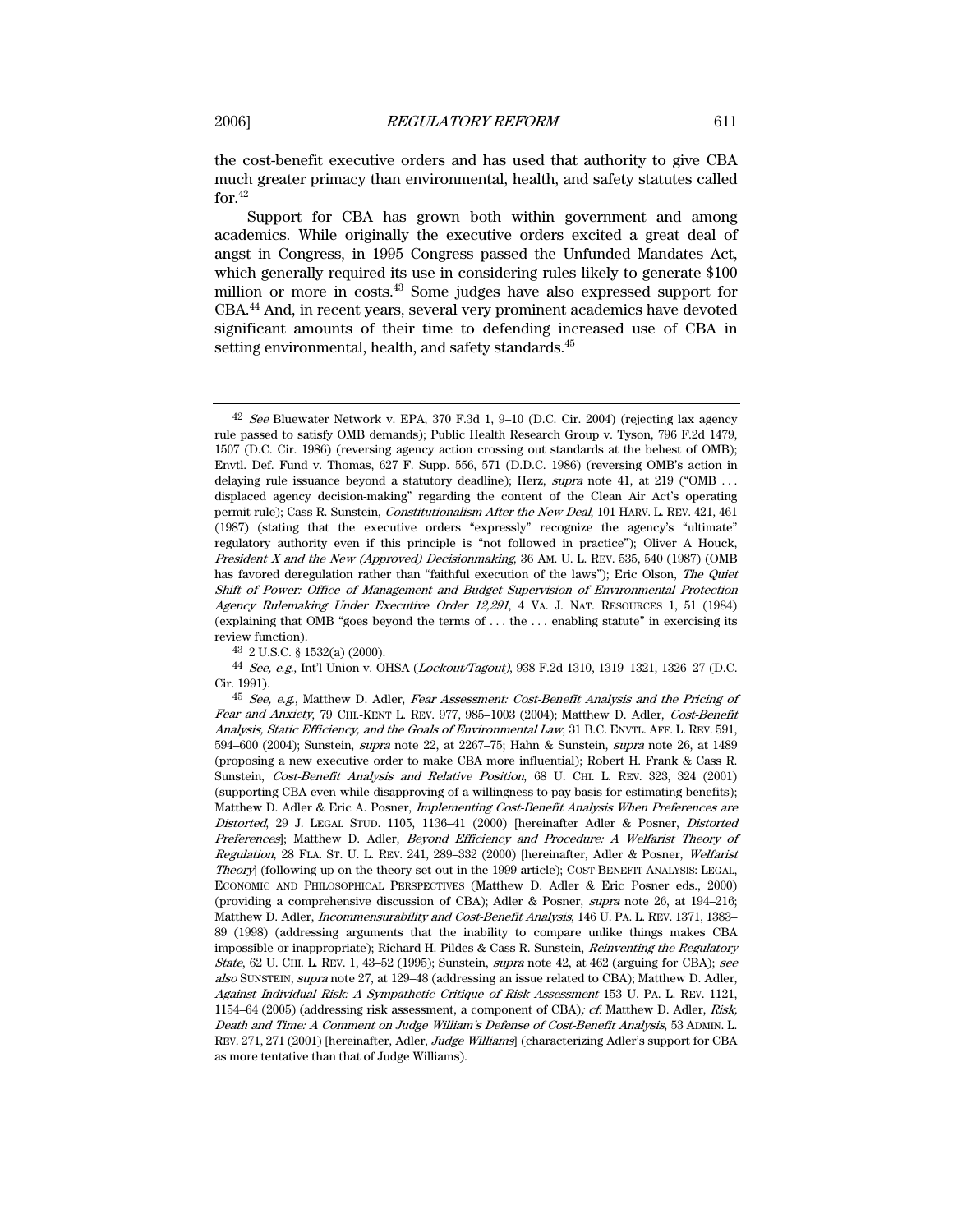the cost-benefit executive orders and has used that authority to give CBA much greater primacy than environmental, health, and safety statutes called for.[42]

Support for CBA has grown both within government and among academics. While originally the executive orders excited a great deal of angst in Congress, in 1995 Congress passed the Unfunded Mandates Act, which generally required its use in considering rules likely to generate $100 million or more in costs.[43] Some judges have also expressed support for CBA.[44] And, in recent years, several very prominent academics have devoted significant amounts of their time to defending increased use of CBA in setting environmental, health, and safety standards.[45]

---

[42] *See* Bluewater Network v. EPA, 370 F.3d 1, 9–10 (D.C. Cir. 2004) (rejecting lax agency rule passed to satisfy OMB demands); Public Health Research Group v. Tyson, 796 F.2d 1479, 1507 (D.C. Cir. 1986) (reversing agency action crossing out standards at the behest of OMB); Envtl. Def. Fund v. Thomas, 627 F. Supp. 556, 571 (D.D.C. 1986) (reversing OMB's action in delaying rule issuance beyond a statutory deadline); Herz, *supra* note 41, at 219 ("OMB . . . displaced agency decision-making" regarding the content of the Clean Air Act's operating permit rule); Cass R. Sunstein, *Constitutionalism After the New Deal*, 101 HARV. L. REV. 421, 461 (1987) (stating that the executive orders "expressly" recognize the agency's "ultimate" regulatory authority even if this principle is "not followed in practice"); Oliver A Houck, *President X and the New (Approved) Decisionmaking*, 36 AM. U. L. REV. 535, 540 (1987) (OMB has favored deregulation rather than "faithful execution of the laws"); Eric Olson, *The Quiet Shift of Power: Office of Management and Budget Supervision of Environmental Protection Agency Rulemaking Under Executive Order 12,291*, 4 VA. J. NAT. RESOURCES 1, 51 (1984) (explaining that OMB "goes beyond the terms of . . . the . . . enabling statute" in exercising its review function).

[43] 2 U.S.C. § 1532(a) (2000).

[44] *See, e.g.*, Int'l Union v. OHSA (*Lockout/Tagout*), 938 F.2d 1310, 1319–1321, 1326–27 (D.C. Cir. 1991).

[45] *See, e.g.*, Matthew D. Adler, *Fear Assessment: Cost-Benefit Analysis and the Pricing of Fear and Anxiety*, 79 CHI.-KENT L. REV. 977, 985–1003 (2004); Matthew D. Adler, *Cost-Benefit Analysis, Static Efficiency, and the Goals of Environmental Law*, 31 B.C. ENVTL. AFF. L. REV. 591, 594–600 (2004); Sunstein, *supra* note 22, at 2267–75; Hahn & Sunstein, *supra* note 26, at 1489 (proposing a new executive order to make CBA more influential); Robert H. Frank & Cass R. Sunstein, *Cost-Benefit Analysis and Relative Position*, 68 U. CHI. L. REV. 323, 324 (2001) (supporting CBA even while disapproving of a willingness-to-pay basis for estimating benefits); Matthew D. Adler & Eric A. Posner, *Implementing Cost-Benefit Analysis When Preferences are Distorted*, 29 J. LEGAL STUD. 1105, 1136–41 (2000) [hereinafter Adler & Posner, *Distorted Preferences*]; Matthew D. Adler, *Beyond Efficiency and Procedure: A Welfarist Theory of Regulation*, 28 FLA. ST. U. L. REV. 241, 289–332 (2000) [hereinafter, Adler & Posner, *Welfarist Theory*] (following up on the theory set out in the 1999 article); COST-BENEFIT ANALYSIS: LEGAL, ECONOMIC AND PHILOSOPHICAL PERSPECTIVES (Matthew D. Adler & Eric Posner eds., 2000) (providing a comprehensive discussion of CBA); Adler & Posner, *supra* note 26, at 194–216; Matthew D. Adler, *Incommensurability and Cost-Benefit Analysis*, 146 U. PA. L. REV. 1371, 1383–89 (1998) (addressing arguments that the inability to compare unlike things makes CBA impossible or inappropriate); Richard H. Pildes & Cass R. Sunstein, *Reinventing the Regulatory State*, 62 U. CHI. L. REV. 1, 43–52 (1995); Sunstein, *supra* note 42, at 462 (arguing for CBA); *see also* SUNSTEIN, *supra* note 27, at 129–48 (addressing an issue related to CBA); Matthew D. Adler, *Against Individual Risk: A Sympathetic Critique of Risk Assessment* 153 U. PA. L. REV. 1121, 1154–64 (2005) (addressing risk assessment, a component of CBA)*; cf.* Matthew D. Adler, *Risk, Death and Time: A Comment on Judge William's Defense of Cost-Benefit Analysis*, 53 ADMIN. L. REV. 271, 271 (2001) [hereinafter, Adler, *Judge Williams*] (characterizing Adler's support for CBA as more tentative than that of Judge Williams).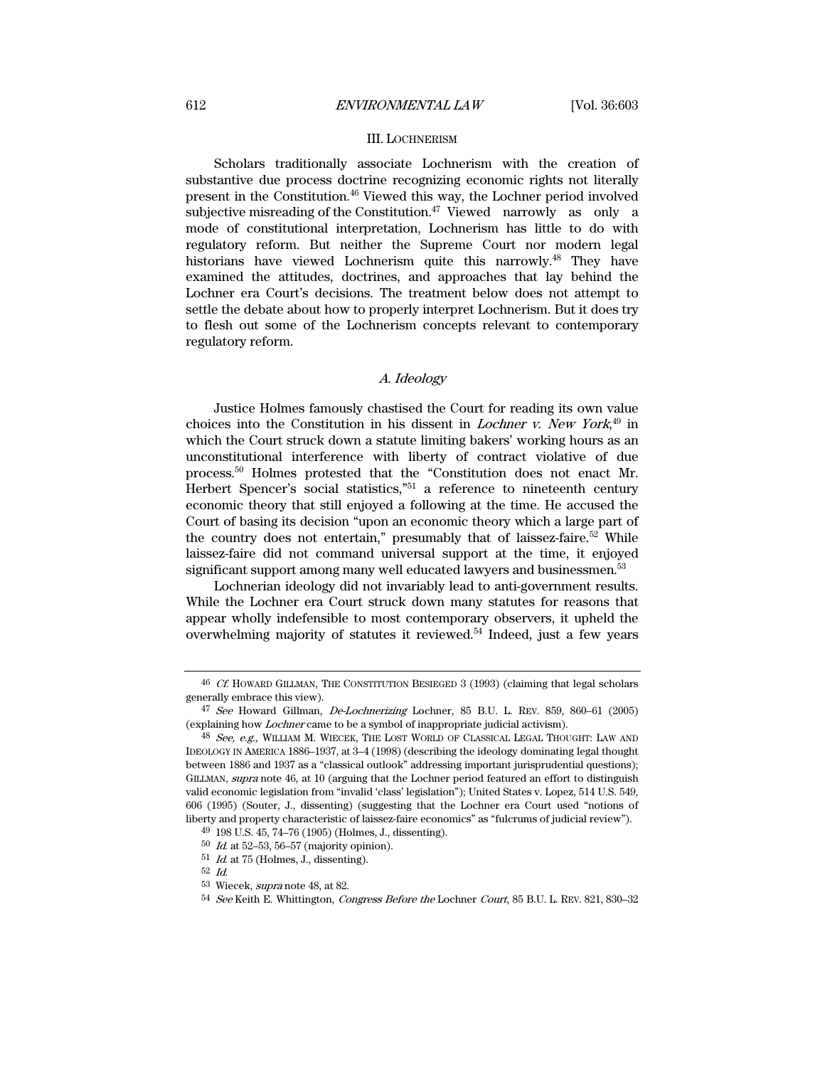## III. LOCHNERISM

Scholars traditionally associate Lochnerism with the creation of substantive due process doctrine recognizing economic rights not literally present in the Constitution.[46] Viewed this way, the Lochner period involved subjective misreading of the Constitution.[47] Viewed narrowly as only a mode of constitutional interpretation, Lochnerism has little to do with regulatory reform. But neither the Supreme Court nor modern legal historians have viewed Lochnerism quite this narrowly.[48] They have examined the attitudes, doctrines, and approaches that lay behind the Lochner era Court's decisions. The treatment below does not attempt to settle the debate about how to properly interpret Lochnerism. But it does try to flesh out some of the Lochnerism concepts relevant to contemporary regulatory reform.

### *A. Ideology*

Justice Holmes famously chastised the Court for reading its own value choices into the Constitution in his dissent in *Lochner v. New York*,[49] in which the Court struck down a statute limiting bakers' working hours as an unconstitutional interference with liberty of contract violative of due process.[50] Holmes protested that the "Constitution does not enact Mr. Herbert Spencer's social statistics,"[51] a reference to nineteenth century economic theory that still enjoyed a following at the time. He accused the Court of basing its decision "upon an economic theory which a large part of the country does not entertain," presumably that of laissez-faire.[52] While laissez-faire did not command universal support at the time, it enjoyed significant support among many well educated lawyers and businessmen.[53]

Lochnerian ideology did not invariably lead to anti-government results. While the Lochner era Court struck down many statutes for reasons that appear wholly indefensible to most contemporary observers, it upheld the overwhelming majority of statutes it reviewed.[54] Indeed, just a few years

---

[46] *Cf.* HOWARD GILLMAN, THE CONSTITUTION BESIEGED 3 (1993) (claiming that legal scholars generally embrace this view).

[47] *See* Howard Gillman, *De-Lochnerizing* Lochner, 85 B.U. L. REV. 859, 860–61 (2005) (explaining how *Lochner* came to be a symbol of inappropriate judicial activism).

[48] *See, e.g.*, WILLIAM M. WIECEK, THE LOST WORLD OF CLASSICAL LEGAL THOUGHT: LAW AND IDEOLOGY IN AMERICA 1886–1937, at 3–4 (1998) (describing the ideology dominating legal thought between 1886 and 1937 as a "classical outlook" addressing important jurisprudential questions); GILLMAN, *supra* note 46, at 10 (arguing that the Lochner period featured an effort to distinguish valid economic legislation from "invalid 'class' legislation"); United States v. Lopez, 514 U.S. 549, 606 (1995) (Souter, J., dissenting) (suggesting that the Lochner era Court used "notions of liberty and property characteristic of laissez-faire economics" as "fulcrums of judicial review").

[49] 198 U.S. 45, 74–76 (1905) (Holmes, J., dissenting).

[50] *Id.* at 52–53, 56–57 (majority opinion).

[51] *Id.* at 75 (Holmes, J., dissenting).

[52] *Id.*

[53] Wiecek, *supra* note 48, at 82.

[54] *See* Keith E. Whittington, *Congress Before the* Lochner *Court*, 85 B.U. L. REV. 821, 830–32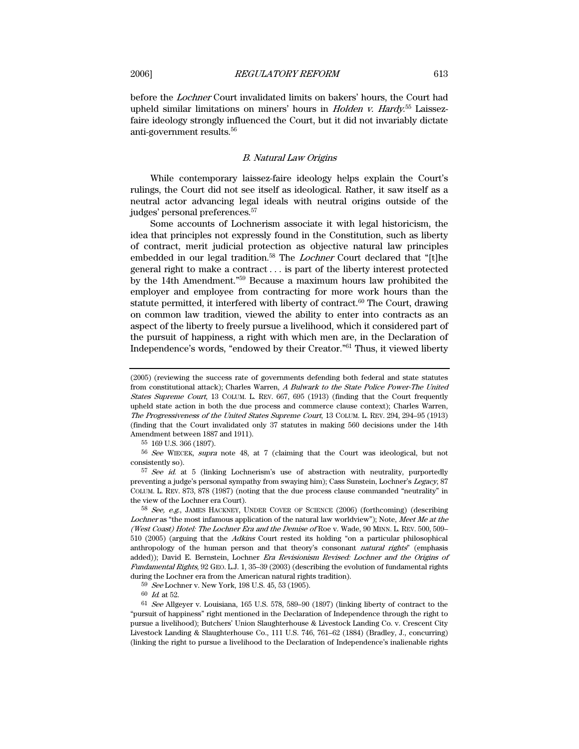before the *Lochner* Court invalidated limits on bakers' hours, the Court had upheld similar limitations on miners' hours in *Holden v. Hardy*.[55] Laissez-faire ideology strongly influenced the Court, but it did not invariably dictate anti-government results.[56]

### *B. Natural Law Origins*

While contemporary laissez-faire ideology helps explain the Court's rulings, the Court did not see itself as ideological. Rather, it saw itself as a neutral actor advancing legal ideals with neutral origins outside of the judges' personal preferences.[57]

Some accounts of Lochnerism associate it with legal historicism, the idea that principles not expressly found in the Constitution, such as liberty of contract, merit judicial protection as objective natural law principles embedded in our legal tradition.[58] The *Lochner* Court declared that "[t]he general right to make a contract . . . is part of the liberty interest protected by the 14th Amendment."[59] Because a maximum hours law prohibited the employer and employee from contracting for more work hours than the statute permitted, it interfered with liberty of contract.[60] The Court, drawing on common law tradition, viewed the ability to enter into contracts as an aspect of the liberty to freely pursue a livelihood, which it considered part of the pursuit of happiness, a right with which men are, in the Declaration of Independence's words, "endowed by their Creator."[61] Thus, it viewed liberty

---

(2005) (reviewing the success rate of governments defending both federal and state statutes from constitutional attack); Charles Warren, *A Bulwark to the State Police Power-The United States Supreme Court*, 13 COLUM. L. REV. 667, 695 (1913) (finding that the Court frequently upheld state action in both the due process and commerce clause context); Charles Warren, *The Progressiveness of the United States Supreme Court*, 13 COLUM. L. REV. 294, 294–95 (1913) (finding that the Court invalidated only 37 statutes in making 560 decisions under the 14th Amendment between 1887 and 1911).

[55] 169 U.S. 366 (1897).

[56] *See* WIECEK, *supra* note 48, at 7 (claiming that the Court was ideological, but not consistently so).

[57] *See id.* at 5 (linking Lochnerism's use of abstraction with neutrality, purportedly preventing a judge's personal sympathy from swaying him); Cass Sunstein, Lochner's *Legacy*, 87 COLUM. L. REV. 873, 878 (1987) (noting that the due process clause commanded "neutrality" in the view of the Lochner era Court).

[58] *See, e.g.*, JAMES HACKNEY, UNDER COVER OF SCIENCE (2006) (forthcoming) (describing *Lochner* as "the most infamous application of the natural law worldview"); Note, *Meet Me at the (West Coast) Hotel: The Lochner Era and the Demise of* Roe v. Wade, 90 MINN. L. REV. 500, 509–510 (2005) (arguing that the *Adkins* Court rested its holding "on a particular philosophical anthropology of the human person and that theory's consonant *natural rights*" (emphasis added)); David E. Bernstein, Lochner *Era Revisionism Revised: Lochner and the Origins of Fundamental Rights*, 92 GEO. L.J. 1, 35–39 (2003) (describing the evolution of fundamental rights during the Lochner era from the American natural rights tradition).

[59] *See* Lochner v. New York, 198 U.S. 45, 53 (1905).

[60] *Id.* at 52.

[61] *See* Allgeyer v. Louisiana, 165 U.S. 578, 589–90 (1897) (linking liberty of contract to the "pursuit of happiness" right mentioned in the Declaration of Independence through the right to pursue a livelihood); Butchers' Union Slaughterhouse & Livestock Landing Co. v. Crescent City Livestock Landing & Slaughterhouse Co., 111 U.S. 746, 761–62 (1884) (Bradley, J., concurring) (linking the right to pursue a livelihood to the Declaration of Independence's inalienable rights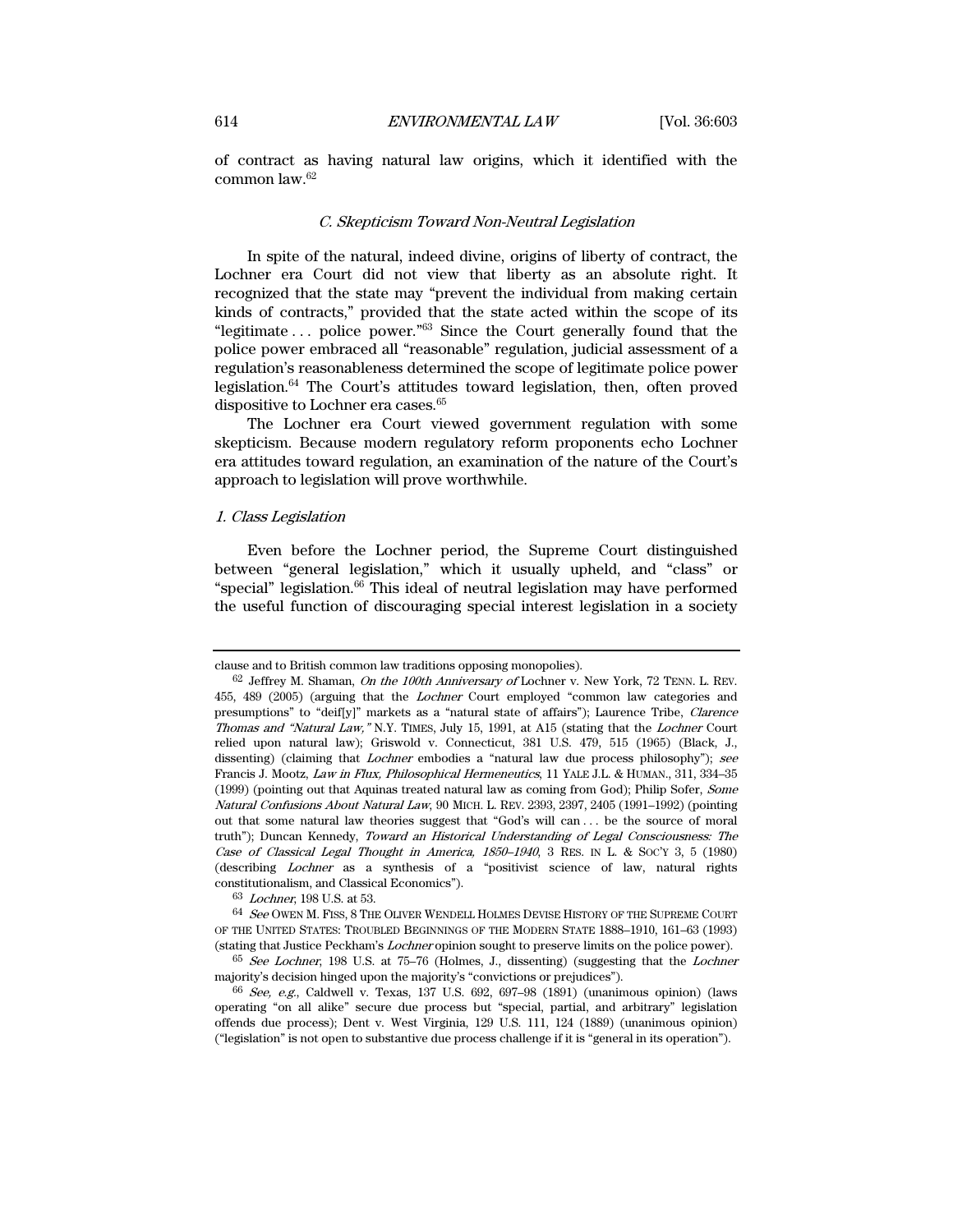of contract as having natural law origins, which it identified with the common law.[62]

### C. Skepticism Toward Non-Neutral Legislation

In spite of the natural, indeed divine, origins of liberty of contract, the Lochner era Court did not view that liberty as an absolute right. It recognized that the state may "prevent the individual from making certain kinds of contracts," provided that the state acted within the scope of its "legitimate . . . police power."[63] Since the Court generally found that the police power embraced all "reasonable" regulation, judicial assessment of a regulation's reasonableness determined the scope of legitimate police power legislation.[64] The Court's attitudes toward legislation, then, often proved dispositive to Lochner era cases.[65]

The Lochner era Court viewed government regulation with some skepticism. Because modern regulatory reform proponents echo Lochner era attitudes toward regulation, an examination of the nature of the Court's approach to legislation will prove worthwhile.

#### *1. Class Legislation*

Even before the Lochner period, the Supreme Court distinguished between "general legislation," which it usually upheld, and "class" or "special" legislation.[66] This ideal of neutral legislation may have performed the useful function of discouraging special interest legislation in a society

---

clause and to British common law traditions opposing monopolies).

[62] Jeffrey M. Shaman, *On the 100th Anniversary of* Lochner v. New York, 72 TENN. L. REV. 455, 489 (2005) (arguing that the *Lochner* Court employed "common law categories and presumptions" to "deif[y]" markets as a "natural state of affairs"); Laurence Tribe, *Clarence Thomas and "Natural Law,"* N.Y. TIMES, July 15, 1991, at A15 (stating that the *Lochner* Court relied upon natural law); Griswold v. Connecticut, 381 U.S. 479, 515 (1965) (Black, J., dissenting) (claiming that *Lochner* embodies a "natural law due process philosophy"); *see* Francis J. Mootz, *Law in Flux, Philosophical Hermeneutics*, 11 YALE J.L. & HUMAN., 311, 334–35 (1999) (pointing out that Aquinas treated natural law as coming from God); Philip Sofer, *Some Natural Confusions About Natural Law*, 90 MICH. L. REV. 2393, 2397, 2405 (1991–1992) (pointing out that some natural law theories suggest that "God's will can . . . be the source of moral truth"); Duncan Kennedy, *Toward an Historical Understanding of Legal Consciousness: The Case of Classical Legal Thought in America, 1850–1940*, 3 RES. IN L. & SOC'Y 3, 5 (1980) (describing *Lochner* as a synthesis of a "positivist science of law, natural rights constitutionalism, and Classical Economics").

[63] *Lochner*, 198 U.S. at 53.

[64] *See* OWEN M. FISS, 8 THE OLIVER WENDELL HOLMES DEVISE HISTORY OF THE SUPREME COURT OF THE UNITED STATES: TROUBLED BEGINNINGS OF THE MODERN STATE 1888–1910, 161–63 (1993) (stating that Justice Peckham's *Lochner* opinion sought to preserve limits on the police power).

[65] *See Lochner*, 198 U.S. at 75–76 (Holmes, J., dissenting) (suggesting that the *Lochner* majority's decision hinged upon the majority's "convictions or prejudices").

[66] *See, e.g.*, Caldwell v. Texas, 137 U.S. 692, 697–98 (1891) (unanimous opinion) (laws operating "on all alike" secure due process but "special, partial, and arbitrary" legislation offends due process); Dent v. West Virginia, 129 U.S. 111, 124 (1889) (unanimous opinion) ("legislation" is not open to substantive due process challenge if it is "general in its operation").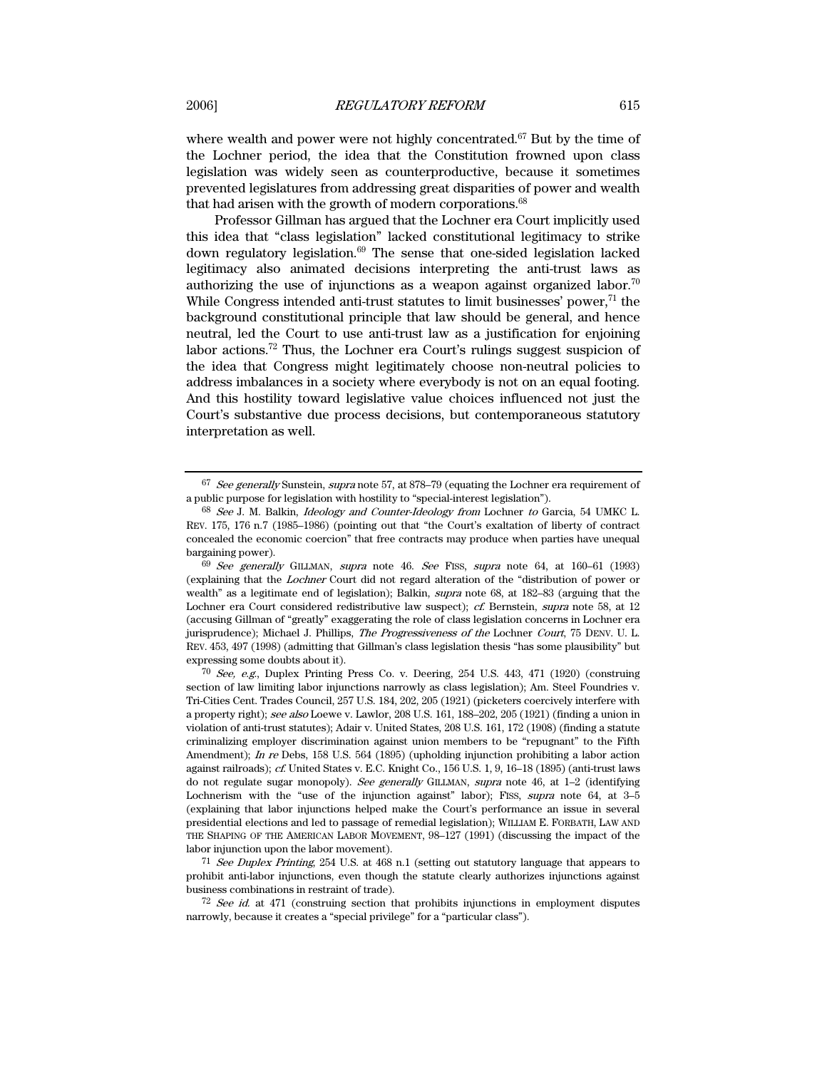where wealth and power were not highly concentrated.[67] But by the time of the Lochner period, the idea that the Constitution frowned upon class legislation was widely seen as counterproductive, because it sometimes prevented legislatures from addressing great disparities of power and wealth that had arisen with the growth of modern corporations.[68]

Professor Gillman has argued that the Lochner era Court implicitly used this idea that "class legislation" lacked constitutional legitimacy to strike down regulatory legislation.[69] The sense that one-sided legislation lacked legitimacy also animated decisions interpreting the anti-trust laws as authorizing the use of injunctions as a weapon against organized labor.[70] While Congress intended anti-trust statutes to limit businesses' power,[71] the background constitutional principle that law should be general, and hence neutral, led the Court to use anti-trust law as a justification for enjoining labor actions.[72] Thus, the Lochner era Court's rulings suggest suspicion of the idea that Congress might legitimately choose non-neutral policies to address imbalances in a society where everybody is not on an equal footing. And this hostility toward legislative value choices influenced not just the Court's substantive due process decisions, but contemporaneous statutory interpretation as well.

---

67 *See generally* Sunstein, *supra* note 57, at 878–79 (equating the Lochner era requirement of a public purpose for legislation with hostility to "special-interest legislation").

68 *See* J. M. Balkin, *Ideology and Counter-Ideology from* Lochner *to* Garcia, 54 UMKC L. REV. 175, 176 n.7 (1985–1986) (pointing out that "the Court's exaltation of liberty of contract concealed the economic coercion" that free contracts may produce when parties have unequal bargaining power).

69 *See generally* GILLMAN, *supra* note 46. *See* FISS, *supra* note 64, at 160–61 (1993) (explaining that the *Lochner* Court did not regard alteration of the "distribution of power or wealth" as a legitimate end of legislation); Balkin, *supra* note 68, at 182–83 (arguing that the Lochner era Court considered redistributive law suspect); *cf.* Bernstein, *supra* note 58, at 12 (accusing Gillman of "greatly" exaggerating the role of class legislation concerns in Lochner era jurisprudence); Michael J. Phillips, *The Progressiveness of the* Lochner *Court*, 75 DENV. U. L. REV. 453, 497 (1998) (admitting that Gillman's class legislation thesis "has some plausibility" but expressing some doubts about it).

70 *See, e.g.*, Duplex Printing Press Co. v. Deering, 254 U.S. 443, 471 (1920) (construing section of law limiting labor injunctions narrowly as class legislation); Am. Steel Foundries v. Tri-Cities Cent. Trades Council, 257 U.S. 184, 202, 205 (1921) (picketers coercively interfere with a property right); *see also* Loewe v. Lawlor, 208 U.S. 161, 188–202, 205 (1921) (finding a union in violation of anti-trust statutes); Adair v. United States, 208 U.S. 161, 172 (1908) (finding a statute criminalizing employer discrimination against union members to be "repugnant" to the Fifth Amendment); *In re* Debs, 158 U.S. 564 (1895) (upholding injunction prohibiting a labor action against railroads); *cf.* United States v. E.C. Knight Co., 156 U.S. 1, 9, 16–18 (1895) (anti-trust laws do not regulate sugar monopoly). *See generally* GILLMAN, *supra* note 46, at 1–2 (identifying Lochnerism with the "use of the injunction against" labor); FISS, *supra* note 64, at 3–5 (explaining that labor injunctions helped make the Court's performance an issue in several presidential elections and led to passage of remedial legislation); WILLIAM E. FORBATH, LAW AND THE SHAPING OF THE AMERICAN LABOR MOVEMENT, 98–127 (1991) (discussing the impact of the labor injunction upon the labor movement).

71 *See Duplex Printing*, 254 U.S. at 468 n.1 (setting out statutory language that appears to prohibit anti-labor injunctions, even though the statute clearly authorizes injunctions against business combinations in restraint of trade).

72 *See id.* at 471 (construing section that prohibits injunctions in employment disputes narrowly, because it creates a "special privilege" for a "particular class").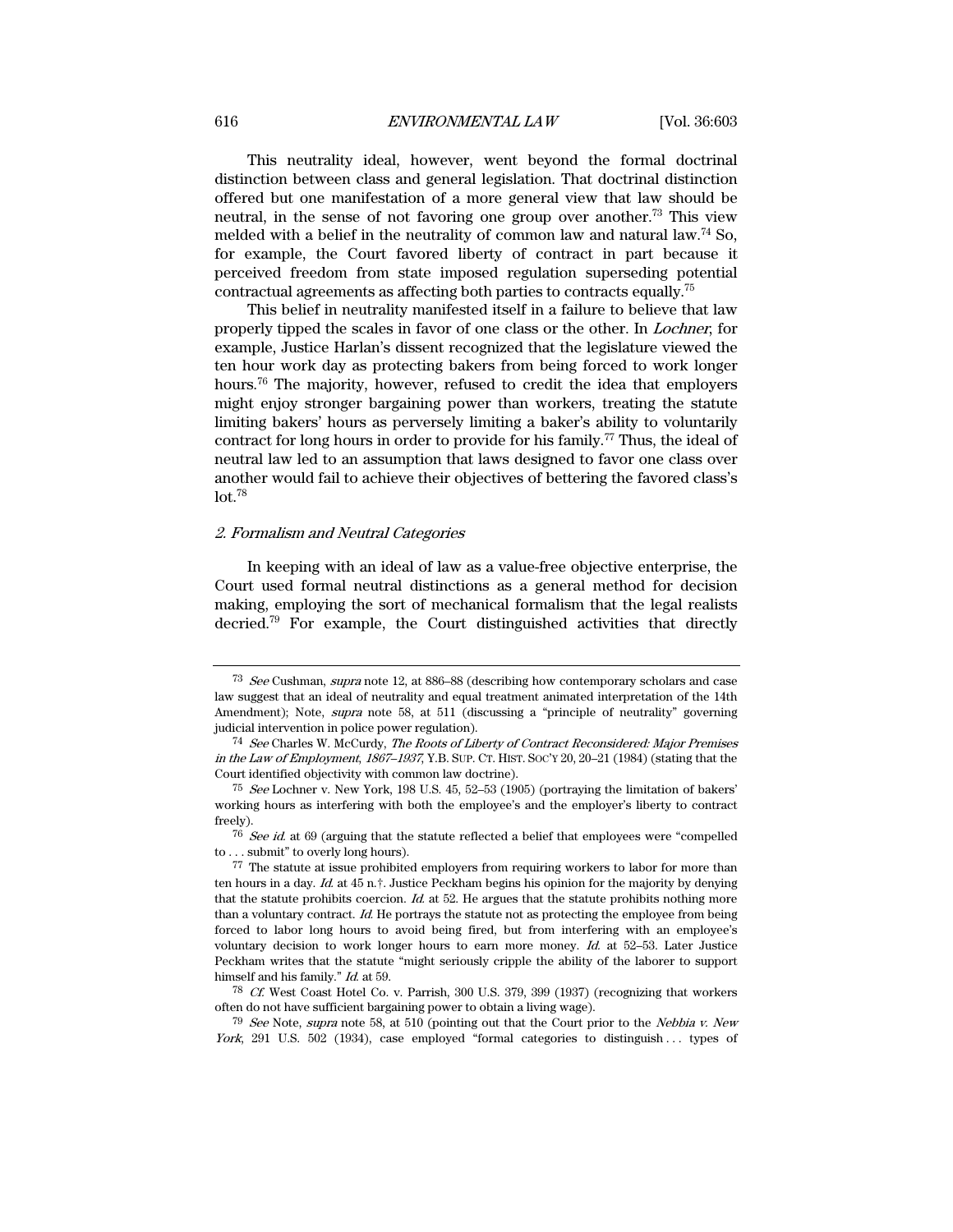This neutrality ideal, however, went beyond the formal doctrinal distinction between class and general legislation. That doctrinal distinction offered but one manifestation of a more general view that law should be neutral, in the sense of not favoring one group over another.[73] This view melded with a belief in the neutrality of common law and natural law.[74] So, for example, the Court favored liberty of contract in part because it perceived freedom from state imposed regulation superseding potential contractual agreements as affecting both parties to contracts equally.[75]

This belief in neutrality manifested itself in a failure to believe that law properly tipped the scales in favor of one class or the other. In *Lochner*, for example, Justice Harlan's dissent recognized that the legislature viewed the ten hour work day as protecting bakers from being forced to work longer hours.[76] The majority, however, refused to credit the idea that employers might enjoy stronger bargaining power than workers, treating the statute limiting bakers' hours as perversely limiting a baker's ability to voluntarily contract for long hours in order to provide for his family.[77] Thus, the ideal of neutral law led to an assumption that laws designed to favor one class over another would fail to achieve their objectives of bettering the favored class's lot.[78]

### *2. Formalism and Neutral Categories*

In keeping with an ideal of law as a value-free objective enterprise, the Court used formal neutral distinctions as a general method for decision making, employing the sort of mechanical formalism that the legal realists decried.[79] For example, the Court distinguished activities that directly

---

[73] *See* Cushman, *supra* note 12, at 886–88 (describing how contemporary scholars and case law suggest that an ideal of neutrality and equal treatment animated interpretation of the 14th Amendment); Note, *supra* note 58, at 511 (discussing a "principle of neutrality" governing judicial intervention in police power regulation).

[74] *See* Charles W. McCurdy, *The Roots of Liberty of Contract Reconsidered: Major Premises in the Law of Employment, 1867–1937*, Y.B. SUP. CT. HIST. SOC'Y 20, 20–21 (1984) (stating that the Court identified objectivity with common law doctrine).

[75] *See* Lochner v. New York, 198 U.S. 45, 52–53 (1905) (portraying the limitation of bakers' working hours as interfering with both the employee's and the employer's liberty to contract freely).

[76] *See id.* at 69 (arguing that the statute reflected a belief that employees were "compelled to . . . submit" to overly long hours).

[77] The statute at issue prohibited employers from requiring workers to labor for more than ten hours in a day. *Id.* at 45 n.†. Justice Peckham begins his opinion for the majority by denying that the statute prohibits coercion. *Id.* at 52. He argues that the statute prohibits nothing more than a voluntary contract. *Id.* He portrays the statute not as protecting the employee from being forced to labor long hours to avoid being fired, but from interfering with an employee's voluntary decision to work longer hours to earn more money. *Id.* at 52–53. Later Justice Peckham writes that the statute "might seriously cripple the ability of the laborer to support himself and his family." *Id.* at 59.

[78] *Cf.* West Coast Hotel Co. v. Parrish, 300 U.S. 379, 399 (1937) (recognizing that workers often do not have sufficient bargaining power to obtain a living wage).

[79] *See* Note, *supra* note 58, at 510 (pointing out that the Court prior to the *Nebbia v. New York*, 291 U.S. 502 (1934), case employed "formal categories to distinguish . . . types of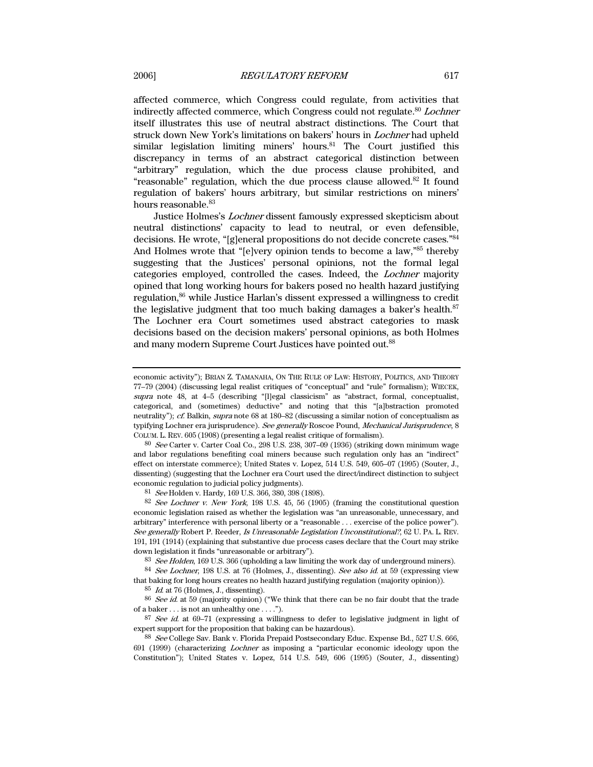affected commerce, which Congress could regulate, from activities that indirectly affected commerce, which Congress could not regulate.[80] *Lochner* itself illustrates this use of neutral abstract distinctions. The Court that struck down New York's limitations on bakers' hours in *Lochner* had upheld similar legislation limiting miners' hours.[81] The Court justified this discrepancy in terms of an abstract categorical distinction between "arbitrary" regulation, which the due process clause prohibited, and "reasonable" regulation, which the due process clause allowed.[82] It found regulation of bakers' hours arbitrary, but similar restrictions on miners' hours reasonable.[83]

Justice Holmes's *Lochner* dissent famously expressed skepticism about neutral distinctions' capacity to lead to neutral, or even defensible, decisions. He wrote, "[g]eneral propositions do not decide concrete cases."[84] And Holmes wrote that "[e]very opinion tends to become a law,"[85] thereby suggesting that the Justices' personal opinions, not the formal legal categories employed, controlled the cases. Indeed, the *Lochner* majority opined that long working hours for bakers posed no health hazard justifying regulation,[86] while Justice Harlan's dissent expressed a willingness to credit the legislative judgment that too much baking damages a baker's health.[87] The Lochner era Court sometimes used abstract categories to mask decisions based on the decision makers' personal opinions, as both Holmes and many modern Supreme Court Justices have pointed out.[88]

---

economic activity"); BRIAN Z. TAMANAHA, ON THE RULE OF LAW: HISTORY, POLITICS, AND THEORY 77–79 (2004) (discussing legal realist critiques of "conceptual" and "rule" formalism); WIECEK, *supra* note 48, at 4–5 (describing "[l]egal classicism" as "abstract, formal, conceptualist, categorical, and (sometimes) deductive" and noting that this "[a]bstraction promoted neutrality"); *cf.* Balkin, *supra* note 68 at 180–82 (discussing a similar notion of conceptualism as typifying Lochner era jurisprudence). *See generally* Roscoe Pound, *Mechanical Jurisprudence*, 8 COLUM. L. REV. 605 (1908) (presenting a legal realist critique of formalism).

80 *See* Carter v. Carter Coal Co., 298 U.S. 238, 307–09 (1936) (striking down minimum wage and labor regulations benefiting coal miners because such regulation only has an "indirect" effect on interstate commerce); United States v. Lopez, 514 U.S. 549, 605–07 (1995) (Souter, J., dissenting) (suggesting that the Lochner era Court used the direct/indirect distinction to subject economic regulation to judicial policy judgments).

81 *See* Holden v. Hardy, 169 U.S. 366, 380, 398 (1898).

82 *See Lochner v. New York*, 198 U.S. 45, 56 (1905) (framing the constitutional question economic legislation raised as whether the legislation was "an unreasonable, unnecessary, and arbitrary" interference with personal liberty or a "reasonable . . . exercise of the police power"). *See generally* Robert P. Reeder, *Is Unreasonable Legislation Unconstitutional?*, 62 U. PA. L. REV. 191, 191 (1914) (explaining that substantive due process cases declare that the Court may strike down legislation it finds "unreasonable or arbitrary").

83 *See Holden*, 169 U.S. 366 (upholding a law limiting the work day of underground miners).

84 *See Lochner*, 198 U.S. at 76 (Holmes, J., dissenting). *See also id.* at 59 (expressing view that baking for long hours creates no health hazard justifying regulation (majority opinion)).

85 *Id.* at 76 (Holmes, J., dissenting).

86 *See id.* at 59 (majority opinion) ("We think that there can be no fair doubt that the trade of a baker . . . is not an unhealthy one . . . .").

87 *See id.* at 69–71 (expressing a willingness to defer to legislative judgment in light of expert support for the proposition that baking can be hazardous).

88 *See* College Sav. Bank v. Florida Prepaid Postsecondary Educ. Expense Bd., 527 U.S. 666, 691 (1999) (characterizing *Lochner* as imposing a "particular economic ideology upon the Constitution"); United States v. Lopez, 514 U.S. 549, 606 (1995) (Souter, J., dissenting)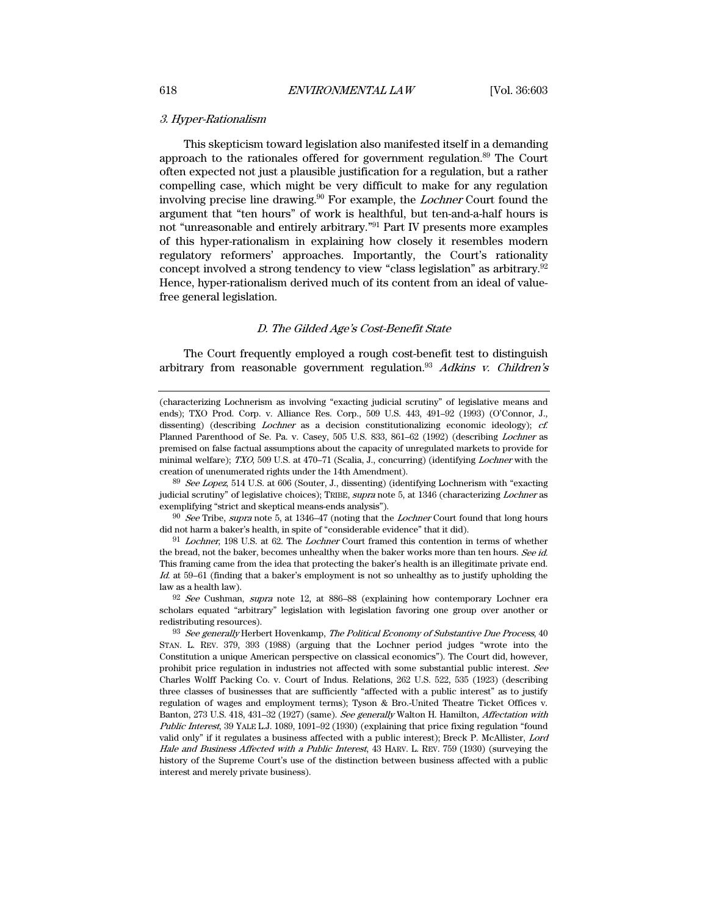### *3. Hyper-Rationalism*

This skepticism toward legislation also manifested itself in a demanding approach to the rationales offered for government regulation.[89] The Court often expected not just a plausible justification for a regulation, but a rather compelling case, which might be very difficult to make for any regulation involving precise line drawing.[90] For example, the *Lochner* Court found the argument that "ten hours" of work is healthful, but ten-and-a-half hours is not "unreasonable and entirely arbitrary."[91] Part IV presents more examples of this hyper-rationalism in explaining how closely it resembles modern regulatory reformers' approaches. Importantly, the Court's rationality concept involved a strong tendency to view "class legislation" as arbitrary.[92] Hence, hyper-rationalism derived much of its content from an ideal of value-free general legislation.

## *D. The Gilded Age's Cost-Benefit State*

The Court frequently employed a rough cost-benefit test to distinguish arbitrary from reasonable government regulation.[93] *Adkins v. Children's*

---

(characterizing Lochnerism as involving "exacting judicial scrutiny" of legislative means and ends); TXO Prod. Corp. v. Alliance Res. Corp., 509 U.S. 443, 491–92 (1993) (O'Connor, J., dissenting) (describing *Lochner* as a decision constitutionalizing economic ideology); *cf.* Planned Parenthood of Se. Pa. v. Casey, 505 U.S. 833, 861–62 (1992) (describing *Lochner* as premised on false factual assumptions about the capacity of unregulated markets to provide for minimal welfare); *TXO*, 509 U.S. at 470–71 (Scalia, J., concurring) (identifying *Lochner* with the creation of unenumerated rights under the 14th Amendment).

[89] *See Lopez*, 514 U.S. at 606 (Souter, J., dissenting) (identifying Lochnerism with "exacting judicial scrutiny" of legislative choices); TRIBE, *supra* note 5, at 1346 (characterizing *Lochner* as exemplifying "strict and skeptical means-ends analysis").

[90] *See* Tribe, *supra* note 5, at 1346–47 (noting that the *Lochner* Court found that long hours did not harm a baker's health, in spite of "considerable evidence" that it did).

[91] *Lochner*, 198 U.S. at 62. The *Lochner* Court framed this contention in terms of whether the bread, not the baker, becomes unhealthy when the baker works more than ten hours. *See id.* This framing came from the idea that protecting the baker's health is an illegitimate private end. *Id.* at 59–61 (finding that a baker's employment is not so unhealthy as to justify upholding the law as a health law).

[92] *See* Cushman, *supra* note 12, at 886–88 (explaining how contemporary Lochner era scholars equated "arbitrary" legislation with legislation favoring one group over another or redistributing resources).

[93] *See generally* Herbert Hovenkamp, *The Political Economy of Substantive Due Process*, 40 STAN. L. REV. 379, 393 (1988) (arguing that the Lochner period judges "wrote into the Constitution a unique American perspective on classical economics"). The Court did, however, prohibit price regulation in industries not affected with some substantial public interest. *See* Charles Wolff Packing Co. v. Court of Indus. Relations, 262 U.S. 522, 535 (1923) (describing three classes of businesses that are sufficiently "affected with a public interest" as to justify regulation of wages and employment terms); Tyson & Bro.-United Theatre Ticket Offices v. Banton, 273 U.S. 418, 431–32 (1927) (same). *See generally* Walton H. Hamilton, *Affectation with Public Interest*, 39 YALE L.J. 1089, 1091–92 (1930) (explaining that price fixing regulation "found valid only" if it regulates a business affected with a public interest); Breck P. McAllister, *Lord Hale and Business Affected with a Public Interest*, 43 HARV. L. REV. 759 (1930) (surveying the history of the Supreme Court's use of the distinction between business affected with a public interest and merely private business).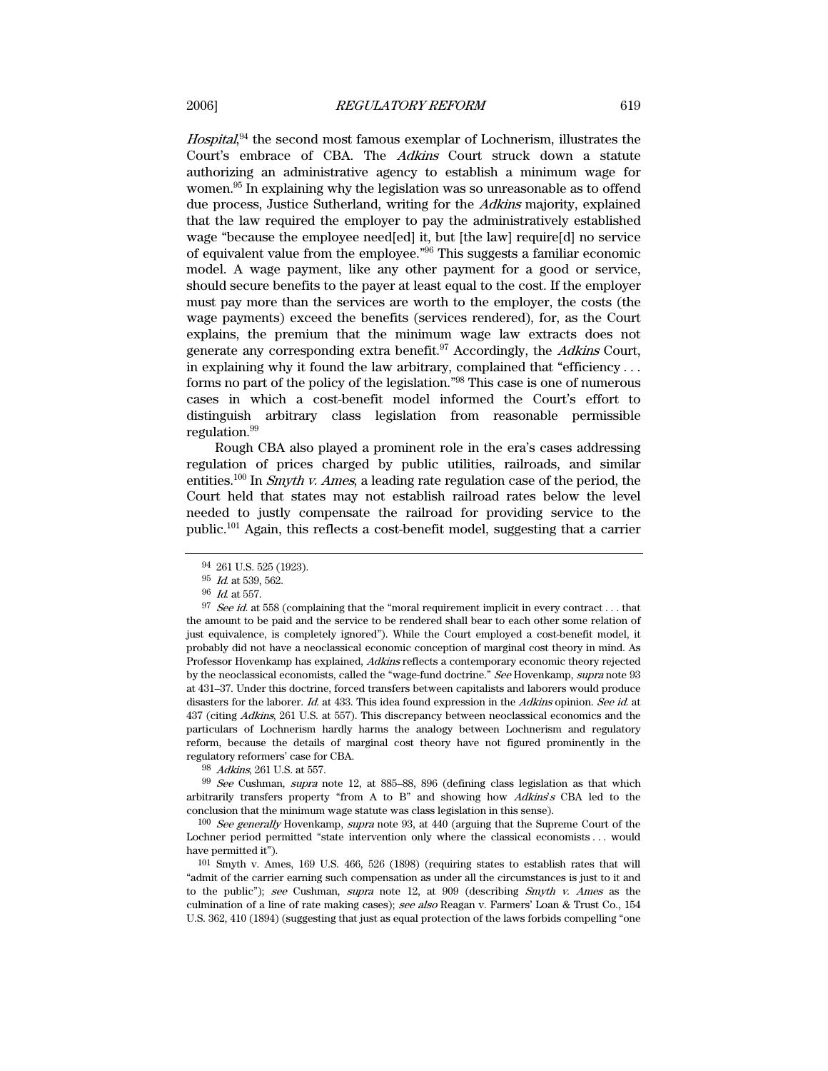*Hospital*,[94] the second most famous exemplar of Lochnerism, illustrates the Court's embrace of CBA. The *Adkins* Court struck down a statute authorizing an administrative agency to establish a minimum wage for women.[95] In explaining why the legislation was so unreasonable as to offend due process, Justice Sutherland, writing for the *Adkins* majority, explained that the law required the employer to pay the administratively established wage "because the employee need[ed] it, but [the law] require[d] no service of equivalent value from the employee."[96] This suggests a familiar economic model. A wage payment, like any other payment for a good or service, should secure benefits to the payer at least equal to the cost. If the employer must pay more than the services are worth to the employer, the costs (the wage payments) exceed the benefits (services rendered), for, as the Court explains, the premium that the minimum wage law extracts does not generate any corresponding extra benefit.[97] Accordingly, the *Adkins* Court, in explaining why it found the law arbitrary, complained that "efficiency . . . forms no part of the policy of the legislation."[98] This case is one of numerous cases in which a cost-benefit model informed the Court's effort to distinguish arbitrary class legislation from reasonable permissible regulation.[99]

Rough CBA also played a prominent role in the era's cases addressing regulation of prices charged by public utilities, railroads, and similar entities.[100] In *Smyth v. Ames*, a leading rate regulation case of the period, the Court held that states may not establish railroad rates below the level needed to justly compensate the railroad for providing service to the public.[101] Again, this reflects a cost-benefit model, suggesting that a carrier

---

[94] 261 U.S. 525 (1923).

[95] *Id.* at 539, 562.

[96] *Id.* at 557.

[97] *See id.* at 558 (complaining that the "moral requirement implicit in every contract . . . that the amount to be paid and the service to be rendered shall bear to each other some relation of just equivalence, is completely ignored"). While the Court employed a cost-benefit model, it probably did not have a neoclassical economic conception of marginal cost theory in mind. As Professor Hovenkamp has explained, *Adkins* reflects a contemporary economic theory rejected by the neoclassical economists, called the "wage-fund doctrine." *See* Hovenkamp, *supra* note 93 at 431–37. Under this doctrine, forced transfers between capitalists and laborers would produce disasters for the laborer. *Id.* at 433. This idea found expression in the *Adkins* opinion. *See id.* at 437 (citing *Adkins*, 261 U.S. at 557). This discrepancy between neoclassical economics and the particulars of Lochnerism hardly harms the analogy between Lochnerism and regulatory reform, because the details of marginal cost theory have not figured prominently in the regulatory reformers' case for CBA.

[98] *Adkins*, 261 U.S. at 557.

[99] *See* Cushman, *supra* note 12, at 885–88, 896 (defining class legislation as that which arbitrarily transfers property "from A to B" and showing how *Adkins's* CBA led to the conclusion that the minimum wage statute was class legislation in this sense).

[100] *See generally* Hovenkamp, *supra* note 93, at 440 (arguing that the Supreme Court of the Lochner period permitted "state intervention only where the classical economists . . . would have permitted it").

[101] Smyth v. Ames, 169 U.S. 466, 526 (1898) (requiring states to establish rates that will "admit of the carrier earning such compensation as under all the circumstances is just to it and to the public"); *see* Cushman, *supra* note 12, at 909 (describing *Smyth v. Ames* as the culmination of a line of rate making cases); *see also* Reagan v. Farmers' Loan & Trust Co., 154 U.S. 362, 410 (1894) (suggesting that just as equal protection of the laws forbids compelling "one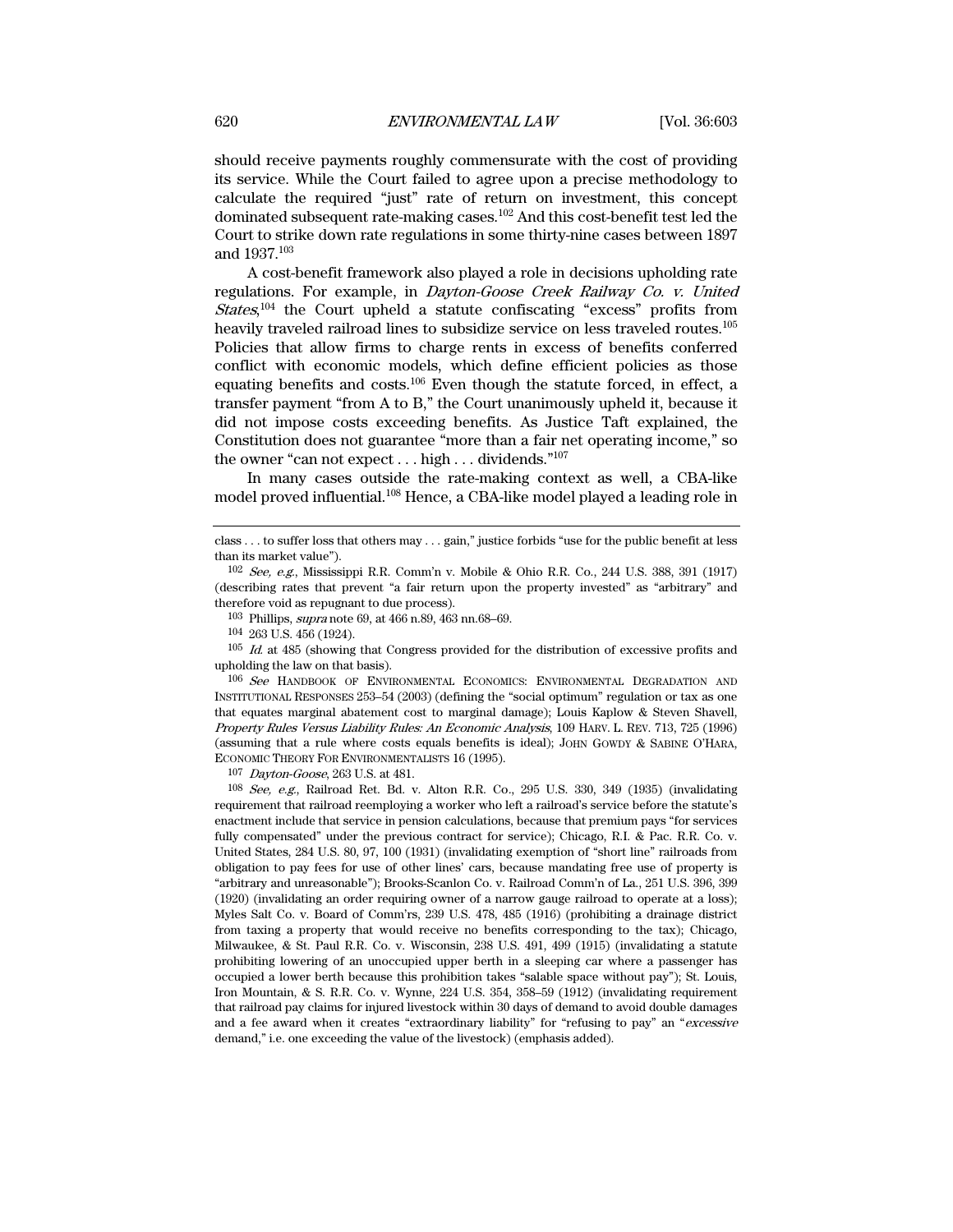should receive payments roughly commensurate with the cost of providing its service. While the Court failed to agree upon a precise methodology to calculate the required "just" rate of return on investment, this concept dominated subsequent rate-making cases.[102] And this cost-benefit test led the Court to strike down rate regulations in some thirty-nine cases between 1897 and 1937.[103]

A cost-benefit framework also played a role in decisions upholding rate regulations. For example, in *Dayton-Goose Creek Railway Co. v. United States*,[104] the Court upheld a statute confiscating "excess" profits from heavily traveled railroad lines to subsidize service on less traveled routes.[105] Policies that allow firms to charge rents in excess of benefits conferred conflict with economic models, which define efficient policies as those equating benefits and costs.[106] Even though the statute forced, in effect, a transfer payment "from A to B," the Court unanimously upheld it, because it did not impose costs exceeding benefits. As Justice Taft explained, the Constitution does not guarantee "more than a fair net operating income," so the owner "can not expect . . . high . . . dividends."[107]

In many cases outside the rate-making context as well, a CBA-like model proved influential.[108] Hence, a CBA-like model played a leading role in

---

class . . . to suffer loss that others may . . . gain," justice forbids "use for the public benefit at less than its market value").

[102] *See, e.g.*, Mississippi R.R. Comm'n v. Mobile & Ohio R.R. Co., 244 U.S. 388, 391 (1917) (describing rates that prevent "a fair return upon the property invested" as "arbitrary" and therefore void as repugnant to due process).

[103] Phillips, *supra* note 69, at 466 n.89, 463 nn.68–69.

[104] 263 U.S. 456 (1924).

[105] *Id.* at 485 (showing that Congress provided for the distribution of excessive profits and upholding the law on that basis).

[106] *See* HANDBOOK OF ENVIRONMENTAL ECONOMICS: ENVIRONMENTAL DEGRADATION AND INSTITUTIONAL RESPONSES 253–54 (2003) (defining the "social optimum" regulation or tax as one that equates marginal abatement cost to marginal damage); Louis Kaplow & Steven Shavell, *Property Rules Versus Liability Rules: An Economic Analysis*, 109 HARV. L. REV. 713, 725 (1996) (assuming that a rule where costs equals benefits is ideal); JOHN GOWDY & SABINE O'HARA, ECONOMIC THEORY FOR ENVIRONMENTALISTS 16 (1995).

[107] *Dayton-Goose*, 263 U.S. at 481.

[108] *See, e.g.*, Railroad Ret. Bd. v. Alton R.R. Co., 295 U.S. 330, 349 (1935) (invalidating requirement that railroad reemploying a worker who left a railroad's service before the statute's enactment include that service in pension calculations, because that premium pays "for services fully compensated" under the previous contract for service); Chicago, R.I. & Pac. R.R. Co. v. United States, 284 U.S. 80, 97, 100 (1931) (invalidating exemption of "short line" railroads from obligation to pay fees for use of other lines' cars, because mandating free use of property is "arbitrary and unreasonable"); Brooks-Scanlon Co. v. Railroad Comm'n of La., 251 U.S. 396, 399 (1920) (invalidating an order requiring owner of a narrow gauge railroad to operate at a loss); Myles Salt Co. v. Board of Comm'rs, 239 U.S. 478, 485 (1916) (prohibiting a drainage district from taxing a property that would receive no benefits corresponding to the tax); Chicago, Milwaukee, & St. Paul R.R. Co. v. Wisconsin, 238 U.S. 491, 499 (1915) (invalidating a statute prohibiting lowering of an unoccupied upper berth in a sleeping car where a passenger has occupied a lower berth because this prohibition takes "salable space without pay"); St. Louis, Iron Mountain, & S. R.R. Co. v. Wynne, 224 U.S. 354, 358–59 (1912) (invalidating requirement that railroad pay claims for injured livestock within 30 days of demand to avoid double damages and a fee award when it creates "extraordinary liability" for "refusing to pay" an "*excessive* demand," i.e. one exceeding the value of the livestock) (emphasis added).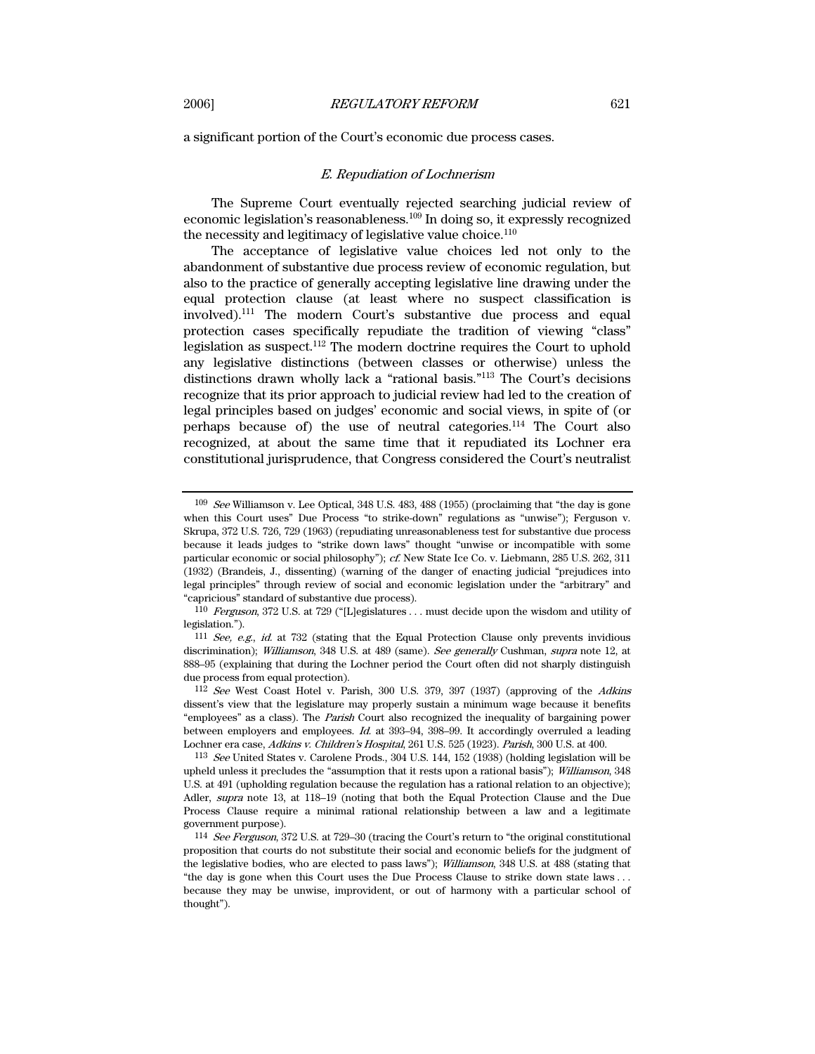a significant portion of the Court's economic due process cases.

### *E. Repudiation of Lochnerism*

The Supreme Court eventually rejected searching judicial review of economic legislation's reasonableness.[109] In doing so, it expressly recognized the necessity and legitimacy of legislative value choice.[110]

The acceptance of legislative value choices led not only to the abandonment of substantive due process review of economic regulation, but also to the practice of generally accepting legislative line drawing under the equal protection clause (at least where no suspect classification is involved).[111] The modern Court's substantive due process and equal protection cases specifically repudiate the tradition of viewing "class" legislation as suspect.[112] The modern doctrine requires the Court to uphold any legislative distinctions (between classes or otherwise) unless the distinctions drawn wholly lack a "rational basis."[113] The Court's decisions recognize that its prior approach to judicial review had led to the creation of legal principles based on judges' economic and social views, in spite of (or perhaps because of) the use of neutral categories.[114] The Court also recognized, at about the same time that it repudiated its Lochner era constitutional jurisprudence, that Congress considered the Court's neutralist

---

[109] *See* Williamson v. Lee Optical, 348 U.S. 483, 488 (1955) (proclaiming that "the day is gone when this Court uses" Due Process "to strike-down" regulations as "unwise"); Ferguson v. Skrupa, 372 U.S. 726, 729 (1963) (repudiating unreasonableness test for substantive due process because it leads judges to "strike down laws" thought "unwise or incompatible with some particular economic or social philosophy"); *cf.* New State Ice Co. v. Liebmann, 285 U.S. 262, 311 (1932) (Brandeis, J., dissenting) (warning of the danger of enacting judicial "prejudices into legal principles" through review of social and economic legislation under the "arbitrary" and "capricious" standard of substantive due process).

[110] *Ferguson*, 372 U.S. at 729 ("[L]egislatures . . . must decide upon the wisdom and utility of legislation.").

[111] *See, e.g.*, *id.* at 732 (stating that the Equal Protection Clause only prevents invidious discrimination); *Williamson*, 348 U.S. at 489 (same). *See generally* Cushman, *supra* note 12, at 888–95 (explaining that during the Lochner period the Court often did not sharply distinguish due process from equal protection).

[112] *See* West Coast Hotel v. Parish, 300 U.S. 379, 397 (1937) (approving of the *Adkins* dissent's view that the legislature may properly sustain a minimum wage because it benefits "employees" as a class). The *Parish* Court also recognized the inequality of bargaining power between employers and employees. *Id.* at 393–94, 398–99. It accordingly overruled a leading Lochner era case, *Adkins v. Children's Hospital*, 261 U.S. 525 (1923). *Parish*, 300 U.S. at 400.

[113] *See* United States v. Carolene Prods., 304 U.S. 144, 152 (1938) (holding legislation will be upheld unless it precludes the "assumption that it rests upon a rational basis"); *Williamson*, 348 U.S. at 491 (upholding regulation because the regulation has a rational relation to an objective); Adler, *supra* note 13, at 118–19 (noting that both the Equal Protection Clause and the Due Process Clause require a minimal rational relationship between a law and a legitimate government purpose).

[114] *See Ferguson*, 372 U.S. at 729–30 (tracing the Court's return to "the original constitutional proposition that courts do not substitute their social and economic beliefs for the judgment of the legislative bodies, who are elected to pass laws"); *Williamson*, 348 U.S. at 488 (stating that "the day is gone when this Court uses the Due Process Clause to strike down state laws . . . because they may be unwise, improvident, or out of harmony with a particular school of thought").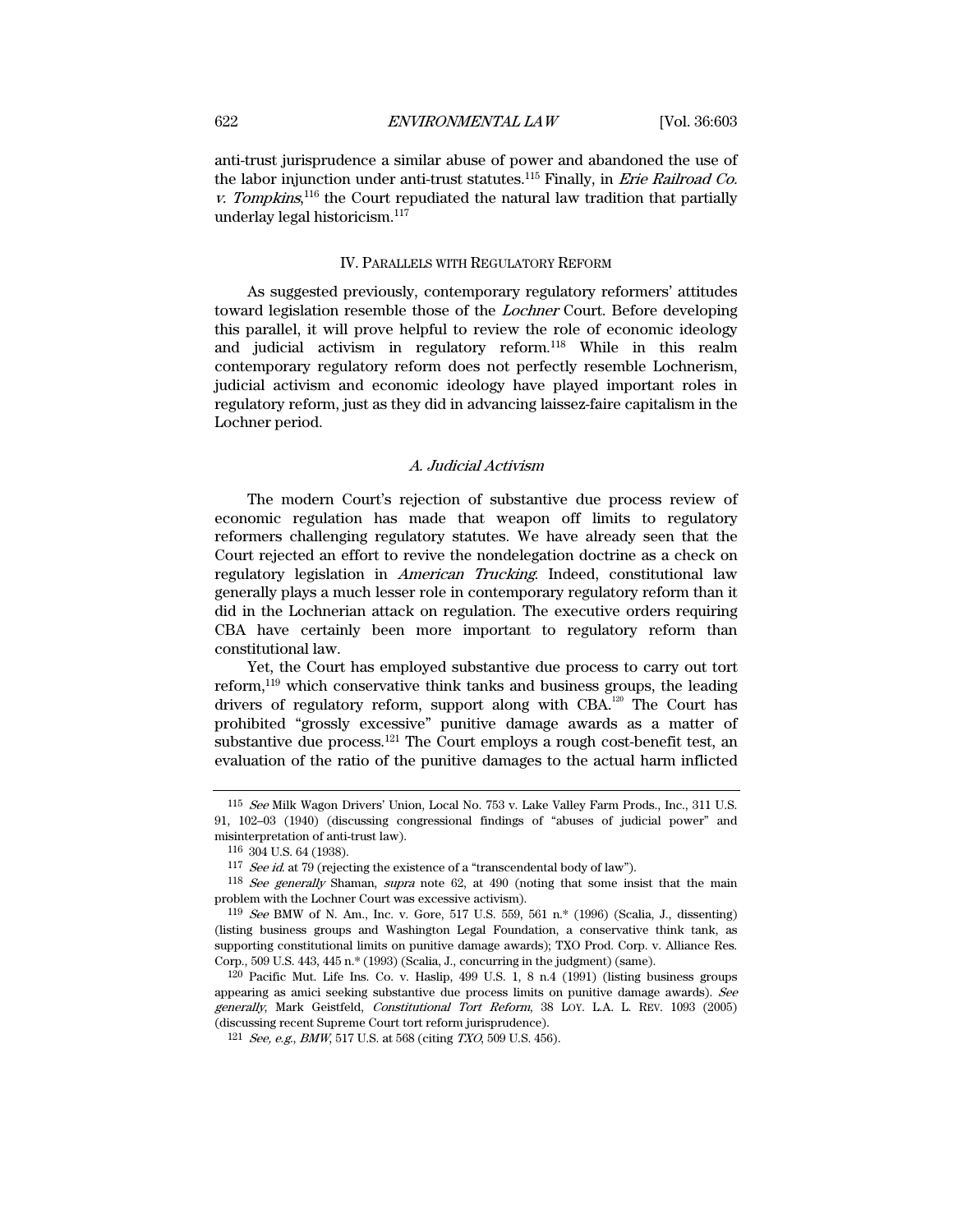anti-trust jurisprudence a similar abuse of power and abandoned the use of the labor injunction under anti-trust statutes.[115] Finally, in *Erie Railroad Co. v. Tompkins*,[116] the Court repudiated the natural law tradition that partially underlay legal historicism.[117]

## IV. PARALLELS WITH REGULATORY REFORM

As suggested previously, contemporary regulatory reformers' attitudes toward legislation resemble those of the *Lochner* Court. Before developing this parallel, it will prove helpful to review the role of economic ideology and judicial activism in regulatory reform.[118] While in this realm contemporary regulatory reform does not perfectly resemble Lochnerism, judicial activism and economic ideology have played important roles in regulatory reform, just as they did in advancing laissez-faire capitalism in the Lochner period.

### *A. Judicial Activism*

The modern Court's rejection of substantive due process review of economic regulation has made that weapon off limits to regulatory reformers challenging regulatory statutes. We have already seen that the Court rejected an effort to revive the nondelegation doctrine as a check on regulatory legislation in *American Trucking*. Indeed, constitutional law generally plays a much lesser role in contemporary regulatory reform than it did in the Lochnerian attack on regulation. The executive orders requiring CBA have certainly been more important to regulatory reform than constitutional law.

Yet, the Court has employed substantive due process to carry out tort reform,[119] which conservative think tanks and business groups, the leading drivers of regulatory reform, support along with CBA.[120] The Court has prohibited "grossly excessive" punitive damage awards as a matter of substantive due process.[121] The Court employs a rough cost-benefit test, an evaluation of the ratio of the punitive damages to the actual harm inflicted

---

[115] *See* Milk Wagon Drivers' Union, Local No. 753 v. Lake Valley Farm Prods., Inc., 311 U.S. 91, 102–03 (1940) (discussing congressional findings of "abuses of judicial power" and misinterpretation of anti-trust law).

[116] 304 U.S. 64 (1938).

[117] *See id.* at 79 (rejecting the existence of a "transcendental body of law").

[118] *See generally* Shaman, *supra* note 62, at 490 (noting that some insist that the main problem with the Lochner Court was excessive activism).

[119] *See* BMW of N. Am., Inc. v. Gore, 517 U.S. 559, 561 n.* (1996) (Scalia, J., dissenting) (listing business groups and Washington Legal Foundation, a conservative think tank, as supporting constitutional limits on punitive damage awards); TXO Prod. Corp. v. Alliance Res. Corp., 509 U.S. 443, 445 n.* (1993) (Scalia, J., concurring in the judgment) (same).

[120] Pacific Mut. Life Ins. Co. v. Haslip, 499 U.S. 1, 8 n.4 (1991) (listing business groups appearing as amici seeking substantive due process limits on punitive damage awards). *See generally*, Mark Geistfeld, *Constitutional Tort Reform*, 38 LOY. L.A. L. REV. 1093 (2005) (discussing recent Supreme Court tort reform jurisprudence).

[121] *See, e.g.*, *BMW*, 517 U.S. at 568 (citing *TXO*, 509 U.S. 456).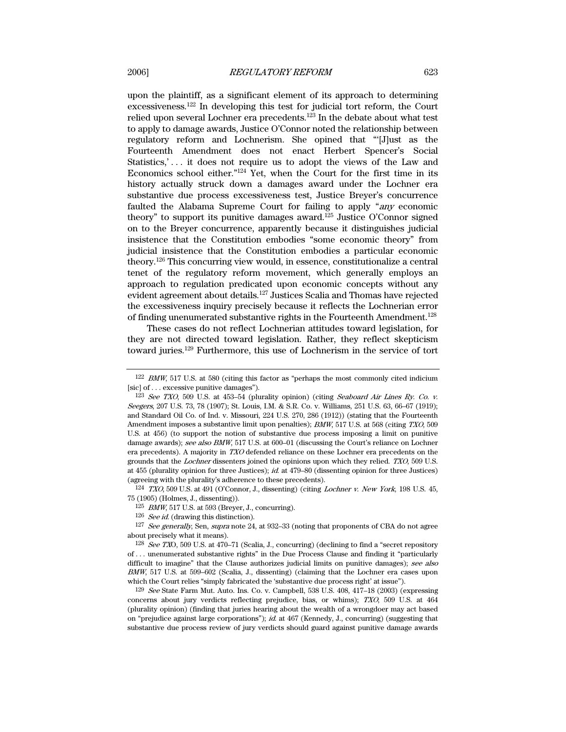upon the plaintiff, as a significant element of its approach to determining excessiveness.[122] In developing this test for judicial tort reform, the Court relied upon several Lochner era precedents.[123] In the debate about what test to apply to damage awards, Justice O'Connor noted the relationship between regulatory reform and Lochnerism. She opined that "'[J]ust as the Fourteenth Amendment does not enact Herbert Spencer's Social Statistics,' . . . it does not require us to adopt the views of the Law and Economics school either."[124] Yet, when the Court for the first time in its history actually struck down a damages award under the Lochner era substantive due process excessiveness test, Justice Breyer's concurrence faulted the Alabama Supreme Court for failing to apply "*any* economic theory" to support its punitive damages award.[125] Justice O'Connor signed on to the Breyer concurrence, apparently because it distinguishes judicial insistence that the Constitution embodies "some economic theory" from judicial insistence that the Constitution embodies a particular economic theory.[126] This concurring view would, in essence, constitutionalize a central tenet of the regulatory reform movement, which generally employs an approach to regulation predicated upon economic concepts without any evident agreement about details.[127] Justices Scalia and Thomas have rejected the excessiveness inquiry precisely because it reflects the Lochnerian error of finding unenumerated substantive rights in the Fourteenth Amendment.[128]

These cases do not reflect Lochnerian attitudes toward legislation, for they are not directed toward legislation. Rather, they reflect skepticism toward juries.[129] Furthermore, this use of Lochnerism in the service of tort

---

[122] *BMW*, 517 U.S. at 580 (citing this factor as "perhaps the most commonly cited indicium [sic] of . . . excessive punitive damages").

[123] *See TXO*, 509 U.S. at 453–54 (plurality opinion) (citing *Seaboard Air Lines Ry. Co. v. Seegers*, 207 U.S. 73, 78 (1907); St. Louis, I.M. & S.R. Co. v. Williams, 251 U.S. 63, 66–67 (1919); and Standard Oil Co. of Ind. v. Missouri, 224 U.S. 270, 286 (1912)) (stating that the Fourteenth Amendment imposes a substantive limit upon penalties); *BMW*, 517 U.S. at 568 (citing *TXO*, 509 U.S. at 456) (to support the notion of substantive due process imposing a limit on punitive damage awards); *see also BMW*, 517 U.S. at 600–01 (discussing the Court's reliance on Lochner era precedents). A majority in *TXO* defended reliance on these Lochner era precedents on the grounds that the *Lochner* dissenters joined the opinions upon which they relied. *TXO*, 509 U.S. at 455 (plurality opinion for three Justices); *id.* at 479–80 (dissenting opinion for three Justices) (agreeing with the plurality's adherence to these precedents).

[124] *TXO*, 509 U.S. at 491 (O'Connor, J., dissenting) (citing *Lochner v. New York*, 198 U.S. 45, 75 (1905) (Holmes, J., dissenting)).

[125] *BMW*, 517 U.S. at 593 (Breyer, J., concurring).

[126] *See id.* (drawing this distinction).

[127] *See generally*, Sen, *supra* note 24, at 932–33 (noting that proponents of CBA do not agree about precisely what it means).

[128] *See TXO*, 509 U.S. at 470–71 (Scalia, J., concurring) (declining to find a "secret repository of . . . unenumerated substantive rights" in the Due Process Clause and finding it "particularly difficult to imagine" that the Clause authorizes judicial limits on punitive damages); *see also BMW*, 517 U.S. at 599–602 (Scalia, J., dissenting) (claiming that the Lochner era cases upon which the Court relies "simply fabricated the 'substantive due process right' at issue").

[129] *See* State Farm Mut. Auto. Ins. Co. v. Campbell, 538 U.S. 408, 417–18 (2003) (expressing concerns about jury verdicts reflecting prejudice, bias, or whims); *TXO*, 509 U.S. at 464 (plurality opinion) (finding that juries hearing about the wealth of a wrongdoer may act based on "prejudice against large corporations"); *id.* at 467 (Kennedy, J., concurring) (suggesting that substantive due process review of jury verdicts should guard against punitive damage awards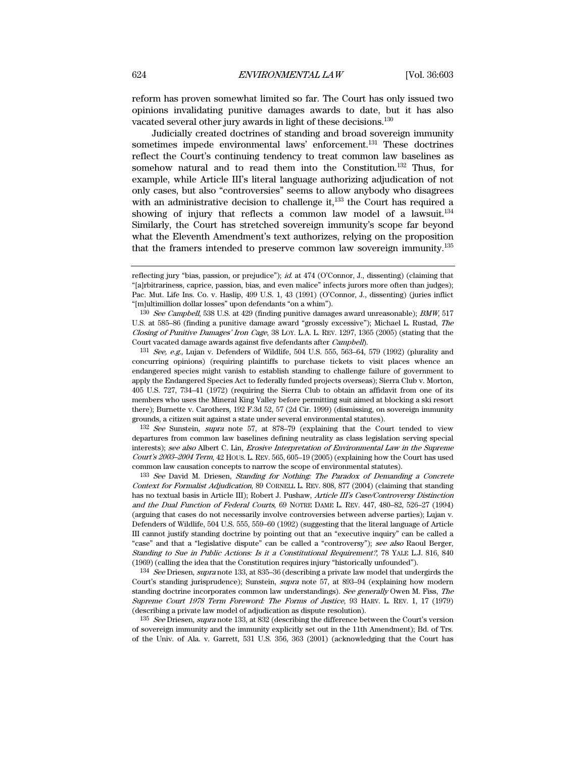reform has proven somewhat limited so far. The Court has only issued two opinions invalidating punitive damages awards to date, but it has also vacated several other jury awards in light of these decisions.[130]

Judicially created doctrines of standing and broad sovereign immunity sometimes impede environmental laws' enforcement.[131] These doctrines reflect the Court's continuing tendency to treat common law baselines as somehow natural and to read them into the Constitution.[132] Thus, for example, while Article III's literal language authorizing adjudication of not only cases, but also "controversies" seems to allow anybody who disagrees with an administrative decision to challenge it,[133] the Court has required a showing of injury that reflects a common law model of a lawsuit.[134] Similarly, the Court has stretched sovereign immunity's scope far beyond what the Eleventh Amendment's text authorizes, relying on the proposition that the framers intended to preserve common law sovereign immunity.[135]

---

reflecting jury "bias, passion, or prejudice"); *id.* at 474 (O'Connor, J., dissenting) (claiming that "[a]rbitrariness, caprice, passion, bias, and even malice" infects jurors more often than judges); Pac. Mut. Life Ins. Co. v. Haslip, 499 U.S. 1, 43 (1991) (O'Connor, J., dissenting) (juries inflict "[m]ultimillion dollar losses" upon defendants "on a whim").

[130] *See Campbell*, 538 U.S. at 429 (finding punitive damages award unreasonable); *BMW*, 517 U.S. at 585–86 (finding a punitive damage award "grossly excessive"); Michael L. Rustad, *The Closing of Punitive Damages' Iron Cage*, 38 LOY. L.A. L. REV. 1297, 1365 (2005) (stating that the Court vacated damage awards against five defendants after *Campbell*).

[131] *See, e.g.*, Lujan v. Defenders of Wildlife, 504 U.S. 555, 563–64, 579 (1992) (plurality and concurring opinions) (requiring plaintiffs to purchase tickets to visit places whence an endangered species might vanish to establish standing to challenge failure of government to apply the Endangered Species Act to federally funded projects overseas); Sierra Club v. Morton, 405 U.S. 727, 734–41 (1972) (requiring the Sierra Club to obtain an affidavit from one of its members who uses the Mineral King Valley before permitting suit aimed at blocking a ski resort there); Burnette v. Carothers, 192 F.3d 52, 57 (2d Cir. 1999) (dismissing, on sovereign immunity grounds, a citizen suit against a state under several environmental statutes).

[132] *See* Sunstein, *supra* note 57, at 878–79 (explaining that the Court tended to view departures from common law baselines defining neutrality as class legislation serving special interests); *see also* Albert C. Lin, *Erosive Interpretation of Environmental Law in the Supreme Court's 2003–2004 Term*, 42 HOUS. L. REV. 565, 605–19 (2005) (explaining how the Court has used common law causation concepts to narrow the scope of environmental statutes).

[133] *See* David M. Driesen, *Standing for Nothing: The Paradox of Demanding a Concrete Context for Formalist Adjudication*, 89 CORNELL L. REV. 808, 877 (2004) (claiming that standing has no textual basis in Article III); Robert J. Pushaw, *Article III's Case/Controversy Distinction and the Dual Function of Federal Courts*, 69 NOTRE DAME L. REV. 447, 480–82, 526–27 (1994) (arguing that cases do not necessarily involve controversies between adverse parties); Lujan v. Defenders of Wildlife, 504 U.S. 555, 559–60 (1992) (suggesting that the literal language of Article III cannot justify standing doctrine by pointing out that an "executive inquiry" can be called a "case" and that a "legislative dispute" can be called a "controversy"); *see also* Raoul Berger, *Standing to Sue in Public Actions: Is it a Constitutional Requirement?*, 78 YALE L.J. 816, 840 (1969) (calling the idea that the Constitution requires injury "historically unfounded").

[134] *See* Driesen, *supra* note 133, at 835–36 (describing a private law model that undergirds the Court's standing jurisprudence); Sunstein, *supra* note 57, at 893–94 (explaining how modern standing doctrine incorporates common law understandings). *See generally* Owen M. Fiss, *The Supreme Court 1978 Term Foreword: The Forms of Justice*, 93 HARV. L. REV. 1, 17 (1979) (describing a private law model of adjudication as dispute resolution).

[135] *See* Driesen, *supra* note 133, at 832 (describing the difference between the Court's version of sovereign immunity and the immunity explicitly set out in the 11th Amendment); Bd. of Trs. of the Univ. of Ala. v. Garrett, 531 U.S. 356, 363 (2001) (acknowledging that the Court has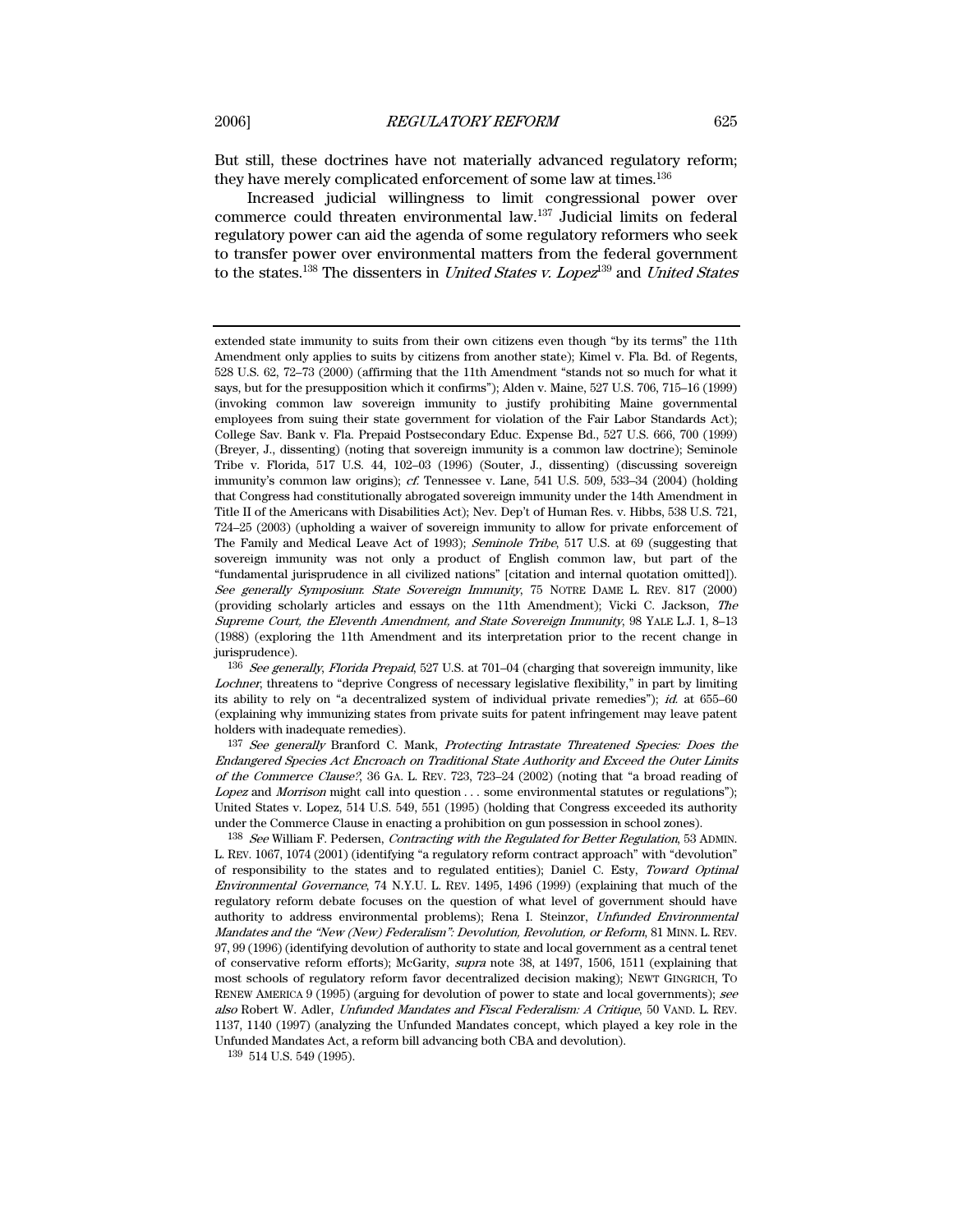But still, these doctrines have not materially advanced regulatory reform; they have merely complicated enforcement of some law at times.[136]

Increased judicial willingness to limit congressional power over commerce could threaten environmental law.[137] Judicial limits on federal regulatory power can aid the agenda of some regulatory reformers who seek to transfer power over environmental matters from the federal government to the states.[138] The dissenters in *United States v. Lopez*[139] and *United States*

---

extended state immunity to suits from their own citizens even though "by its terms" the 11th Amendment only applies to suits by citizens from another state); Kimel v. Fla. Bd. of Regents, 528 U.S. 62, 72–73 (2000) (affirming that the 11th Amendment "stands not so much for what it says, but for the presupposition which it confirms"); Alden v. Maine, 527 U.S. 706, 715–16 (1999) (invoking common law sovereign immunity to justify prohibiting Maine governmental employees from suing their state government for violation of the Fair Labor Standards Act); College Sav. Bank v. Fla. Prepaid Postsecondary Educ. Expense Bd., 527 U.S. 666, 700 (1999) (Breyer, J., dissenting) (noting that sovereign immunity is a common law doctrine); Seminole Tribe v. Florida, 517 U.S. 44, 102–03 (1996) (Souter, J., dissenting) (discussing sovereign immunity's common law origins); *cf.* Tennessee v. Lane, 541 U.S. 509, 533–34 (2004) (holding that Congress had constitutionally abrogated sovereign immunity under the 14th Amendment in Title II of the Americans with Disabilities Act); Nev. Dep't of Human Res. v. Hibbs, 538 U.S. 721, 724–25 (2003) (upholding a waiver of sovereign immunity to allow for private enforcement of The Family and Medical Leave Act of 1993); *Seminole Tribe*, 517 U.S. at 69 (suggesting that sovereign immunity was not only a product of English common law, but part of the "fundamental jurisprudence in all civilized nations" [citation and internal quotation omitted]). *See generally Symposium: State Sovereign Immunity*, 75 NOTRE DAME L. REV. 817 (2000) (providing scholarly articles and essays on the 11th Amendment); Vicki C. Jackson, *The Supreme Court, the Eleventh Amendment, and State Sovereign Immunity*, 98 YALE L.J. 1, 8–13 (1988) (exploring the 11th Amendment and its interpretation prior to the recent change in jurisprudence).

[136] *See generally*, *Florida Prepaid*, 527 U.S. at 701–04 (charging that sovereign immunity, like *Lochner*, threatens to "deprive Congress of necessary legislative flexibility," in part by limiting its ability to rely on "a decentralized system of individual private remedies"); *id.* at 655–60 (explaining why immunizing states from private suits for patent infringement may leave patent holders with inadequate remedies).

[137] *See generally* Branford C. Mank, *Protecting Intrastate Threatened Species: Does the Endangered Species Act Encroach on Traditional State Authority and Exceed the Outer Limits of the Commerce Clause?*, 36 GA. L. REV. 723, 723–24 (2002) (noting that "a broad reading of *Lopez* and *Morrison* might call into question . . . some environmental statutes or regulations"); United States v. Lopez, 514 U.S. 549, 551 (1995) (holding that Congress exceeded its authority under the Commerce Clause in enacting a prohibition on gun possession in school zones).

[138] *See* William F. Pedersen, *Contracting with the Regulated for Better Regulation*, 53 ADMIN. L. REV. 1067, 1074 (2001) (identifying "a regulatory reform contract approach" with "devolution" of responsibility to the states and to regulated entities); Daniel C. Esty, *Toward Optimal Environmental Governance*, 74 N.Y.U. L. REV. 1495, 1496 (1999) (explaining that much of the regulatory reform debate focuses on the question of what level of government should have authority to address environmental problems); Rena I. Steinzor, *Unfunded Environmental Mandates and the "New (New) Federalism": Devolution, Revolution, or Reform*, 81 MINN. L. REV. 97, 99 (1996) (identifying devolution of authority to state and local government as a central tenet of conservative reform efforts); McGarity, *supra* note 38, at 1497, 1506, 1511 (explaining that most schools of regulatory reform favor decentralized decision making); NEWT GINGRICH, TO RENEW AMERICA 9 (1995) (arguing for devolution of power to state and local governments); *see also* Robert W. Adler, *Unfunded Mandates and Fiscal Federalism: A Critique*, 50 VAND. L. REV. 1137, 1140 (1997) (analyzing the Unfunded Mandates concept, which played a key role in the Unfunded Mandates Act, a reform bill advancing both CBA and devolution).

[139] 514 U.S. 549 (1995).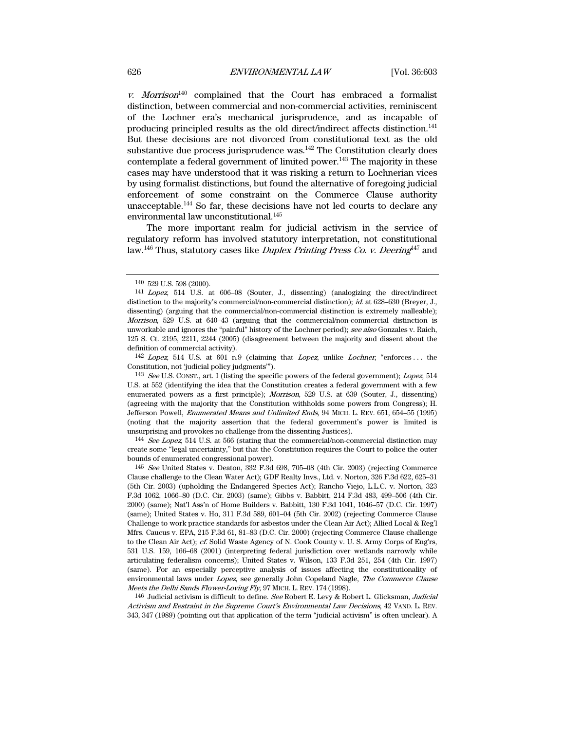*v. Morrison*[140] complained that the Court has embraced a formalist distinction, between commercial and non-commercial activities, reminiscent of the Lochner era's mechanical jurisprudence, and as incapable of producing principled results as the old direct/indirect affects distinction.[141] But these decisions are not divorced from constitutional text as the old substantive due process jurisprudence was.[142] The Constitution clearly does contemplate a federal government of limited power.[143] The majority in these cases may have understood that it was risking a return to Lochnerian vices by using formalist distinctions, but found the alternative of foregoing judicial enforcement of some constraint on the Commerce Clause authority unacceptable.[144] So far, these decisions have not led courts to declare any environmental law unconstitutional.[145]

The more important realm for judicial activism in the service of regulatory reform has involved statutory interpretation, not constitutional law.[146] Thus, statutory cases like *Duplex Printing Press Co. v. Deering*[147] and

---

140 529 U.S. 598 (2000).

141 *Lopez*, 514 U.S. at 606–08 (Souter, J., dissenting) (analogizing the direct/indirect distinction to the majority's commercial/non-commercial distinction); *id.* at 628–630 (Breyer, J., dissenting) (arguing that the commercial/non-commercial distinction is extremely malleable); *Morrison*, 529 U.S. at 640–43 (arguing that the commercial/non-commercial distinction is unworkable and ignores the "painful" history of the Lochner period); *see also* Gonzales v. Raich, 125 S. Ct. 2195, 2211, 2244 (2005) (disagreement between the majority and dissent about the definition of commercial activity).

142 *Lopez*, 514 U.S. at 601 n.9 (claiming that *Lopez*, unlike *Lochner*, "enforces . . . the Constitution, not 'judicial policy judgments'").

143 *See* U.S. CONST., art. I (listing the specific powers of the federal government); *Lopez*, 514 U.S. at 552 (identifying the idea that the Constitution creates a federal government with a few enumerated powers as a first principle); *Morrison*, 529 U.S. at 639 (Souter, J., dissenting) (agreeing with the majority that the Constitution withholds some powers from Congress); H. Jefferson Powell, *Enumerated Means and Unlimited Ends*, 94 MICH. L. REV. 651, 654–55 (1995) (noting that the majority assertion that the federal government's power is limited is unsurprising and provokes no challenge from the dissenting Justices).

144 *See Lopez*, 514 U.S. at 566 (stating that the commercial/non-commercial distinction may create some "legal uncertainty," but that the Constitution requires the Court to police the outer bounds of enumerated congressional power).

145 *See* United States v. Deaton, 332 F.3d 698, 705–08 (4th Cir. 2003) (rejecting Commerce Clause challenge to the Clean Water Act); GDF Realty Invs., Ltd. v. Norton, 326 F.3d 622, 625–31 (5th Cir. 2003) (upholding the Endangered Species Act); Rancho Viejo, L.L.C. v. Norton, 323 F.3d 1062, 1066–80 (D.C. Cir. 2003) (same); Gibbs v. Babbitt, 214 F.3d 483, 499–506 (4th Cir. 2000) (same); Nat'l Ass'n of Home Builders v. Babbitt, 130 F.3d 1041, 1046–57 (D.C. Cir. 1997) (same); United States v. Ho, 311 F.3d 589, 601–04 (5th Cir. 2002) (rejecting Commerce Clause Challenge to work practice standards for asbestos under the Clean Air Act); Allied Local & Reg'l Mfrs. Caucus v. EPA, 215 F.3d 61, 81–83 (D.C. Cir. 2000) (rejecting Commerce Clause challenge to the Clean Air Act); *cf.* Solid Waste Agency of N. Cook County v. U. S. Army Corps of Eng'rs, 531 U.S. 159, 166–68 (2001) (interpreting federal jurisdiction over wetlands narrowly while articulating federalism concerns); United States v. Wilson, 133 F.3d 251, 254 (4th Cir. 1997) (same). For an especially perceptive analysis of issues affecting the constitutionality of environmental laws under *Lopez*, see generally John Copeland Nagle, *The Commerce Clause Meets the Delhi Sands Flower-Loving Fly*, 97 MICH. L. REV. 174 (1998).

146 Judicial activism is difficult to define. *See* Robert E. Levy & Robert L. Glicksman, *Judicial Activism and Restraint in the Supreme Court's Environmental Law Decisions*, 42 VAND. L. REV. 343, 347 (1989) (pointing out that application of the term "judicial activism" is often unclear). A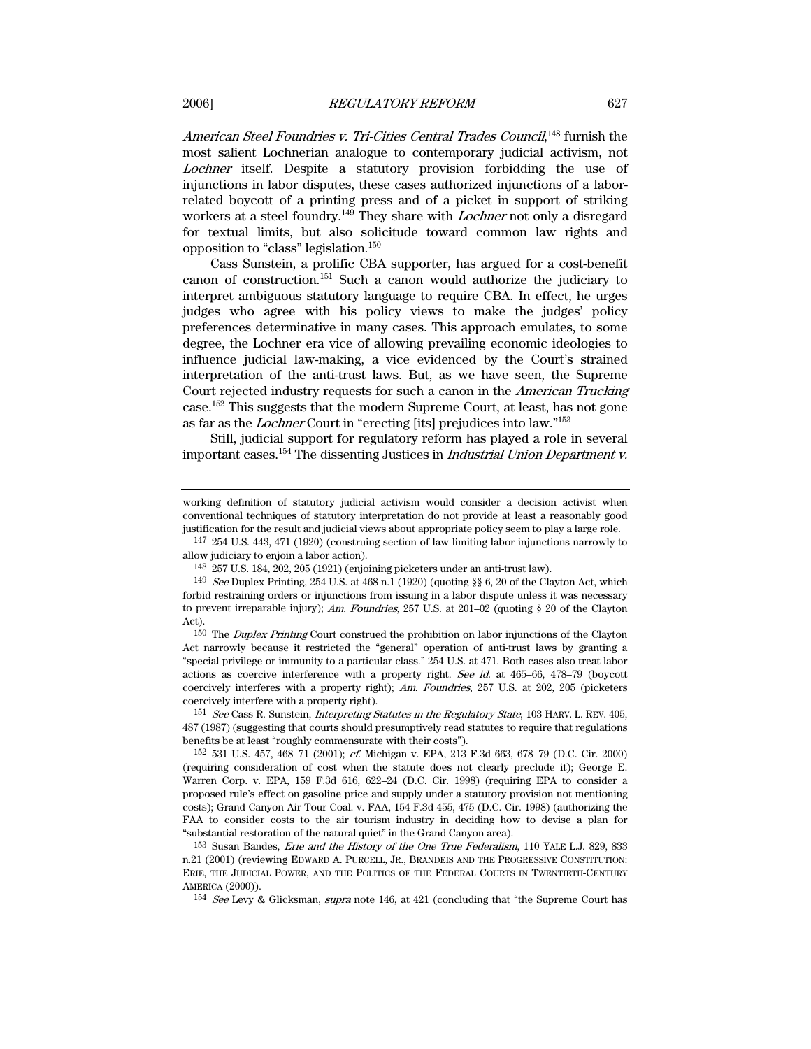*American Steel Foundries v. Tri-Cities Central Trades Council*,[148] furnish the most salient Lochnerian analogue to contemporary judicial activism, not *Lochner* itself. Despite a statutory provision forbidding the use of injunctions in labor disputes, these cases authorized injunctions of a labor-related boycott of a printing press and of a picket in support of striking workers at a steel foundry.[149] They share with *Lochner* not only a disregard for textual limits, but also solicitude toward common law rights and opposition to "class" legislation.[150]

Cass Sunstein, a prolific CBA supporter, has argued for a cost-benefit canon of construction.[151] Such a canon would authorize the judiciary to interpret ambiguous statutory language to require CBA. In effect, he urges judges who agree with his policy views to make the judges' policy preferences determinative in many cases. This approach emulates, to some degree, the Lochner era vice of allowing prevailing economic ideologies to influence judicial law-making, a vice evidenced by the Court's strained interpretation of the anti-trust laws. But, as we have seen, the Supreme Court rejected industry requests for such a canon in the *American Trucking* case.[152] This suggests that the modern Supreme Court, at least, has not gone as far as the *Lochner* Court in "erecting [its] prejudices into law."[153]

Still, judicial support for regulatory reform has played a role in several important cases.[154] The dissenting Justices in *Industrial Union Department v.*

---

working definition of statutory judicial activism would consider a decision activist when conventional techniques of statutory interpretation do not provide at least a reasonably good justification for the result and judicial views about appropriate policy seem to play a large role.

147 254 U.S. 443, 471 (1920) (construing section of law limiting labor injunctions narrowly to allow judiciary to enjoin a labor action).

148 257 U.S. 184, 202, 205 (1921) (enjoining picketers under an anti-trust law).

149 *See* Duplex Printing, 254 U.S. at 468 n.1 (1920) (quoting §§ 6, 20 of the Clayton Act, which forbid restraining orders or injunctions from issuing in a labor dispute unless it was necessary to prevent irreparable injury); *Am. Foundries*, 257 U.S. at 201–02 (quoting § 20 of the Clayton Act).

150 The *Duplex Printing* Court construed the prohibition on labor injunctions of the Clayton Act narrowly because it restricted the "general" operation of anti-trust laws by granting a "special privilege or immunity to a particular class." 254 U.S. at 471. Both cases also treat labor actions as coercive interference with a property right. *See id.* at 465–66, 478–79 (boycott coercively interferes with a property right); *Am. Foundries*, 257 U.S. at 202, 205 (picketers coercively interfere with a property right).

151 *See* Cass R. Sunstein, *Interpreting Statutes in the Regulatory State*, 103 HARV. L. REV. 405, 487 (1987) (suggesting that courts should presumptively read statutes to require that regulations benefits be at least "roughly commensurate with their costs").

152 531 U.S. 457, 468–71 (2001); *cf.* Michigan v. EPA, 213 F.3d 663, 678–79 (D.C. Cir. 2000) (requiring consideration of cost when the statute does not clearly preclude it); George E. Warren Corp. v. EPA, 159 F.3d 616, 622–24 (D.C. Cir. 1998) (requiring EPA to consider a proposed rule's effect on gasoline price and supply under a statutory provision not mentioning costs); Grand Canyon Air Tour Coal. v. FAA, 154 F.3d 455, 475 (D.C. Cir. 1998) (authorizing the FAA to consider costs to the air tourism industry in deciding how to devise a plan for "substantial restoration of the natural quiet" in the Grand Canyon area).

153 Susan Bandes, *Erie and the History of the One True Federalism*, 110 YALE L.J. 829, 833 n.21 (2001) (reviewing EDWARD A. PURCELL, JR., BRANDEIS AND THE PROGRESSIVE CONSTITUTION: ERIE, THE JUDICIAL POWER, AND THE POLITICS OF THE FEDERAL COURTS IN TWENTIETH-CENTURY AMERICA (2000)).

154 *See* Levy & Glicksman, *supra* note 146, at 421 (concluding that "the Supreme Court has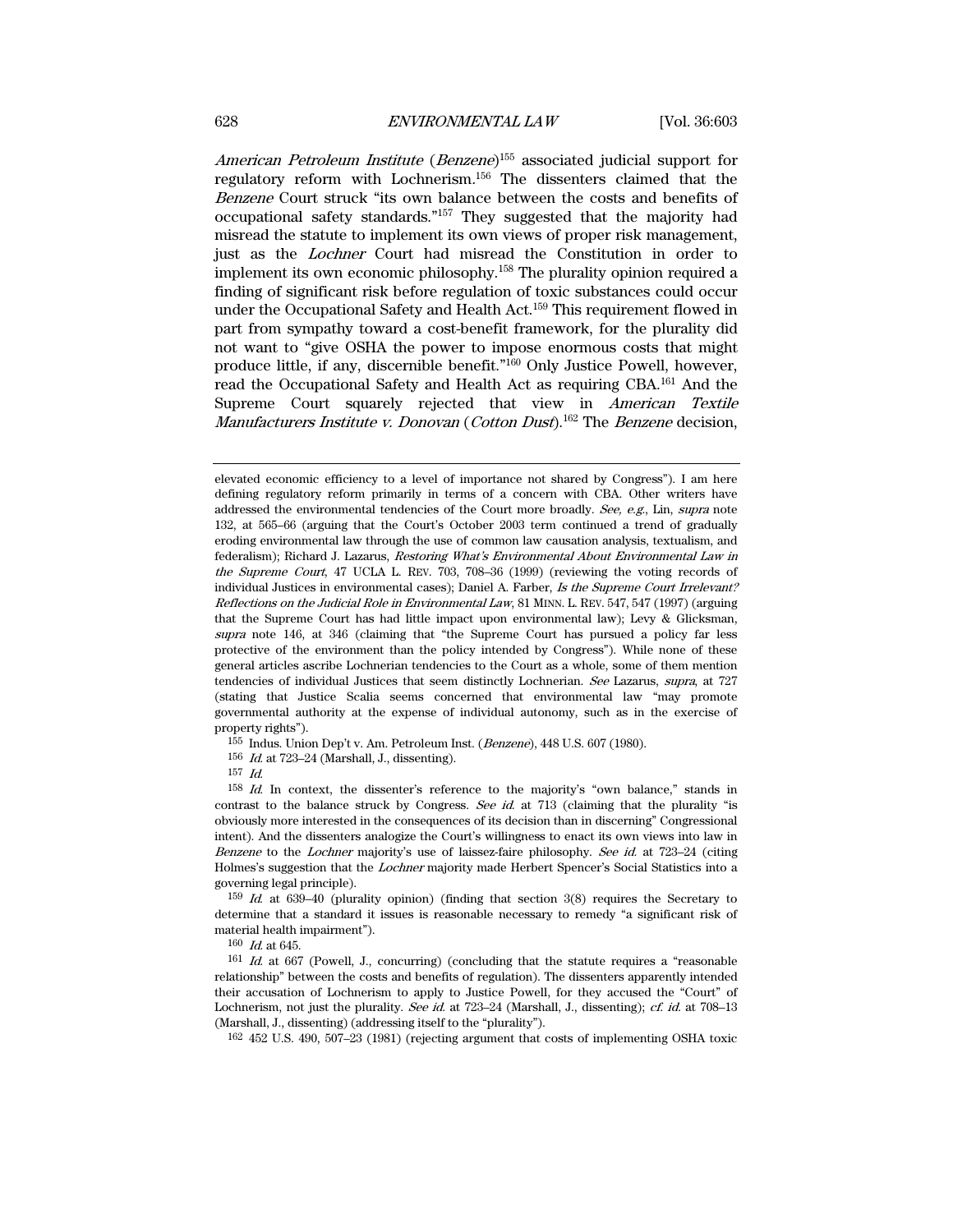*American Petroleum Institute* (*Benzene*)[155] associated judicial support for regulatory reform with Lochnerism.[156] The dissenters claimed that the *Benzene* Court struck "its own balance between the costs and benefits of occupational safety standards."[157] They suggested that the majority had misread the statute to implement its own views of proper risk management, just as the *Lochner* Court had misread the Constitution in order to implement its own economic philosophy.[158] The plurality opinion required a finding of significant risk before regulation of toxic substances could occur under the Occupational Safety and Health Act.[159] This requirement flowed in part from sympathy toward a cost-benefit framework, for the plurality did not want to "give OSHA the power to impose enormous costs that might produce little, if any, discernible benefit."[160] Only Justice Powell, however, read the Occupational Safety and Health Act as requiring CBA.[161] And the Supreme Court squarely rejected that view in *American Textile Manufacturers Institute v. Donovan* (*Cotton Dust*).[162] The *Benzene* decision,

---

elevated economic efficiency to a level of importance not shared by Congress"). I am here defining regulatory reform primarily in terms of a concern with CBA. Other writers have addressed the environmental tendencies of the Court more broadly. *See, e.g.*, Lin, *supra* note 132, at 565–66 (arguing that the Court's October 2003 term continued a trend of gradually eroding environmental law through the use of common law causation analysis, textualism, and federalism); Richard J. Lazarus, *Restoring What's Environmental About Environmental Law in the Supreme Court*, 47 UCLA L. REV. 703, 708–36 (1999) (reviewing the voting records of individual Justices in environmental cases); Daniel A. Farber, *Is the Supreme Court Irrelevant? Reflections on the Judicial Role in Environmental Law*, 81 MINN. L. REV. 547, 547 (1997) (arguing that the Supreme Court has had little impact upon environmental law); Levy & Glicksman, *supra* note 146, at 346 (claiming that "the Supreme Court has pursued a policy far less protective of the environment than the policy intended by Congress"). While none of these general articles ascribe Lochnerian tendencies to the Court as a whole, some of them mention tendencies of individual Justices that seem distinctly Lochnerian. *See* Lazarus, *supra*, at 727 (stating that Justice Scalia seems concerned that environmental law "may promote governmental authority at the expense of individual autonomy, such as in the exercise of property rights").

[155] Indus. Union Dep't v. Am. Petroleum Inst. (*Benzene*), 448 U.S. 607 (1980).

[156] *Id.* at 723–24 (Marshall, J., dissenting).

[157] *Id.*

[158] *Id.* In context, the dissenter's reference to the majority's "own balance," stands in contrast to the balance struck by Congress. *See id.* at 713 (claiming that the plurality "is obviously more interested in the consequences of its decision than in discerning" Congressional intent). And the dissenters analogize the Court's willingness to enact its own views into law in *Benzene* to the *Lochner* majority's use of laissez-faire philosophy. *See id.* at 723–24 (citing Holmes's suggestion that the *Lochner* majority made Herbert Spencer's Social Statistics into a governing legal principle).

[159] *Id.* at 639–40 (plurality opinion) (finding that section 3(8) requires the Secretary to determine that a standard it issues is reasonable necessary to remedy "a significant risk of material health impairment").

[160] *Id.* at 645.

[161] *Id.* at 667 (Powell, J., concurring) (concluding that the statute requires a "reasonable relationship" between the costs and benefits of regulation). The dissenters apparently intended their accusation of Lochnerism to apply to Justice Powell, for they accused the "Court" of Lochnerism, not just the plurality. *See id.* at 723–24 (Marshall, J., dissenting); *cf. id.* at 708–13 (Marshall, J., dissenting) (addressing itself to the "plurality").

[162] 452 U.S. 490, 507–23 (1981) (rejecting argument that costs of implementing OSHA toxic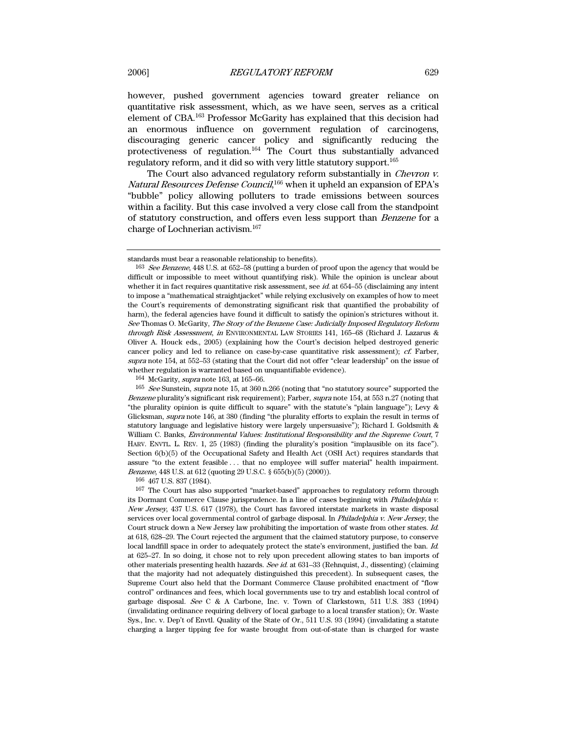however, pushed government agencies toward greater reliance on quantitative risk assessment, which, as we have seen, serves as a critical element of CBA.[163] Professor McGarity has explained that this decision had an enormous influence on government regulation of carcinogens, discouraging generic cancer policy and significantly reducing the protectiveness of regulation.[164] The Court thus substantially advanced regulatory reform, and it did so with very little statutory support.[165]

The Court also advanced regulatory reform substantially in *Chevron v. Natural Resources Defense Council*,[166] when it upheld an expansion of EPA's "bubble" policy allowing polluters to trade emissions between sources within a facility. But this case involved a very close call from the standpoint of statutory construction, and offers even less support than *Benzene* for a charge of Lochnerian activism.[167]

---

standards must bear a reasonable relationship to benefits).

[163] *See Benzene*, 448 U.S. at 652–58 (putting a burden of proof upon the agency that would be difficult or impossible to meet without quantifying risk). While the opinion is unclear about whether it in fact requires quantitative risk assessment, see *id.* at 654–55 (disclaiming any intent to impose a "mathematical straightjacket" while relying exclusively on examples of how to meet the Court's requirements of demonstrating significant risk that quantified the probability of harm), the federal agencies have found it difficult to satisfy the opinion's strictures without it. *See* Thomas O. McGarity, *The Story of the Benzene Case: Judicially Imposed Regulatory Reform through Risk Assessment*, *in* ENVIRONMENTAL LAW STORIES 141, 165–68 (Richard J. Lazarus & Oliver A. Houck eds., 2005) (explaining how the Court's decision helped destroyed generic cancer policy and led to reliance on case-by-case quantitative risk assessment); *cf.* Farber, *supra* note 154, at 552–53 (stating that the Court did not offer "clear leadership" on the issue of whether regulation is warranted based on unquantifiable evidence).

[164] McGarity, *supra* note 163, at 165–66.

[165] *See* Sunstein, *supra* note 15, at 360 n.266 (noting that "no statutory source" supported the *Benzene* plurality's significant risk requirement); Farber, *supra* note 154, at 553 n.27 (noting that "the plurality opinion is quite difficult to square" with the statute's "plain language"); Levy & Glicksman, *supra* note 146, at 380 (finding "the plurality efforts to explain the result in terms of statutory language and legislative history were largely unpersuasive"); Richard I. Goldsmith & William C. Banks, *Environmental Values: Institutional Responsibility and the Supreme Court*, 7 HARV. ENVTL. L. REV. 1, 25 (1983) (finding the plurality's position "implausible on its face"). Section 6(b)(5) of the Occupational Safety and Health Act (OSH Act) requires standards that assure "to the extent feasible . . . that no employee will suffer material" health impairment. *Benzene*, 448 U.S. at 612 (quoting 29 U.S.C. § 655(b)(5) (2000)).

[166] 467 U.S. 837 (1984).

[167] The Court has also supported "market-based" approaches to regulatory reform through its Dormant Commerce Clause jurisprudence. In a line of cases beginning with *Philadelphia v. New Jersey*, 437 U.S. 617 (1978), the Court has favored interstate markets in waste disposal services over local governmental control of garbage disposal. In *Philadelphia v. New Jersey*, the Court struck down a New Jersey law prohibiting the importation of waste from other states. *Id.* at 618, 628–29. The Court rejected the argument that the claimed statutory purpose, to conserve local landfill space in order to adequately protect the state's environment, justified the ban. *Id.* at 625–27. In so doing, it chose not to rely upon precedent allowing states to ban imports of other materials presenting health hazards. *See id.* at 631–33 (Rehnquist, J., dissenting) (claiming that the majority had not adequately distinguished this precedent). In subsequent cases, the Supreme Court also held that the Dormant Commerce Clause prohibited enactment of "flow control" ordinances and fees, which local governments use to try and establish local control of garbage disposal. *See* C & A Carbone, Inc. v. Town of Clarkstown, 511 U.S. 383 (1994) (invalidating ordinance requiring delivery of local garbage to a local transfer station); Or. Waste Sys., Inc. v. Dep't of Envtl. Quality of the State of Or., 511 U.S. 93 (1994) (invalidating a statute charging a larger tipping fee for waste brought from out-of-state than is charged for waste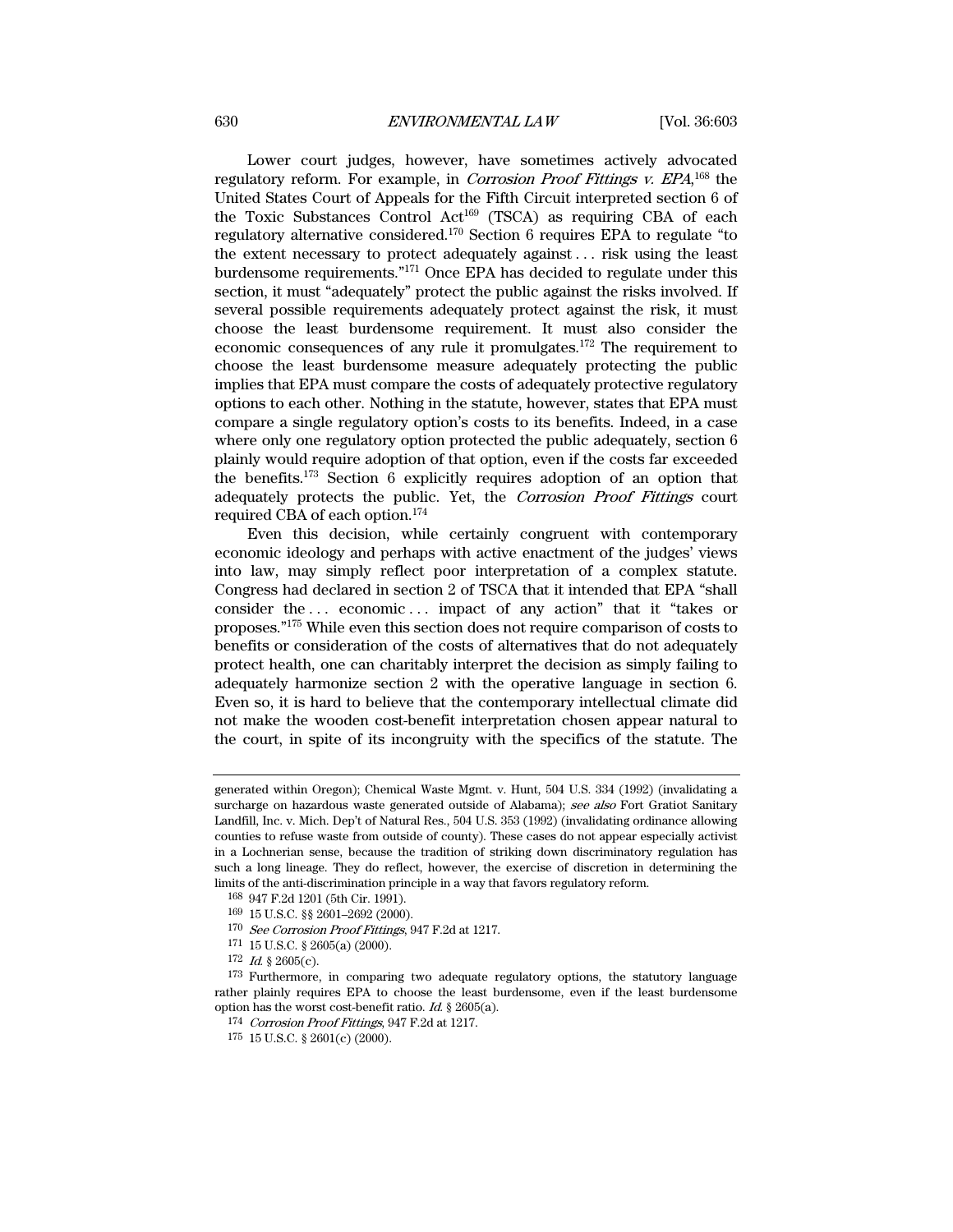Lower court judges, however, have sometimes actively advocated regulatory reform. For example, in *Corrosion Proof Fittings v. EPA*,[168] the United States Court of Appeals for the Fifth Circuit interpreted section 6 of the Toxic Substances Control Act[169] (TSCA) as requiring CBA of each regulatory alternative considered.[170] Section 6 requires EPA to regulate "to the extent necessary to protect adequately against . . . risk using the least burdensome requirements."[171] Once EPA has decided to regulate under this section, it must "adequately" protect the public against the risks involved. If several possible requirements adequately protect against the risk, it must choose the least burdensome requirement. It must also consider the economic consequences of any rule it promulgates.[172] The requirement to choose the least burdensome measure adequately protecting the public implies that EPA must compare the costs of adequately protective regulatory options to each other. Nothing in the statute, however, states that EPA must compare a single regulatory option's costs to its benefits. Indeed, in a case where only one regulatory option protected the public adequately, section 6 plainly would require adoption of that option, even if the costs far exceeded the benefits.[173] Section 6 explicitly requires adoption of an option that adequately protects the public. Yet, the *Corrosion Proof Fittings* court required CBA of each option.[174]

Even this decision, while certainly congruent with contemporary economic ideology and perhaps with active enactment of the judges' views into law, may simply reflect poor interpretation of a complex statute. Congress had declared in section 2 of TSCA that it intended that EPA "shall consider the . . . economic . . . impact of any action" that it "takes or proposes."[175] While even this section does not require comparison of costs to benefits or consideration of the costs of alternatives that do not adequately protect health, one can charitably interpret the decision as simply failing to adequately harmonize section 2 with the operative language in section 6. Even so, it is hard to believe that the contemporary intellectual climate did not make the wooden cost-benefit interpretation chosen appear natural to the court, in spite of its incongruity with the specifics of the statute. The

---

generated within Oregon); Chemical Waste Mgmt. v. Hunt, 504 U.S. 334 (1992) (invalidating a surcharge on hazardous waste generated outside of Alabama); *see also* Fort Gratiot Sanitary Landfill, Inc. v. Mich. Dep't of Natural Res., 504 U.S. 353 (1992) (invalidating ordinance allowing counties to refuse waste from outside of county). These cases do not appear especially activist in a Lochnerian sense, because the tradition of striking down discriminatory regulation has such a long lineage. They do reflect, however, the exercise of discretion in determining the limits of the anti-discrimination principle in a way that favors regulatory reform.

[168] 947 F.2d 1201 (5th Cir. 1991).

[169] 15 U.S.C. §§ 2601–2692 (2000).

[170] *See Corrosion Proof Fittings*, 947 F.2d at 1217.

[171] 15 U.S.C. § 2605(a) (2000).

[172] *Id.* § 2605(c).

[173] Furthermore, in comparing two adequate regulatory options, the statutory language rather plainly requires EPA to choose the least burdensome, even if the least burdensome option has the worst cost-benefit ratio. *Id.* § 2605(a).

[174] *Corrosion Proof Fittings*, 947 F.2d at 1217.

[175] 15 U.S.C. § 2601(c) (2000).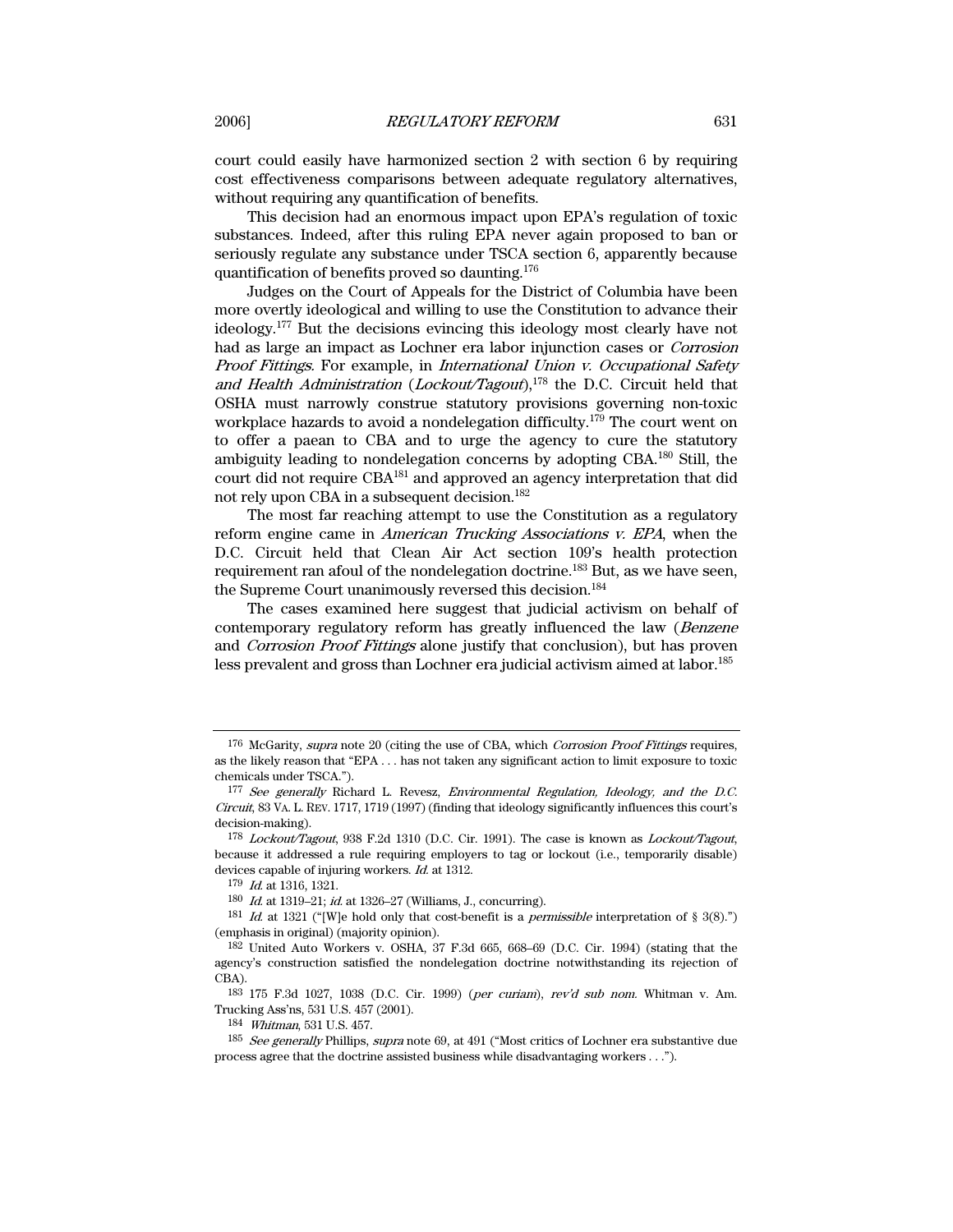court could easily have harmonized section 2 with section 6 by requiring cost effectiveness comparisons between adequate regulatory alternatives, without requiring any quantification of benefits.

This decision had an enormous impact upon EPA's regulation of toxic substances. Indeed, after this ruling EPA never again proposed to ban or seriously regulate any substance under TSCA section 6, apparently because quantification of benefits proved so daunting.[176]

Judges on the Court of Appeals for the District of Columbia have been more overtly ideological and willing to use the Constitution to advance their ideology.[177] But the decisions evincing this ideology most clearly have not had as large an impact as Lochner era labor injunction cases or *Corrosion Proof Fittings.* For example, in *International Union v. Occupational Safety and Health Administration* (*Lockout/Tagout*),[178] the D.C. Circuit held that OSHA must narrowly construe statutory provisions governing non-toxic workplace hazards to avoid a nondelegation difficulty.[179] The court went on to offer a paean to CBA and to urge the agency to cure the statutory ambiguity leading to nondelegation concerns by adopting CBA.[180] Still, the court did not require CBA[181] and approved an agency interpretation that did not rely upon CBA in a subsequent decision.[182]

The most far reaching attempt to use the Constitution as a regulatory reform engine came in *American Trucking Associations v. EPA*, when the D.C. Circuit held that Clean Air Act section 109's health protection requirement ran afoul of the nondelegation doctrine.[183] But, as we have seen, the Supreme Court unanimously reversed this decision.[184]

The cases examined here suggest that judicial activism on behalf of contemporary regulatory reform has greatly influenced the law (*Benzene* and *Corrosion Proof Fittings* alone justify that conclusion), but has proven less prevalent and gross than Lochner era judicial activism aimed at labor.[185]

---

[176] McGarity, *supra* note 20 (citing the use of CBA, which *Corrosion Proof Fittings* requires, as the likely reason that "EPA . . . has not taken any significant action to limit exposure to toxic chemicals under TSCA.").

[177] *See generally* Richard L. Revesz, *Environmental Regulation, Ideology, and the D.C. Circuit*, 83 VA. L. REV. 1717, 1719 (1997) (finding that ideology significantly influences this court's decision-making).

[178] *Lockout/Tagout*, 938 F.2d 1310 (D.C. Cir. 1991). The case is known as *Lockout/Tagout*, because it addressed a rule requiring employers to tag or lockout (i.e., temporarily disable) devices capable of injuring workers. *Id.* at 1312.

[179] *Id.* at 1316, 1321.

[180] *Id.* at 1319–21; *id.* at 1326–27 (Williams, J., concurring).

[181] *Id.* at 1321 ("[W]e hold only that cost-benefit is a *permissible* interpretation of § 3(8).") (emphasis in original) (majority opinion).

[182] United Auto Workers v. OSHA, 37 F.3d 665, 668–69 (D.C. Cir. 1994) (stating that the agency's construction satisfied the nondelegation doctrine notwithstanding its rejection of CBA).

[183] 175 F.3d 1027, 1038 (D.C. Cir. 1999) (*per curiam*), *rev'd sub nom.* Whitman v. Am. Trucking Ass'ns, 531 U.S. 457 (2001).

[184] *Whitman*, 531 U.S. 457.

[185] *See generally* Phillips, *supra* note 69, at 491 ("Most critics of Lochner era substantive due process agree that the doctrine assisted business while disadvantaging workers . . .").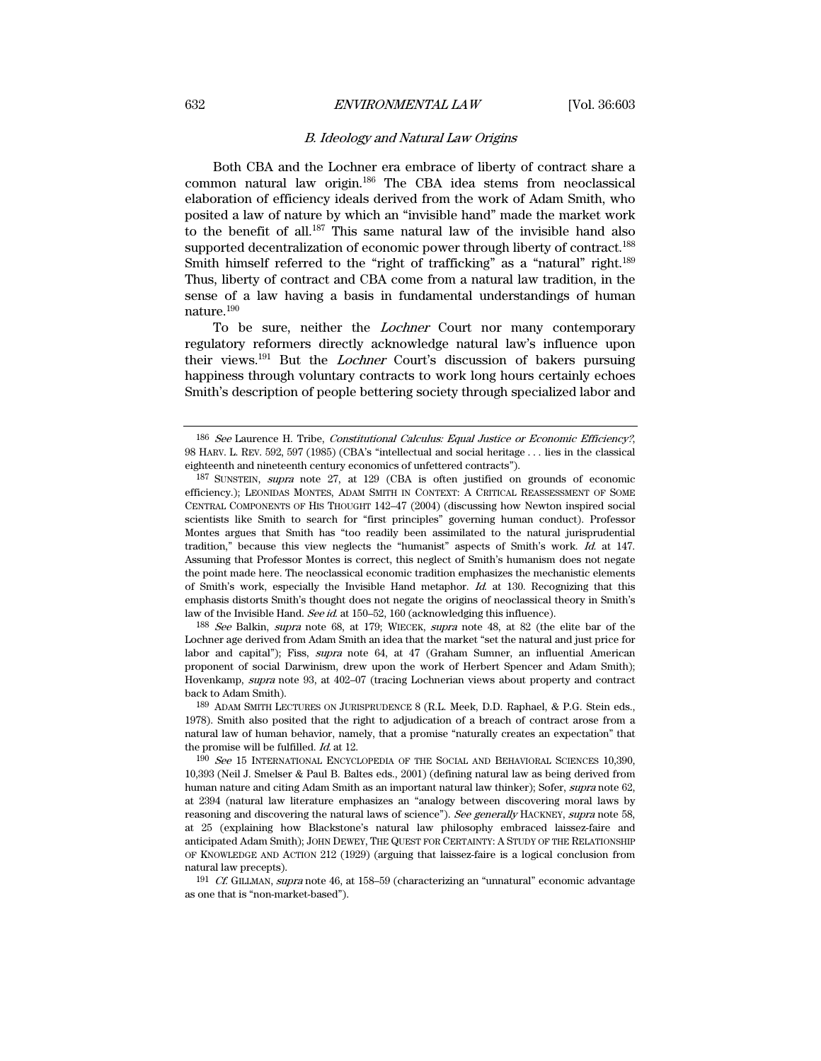### *B. Ideology and Natural Law Origins*

Both CBA and the Lochner era embrace of liberty of contract share a common natural law origin.[186] The CBA idea stems from neoclassical elaboration of efficiency ideals derived from the work of Adam Smith, who posited a law of nature by which an "invisible hand" made the market work to the benefit of all.[187] This same natural law of the invisible hand also supported decentralization of economic power through liberty of contract.[188] Smith himself referred to the "right of trafficking" as a "natural" right.[189] Thus, liberty of contract and CBA come from a natural law tradition, in the sense of a law having a basis in fundamental understandings of human nature.[190]

To be sure, neither the *Lochner* Court nor many contemporary regulatory reformers directly acknowledge natural law's influence upon their views.[191] But the *Lochner* Court's discussion of bakers pursuing happiness through voluntary contracts to work long hours certainly echoes Smith's description of people bettering society through specialized labor and

---

[186] *See* Laurence H. Tribe, *Constitutional Calculus: Equal Justice or Economic Efficiency?*, 98 HARV. L. REV. 592, 597 (1985) (CBA's "intellectual and social heritage . . . lies in the classical eighteenth and nineteenth century economics of unfettered contracts").

[187] SUNSTEIN, *supra* note 27, at 129 (CBA is often justified on grounds of economic efficiency.); LEONIDAS MONTES, ADAM SMITH IN CONTEXT: A CRITICAL REASSESSMENT OF SOME CENTRAL COMPONENTS OF HIS THOUGHT 142–47 (2004) (discussing how Newton inspired social scientists like Smith to search for "first principles" governing human conduct). Professor Montes argues that Smith has "too readily been assimilated to the natural jurisprudential tradition," because this view neglects the "humanist" aspects of Smith's work. *Id.* at 147. Assuming that Professor Montes is correct, this neglect of Smith's humanism does not negate the point made here. The neoclassical economic tradition emphasizes the mechanistic elements of Smith's work, especially the Invisible Hand metaphor. *Id.* at 130. Recognizing that this emphasis distorts Smith's thought does not negate the origins of neoclassical theory in Smith's law of the Invisible Hand. *See id.* at 150–52, 160 (acknowledging this influence).

[188] *See* Balkin, *supra* note 68, at 179; WIECEK, *supra* note 48, at 82 (the elite bar of the Lochner age derived from Adam Smith an idea that the market "set the natural and just price for labor and capital"); Fiss, *supra* note 64, at 47 (Graham Sumner, an influential American proponent of social Darwinism, drew upon the work of Herbert Spencer and Adam Smith); Hovenkamp, *supra* note 93, at 402–07 (tracing Lochnerian views about property and contract back to Adam Smith).

[189] ADAM SMITH LECTURES ON JURISPRUDENCE 8 (R.L. Meek, D.D. Raphael, & P.G. Stein eds., 1978). Smith also posited that the right to adjudication of a breach of contract arose from a natural law of human behavior, namely, that a promise "naturally creates an expectation" that the promise will be fulfilled. *Id.* at 12.

[190] *See* 15 INTERNATIONAL ENCYCLOPEDIA OF THE SOCIAL AND BEHAVIORAL SCIENCES 10,390, 10,393 (Neil J. Smelser & Paul B. Baltes eds., 2001) (defining natural law as being derived from human nature and citing Adam Smith as an important natural law thinker); Sofer, *supra* note 62, at 2394 (natural law literature emphasizes an "analogy between discovering moral laws by reasoning and discovering the natural laws of science"). *See generally* HACKNEY, *supra* note 58, at 25 (explaining how Blackstone's natural law philosophy embraced laissez-faire and anticipated Adam Smith); JOHN DEWEY, THE QUEST FOR CERTAINTY: A STUDY OF THE RELATIONSHIP OF KNOWLEDGE AND ACTION 212 (1929) (arguing that laissez-faire is a logical conclusion from natural law precepts).

[191] *Cf.* GILLMAN, *supra* note 46, at 158–59 (characterizing an "unnatural" economic advantage as one that is "non-market-based").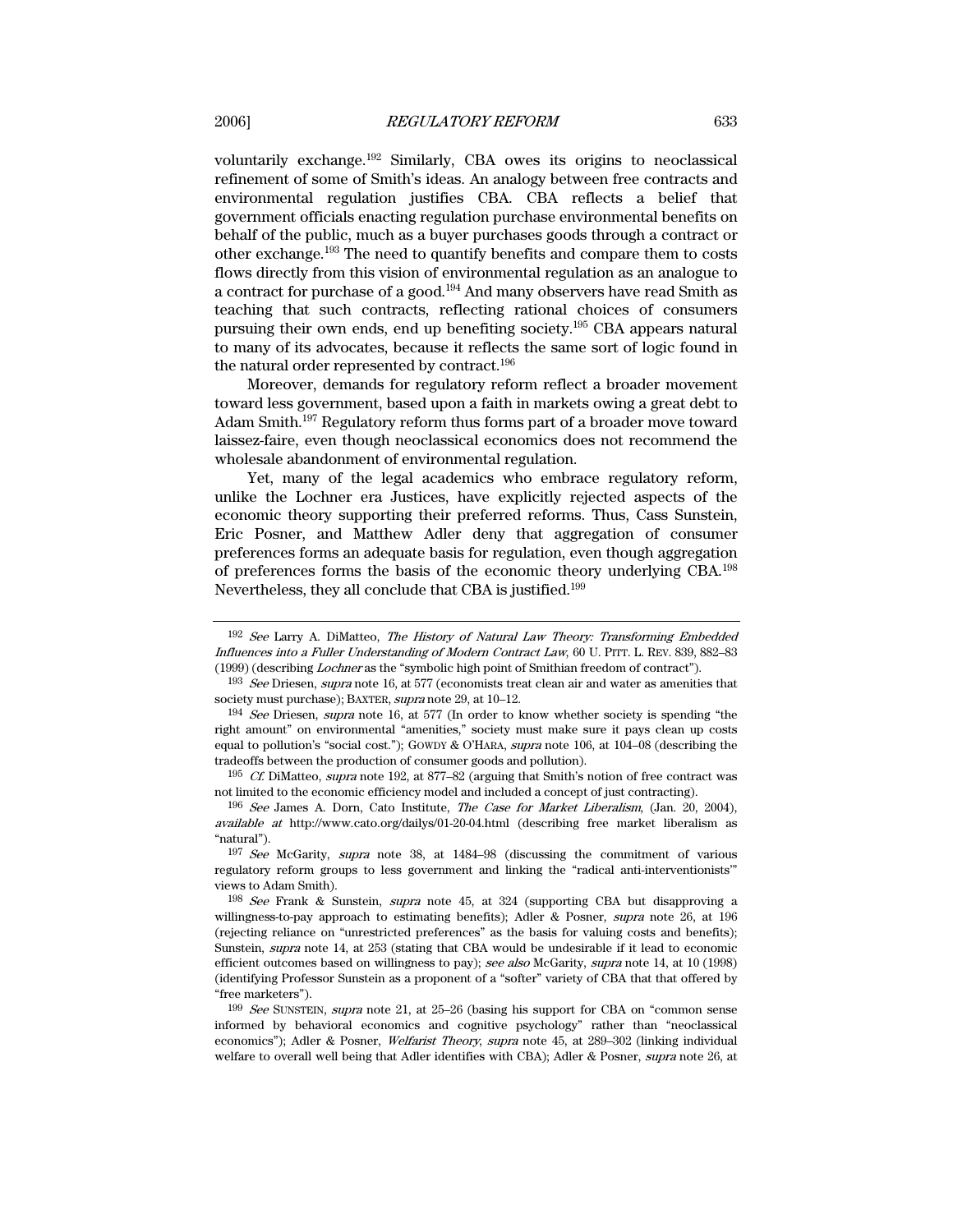voluntarily exchange.[192] Similarly, CBA owes its origins to neoclassical refinement of some of Smith's ideas. An analogy between free contracts and environmental regulation justifies CBA. CBA reflects a belief that government officials enacting regulation purchase environmental benefits on behalf of the public, much as a buyer purchases goods through a contract or other exchange.[193] The need to quantify benefits and compare them to costs flows directly from this vision of environmental regulation as an analogue to a contract for purchase of a good.[194] And many observers have read Smith as teaching that such contracts, reflecting rational choices of consumers pursuing their own ends, end up benefiting society.[195] CBA appears natural to many of its advocates, because it reflects the same sort of logic found in the natural order represented by contract.[196]

Moreover, demands for regulatory reform reflect a broader movement toward less government, based upon a faith in markets owing a great debt to Adam Smith.[197] Regulatory reform thus forms part of a broader move toward laissez-faire, even though neoclassical economics does not recommend the wholesale abandonment of environmental regulation.

Yet, many of the legal academics who embrace regulatory reform, unlike the Lochner era Justices, have explicitly rejected aspects of the economic theory supporting their preferred reforms. Thus, Cass Sunstein, Eric Posner, and Matthew Adler deny that aggregation of consumer preferences forms an adequate basis for regulation, even though aggregation of preferences forms the basis of the economic theory underlying CBA.[198] Nevertheless, they all conclude that CBA is justified.[199]

---

[192] *See* Larry A. DiMatteo, *The History of Natural Law Theory: Transforming Embedded Influences into a Fuller Understanding of Modern Contract Law*, 60 U. PITT. L. REV. 839, 882–83 (1999) (describing *Lochner* as the "symbolic high point of Smithian freedom of contract").

[193] *See* Driesen, *supra* note 16, at 577 (economists treat clean air and water as amenities that society must purchase); BAXTER, *supra* note 29, at 10–12.

[194] *See* Driesen, *supra* note 16, at 577 (In order to know whether society is spending "the right amount" on environmental "amenities," society must make sure it pays clean up costs equal to pollution's "social cost."); GOWDY & O'HARA, *supra* note 106, at 104–08 (describing the tradeoffs between the production of consumer goods and pollution).

[195] *Cf.* DiMatteo, *supra* note 192, at 877–82 (arguing that Smith's notion of free contract was not limited to the economic efficiency model and included a concept of just contracting).

[196] *See* James A. Dorn, Cato Institute, *The Case for Market Liberalism*, (Jan. 20, 2004), *available at* http://www.cato.org/dailys/01-20-04.html (describing free market liberalism as "natural").

[197] *See* McGarity, *supra* note 38, at 1484–98 (discussing the commitment of various regulatory reform groups to less government and linking the "radical anti-interventionists'" views to Adam Smith).

[198] *See* Frank & Sunstein, *supra* note 45, at 324 (supporting CBA but disapproving a willingness-to-pay approach to estimating benefits); Adler & Posner, *supra* note 26, at 196 (rejecting reliance on "unrestricted preferences" as the basis for valuing costs and benefits); Sunstein, *supra* note 14, at 253 (stating that CBA would be undesirable if it lead to economic efficient outcomes based on willingness to pay); *see also* McGarity, *supra* note 14, at 10 (1998) (identifying Professor Sunstein as a proponent of a "softer" variety of CBA that that offered by "free marketers").

[199] *See* SUNSTEIN, *supra* note 21, at 25–26 (basing his support for CBA on "common sense informed by behavioral economics and cognitive psychology" rather than "neoclassical economics"); Adler & Posner, *Welfarist Theory*, *supra* note 45, at 289–302 (linking individual welfare to overall well being that Adler identifies with CBA); Adler & Posner, *supra* note 26, at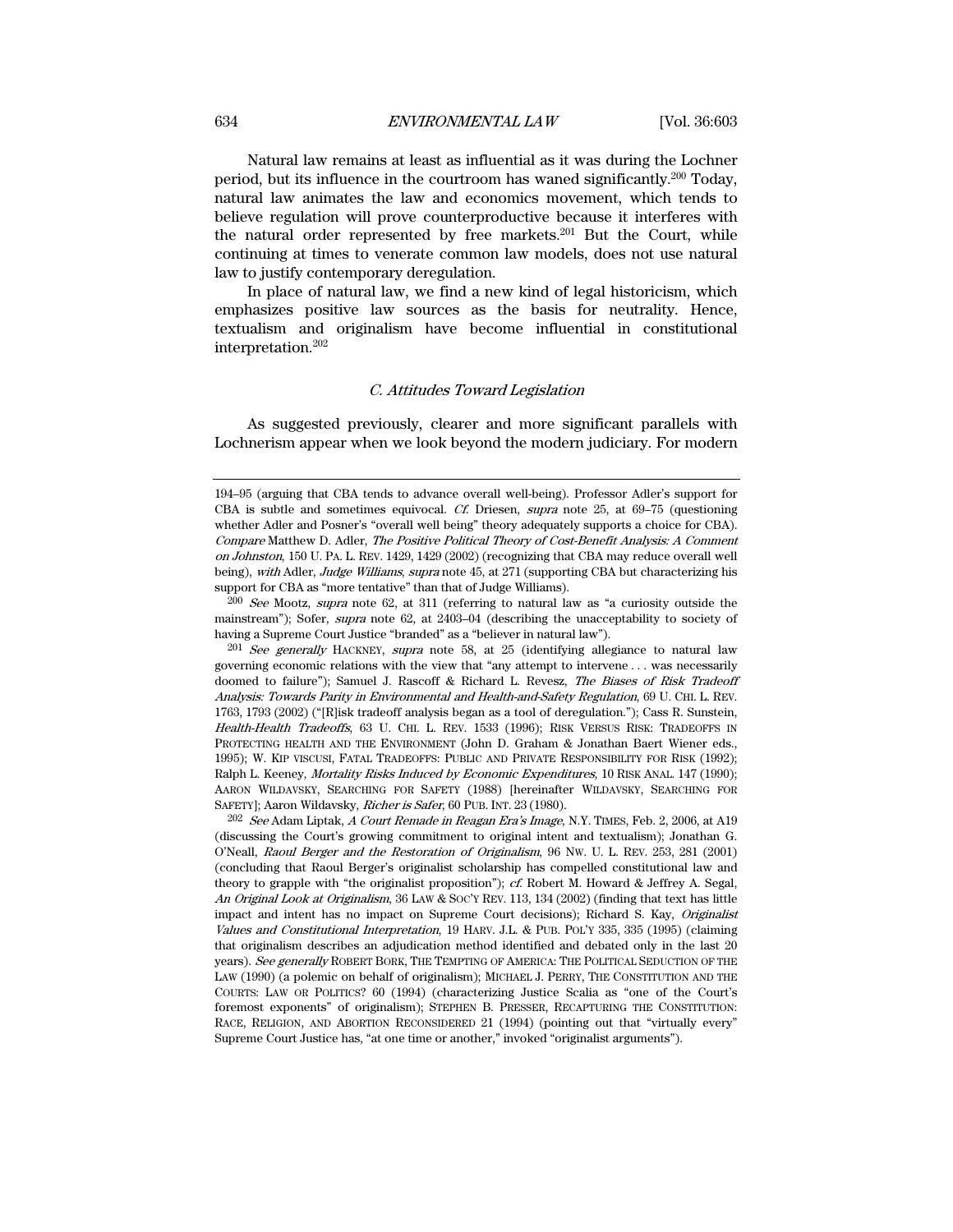Natural law remains at least as influential as it was during the Lochner period, but its influence in the courtroom has waned significantly.[200] Today, natural law animates the law and economics movement, which tends to believe regulation will prove counterproductive because it interferes with the natural order represented by free markets.[201] But the Court, while continuing at times to venerate common law models, does not use natural law to justify contemporary deregulation.

In place of natural law, we find a new kind of legal historicism, which emphasizes positive law sources as the basis for neutrality. Hence, textualism and originalism have become influential in constitutional interpretation.[202]

### *C. Attitudes Toward Legislation*

As suggested previously, clearer and more significant parallels with Lochnerism appear when we look beyond the modern judiciary. For modern

---

194–95 (arguing that CBA tends to advance overall well-being). Professor Adler's support for CBA is subtle and sometimes equivocal. *Cf.* Driesen, *supra* note 25, at 69–75 (questioning whether Adler and Posner's "overall well being" theory adequately supports a choice for CBA). *Compare* Matthew D. Adler, *The Positive Political Theory of Cost-Benefit Analysis: A Comment on Johnston*, 150 U. PA. L. REV. 1429, 1429 (2002) (recognizing that CBA may reduce overall well being), *with* Adler, *Judge Williams*, *supra* note 45, at 271 (supporting CBA but characterizing his support for CBA as "more tentative" than that of Judge Williams).

[200] *See* Mootz, *supra* note 62, at 311 (referring to natural law as "a curiosity outside the mainstream"); Sofer, *supra* note 62, at 2403–04 (describing the unacceptability to society of having a Supreme Court Justice "branded" as a "believer in natural law").

[201] *See generally* HACKNEY, *supra* note 58, at 25 (identifying allegiance to natural law governing economic relations with the view that "any attempt to intervene . . . was necessarily doomed to failure"); Samuel J. Rascoff & Richard L. Revesz, *The Biases of Risk Tradeoff Analysis: Towards Parity in Environmental and Health-and-Safety Regulation*, 69 U. CHI. L. REV. 1763, 1793 (2002) ("[R]isk tradeoff analysis began as a tool of deregulation."); Cass R. Sunstein, *Health-Health Tradeoffs*, 63 U. CHI. L. REV. 1533 (1996); RISK VERSUS RISK: TRADEOFFS IN PROTECTING HEALTH AND THE ENVIRONMENT (John D. Graham & Jonathan Baert Wiener eds., 1995); W. KIP VISCUSI, FATAL TRADEOFFS: PUBLIC AND PRIVATE RESPONSIBILITY FOR RISK (1992); Ralph L. Keeney, *Mortality Risks Induced by Economic Expenditures*, 10 RISK ANAL. 147 (1990); AARON WILDAVSKY, SEARCHING FOR SAFETY (1988) [hereinafter WILDAVSKY, SEARCHING FOR SAFETY]; Aaron Wildavsky, *Richer is Safer*, 60 PUB. INT. 23 (1980).

[202] *See* Adam Liptak, *A Court Remade in Reagan Era's Image*, N.Y. TIMES, Feb. 2, 2006, at A19 (discussing the Court's growing commitment to original intent and textualism); Jonathan G. O'Neall, *Raoul Berger and the Restoration of Originalism*, 96 NW. U. L. REV. 253, 281 (2001) (concluding that Raoul Berger's originalist scholarship has compelled constitutional law and theory to grapple with "the originalist proposition"); *cf.* Robert M. Howard & Jeffrey A. Segal, *An Original Look at Originalism*, 36 LAW & SOC'Y REV. 113, 134 (2002) (finding that text has little impact and intent has no impact on Supreme Court decisions); Richard S. Kay, *Originalist Values and Constitutional Interpretation*, 19 HARV. J.L. & PUB. POL'Y 335, 335 (1995) (claiming that originalism describes an adjudication method identified and debated only in the last 20 years). *See generally* ROBERT BORK, THE TEMPTING OF AMERICA: THE POLITICAL SEDUCTION OF THE LAW (1990) (a polemic on behalf of originalism); MICHAEL J. PERRY, THE CONSTITUTION AND THE COURTS: LAW OR POLITICS? 60 (1994) (characterizing Justice Scalia as "one of the Court's foremost exponents" of originalism); STEPHEN B. PRESSER, RECAPTURING THE CONSTITUTION: RACE, RELIGION, AND ABORTION RECONSIDERED 21 (1994) (pointing out that "virtually every" Supreme Court Justice has, "at one time or another," invoked "originalist arguments").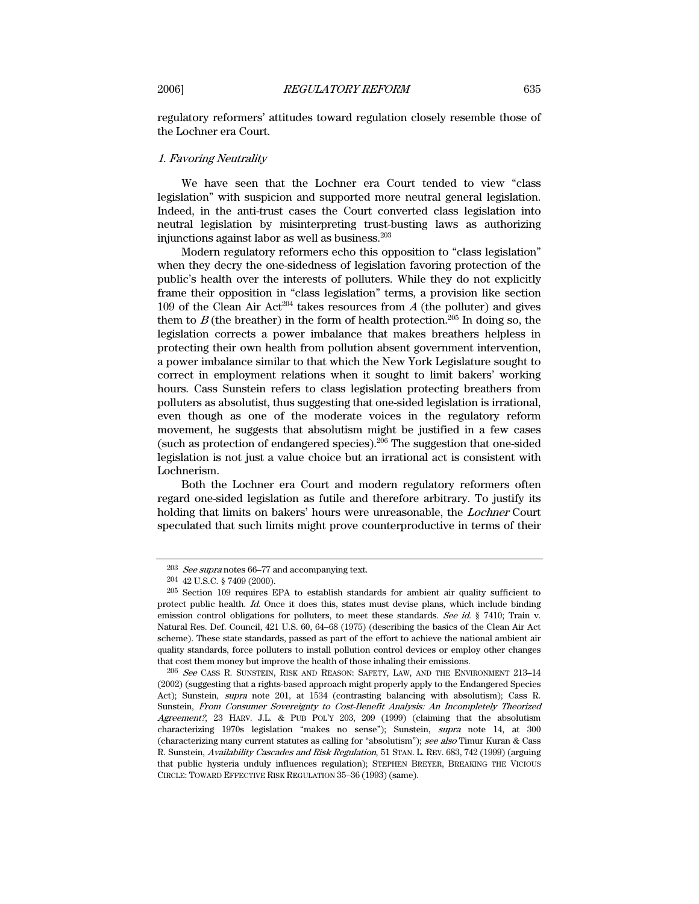regulatory reformers' attitudes toward regulation closely resemble those of the Lochner era Court.

### *1. Favoring Neutrality*

We have seen that the Lochner era Court tended to view "class legislation" with suspicion and supported more neutral general legislation. Indeed, in the anti-trust cases the Court converted class legislation into neutral legislation by misinterpreting trust-busting laws as authorizing injunctions against labor as well as business.[203]

Modern regulatory reformers echo this opposition to "class legislation" when they decry the one-sidedness of legislation favoring protection of the public's health over the interests of polluters. While they do not explicitly frame their opposition in "class legislation" terms, a provision like section 109 of the Clean Air Act[204] takes resources from *A* (the polluter) and gives them to *B* (the breather) in the form of health protection.[205] In doing so, the legislation corrects a power imbalance that makes breathers helpless in protecting their own health from pollution absent government intervention, a power imbalance similar to that which the New York Legislature sought to correct in employment relations when it sought to limit bakers' working hours. Cass Sunstein refers to class legislation protecting breathers from polluters as absolutist, thus suggesting that one-sided legislation is irrational, even though as one of the moderate voices in the regulatory reform movement, he suggests that absolutism might be justified in a few cases (such as protection of endangered species).[206] The suggestion that one-sided legislation is not just a value choice but an irrational act is consistent with Lochnerism.

Both the Lochner era Court and modern regulatory reformers often regard one-sided legislation as futile and therefore arbitrary. To justify its holding that limits on bakers' hours were unreasonable, the *Lochner* Court speculated that such limits might prove counterproductive in terms of their

---

[203] *See supra* notes 66–77 and accompanying text.

[204] 42 U.S.C. § 7409 (2000).

[205] Section 109 requires EPA to establish standards for ambient air quality sufficient to protect public health. *Id.* Once it does this, states must devise plans, which include binding emission control obligations for polluters, to meet these standards. *See id.* § 7410; Train v. Natural Res. Def. Council, 421 U.S. 60, 64–68 (1975) (describing the basics of the Clean Air Act scheme). These state standards, passed as part of the effort to achieve the national ambient air quality standards, force polluters to install pollution control devices or employ other changes that cost them money but improve the health of those inhaling their emissions.

[206] *See* CASS R. SUNSTEIN, RISK AND REASON: SAFETY, LAW, AND THE ENVIRONMENT 213–14 (2002) (suggesting that a rights-based approach might properly apply to the Endangered Species Act); Sunstein, *supra* note 201, at 1534 (contrasting balancing with absolutism); Cass R. Sunstein, *From Consumer Sovereignty to Cost-Benefit Analysis: An Incompletely Theorized Agreement?*, 23 HARV. J.L. & PUB POL'Y 203, 209 (1999) (claiming that the absolutism characterizing 1970s legislation "makes no sense"); Sunstein, *supra* note 14, at 300 (characterizing many current statutes as calling for "absolutism"); *see also* Timur Kuran & Cass R. Sunstein, *Availability Cascades and Risk Regulation*, 51 STAN. L. REV. 683, 742 (1999) (arguing that public hysteria unduly influences regulation); STEPHEN BREYER, BREAKING THE VICIOUS CIRCLE: TOWARD EFFECTIVE RISK REGULATION 35–36 (1993) (same).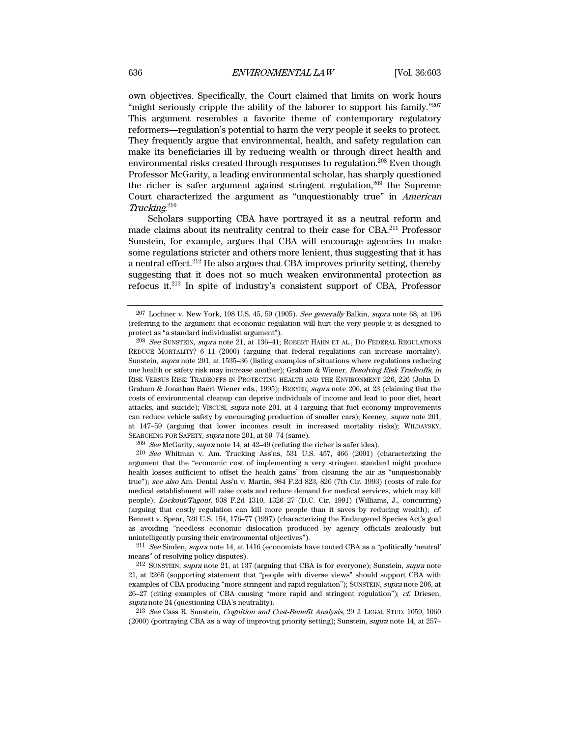own objectives. Specifically, the Court claimed that limits on work hours "might seriously cripple the ability of the laborer to support his family."[207] This argument resembles a favorite theme of contemporary regulatory reformers—regulation's potential to harm the very people it seeks to protect. They frequently argue that environmental, health, and safety regulation can make its beneficiaries ill by reducing wealth or through direct health and environmental risks created through responses to regulation.[208] Even though Professor McGarity, a leading environmental scholar, has sharply questioned the richer is safer argument against stringent regulation,[209] the Supreme Court characterized the argument as "unquestionably true" in *American Trucking*.[210]

Scholars supporting CBA have portrayed it as a neutral reform and made claims about its neutrality central to their case for CBA.[211] Professor Sunstein, for example, argues that CBA will encourage agencies to make some regulations stricter and others more lenient, thus suggesting that it has a neutral effect.[212] He also argues that CBA improves priority setting, thereby suggesting that it does not so much weaken environmental protection as refocus it.[213] In spite of industry's consistent support of CBA, Professor

---

[207] Lochner v. New York, 198 U.S. 45, 59 (1905). *See generally* Balkin, *supra* note 68, at 196 (referring to the argument that economic regulation will hurt the very people it is designed to protect as "a standard individualist argument").

[208] *See* SUNSTEIN, *supra* note 21, at 136–41; ROBERT HAHN ET AL., DO FEDERAL REGULATIONS REDUCE MORTALITY? 6–11 (2000) (arguing that federal regulations can increase mortality); Sunstein, *supra* note 201, at 1535–36 (listing examples of situations where regulations reducing one health or safety risk may increase another); Graham & Wiener, *Resolving Risk Tradeoffs*, *in* RISK VERSUS RISK: TRADEOFFS IN PROTECTING HEALTH AND THE ENVIRONMENT 226, 226 (John D. Graham & Jonathan Baert Wiener eds., 1995); BREYER, *supra* note 206, at 23 (claiming that the costs of environmental cleanup can deprive individuals of income and lead to poor diet, heart attacks, and suicide); VISCUSI, *supra* note 201, at 4 (arguing that fuel economy improvements can reduce vehicle safety by encouraging production of smaller cars); Keeney, *supra* note 201, at 147–59 (arguing that lower incomes result in increased mortality risks); WILDAVSKY, SEARCHING FOR SAFETY, *supra* note 201, at 59–74 (same).

[209] *See* McGarity, *supra* note 14, at 42–49 (refuting the richer is safer idea).

[210] *See* Whitman v. Am. Trucking Ass'ns, 531 U.S. 457, 466 (2001) (characterizing the argument that the "economic cost of implementing a very stringent standard might produce health losses sufficient to offset the health gains" from cleaning the air as "unquestionably true"); *see also* Am. Dental Ass'n v. Martin, 984 F.2d 823, 826 (7th Cir. 1993) (costs of rule for medical establishment will raise costs and reduce demand for medical services, which may kill people); *Lockout/Tagout*, 938 F.2d 1310, 1326–27 (D.C. Cir. 1991) (Williams, J., concurring) (arguing that costly regulation can kill more people than it saves by reducing wealth); *cf.* Bennett v. Spear, 520 U.S. 154, 176–77 (1997) (characterizing the Endangered Species Act's goal as avoiding "needless economic dislocation produced by agency officials zealously but unintelligently pursing their environmental objectives").

[211] *See* Sinden, *supra* note 14, at 1416 (economists have touted CBA as a "politically 'neutral' means" of resolving policy disputes).

[212] SUNSTEIN, *supra* note 21, at 137 (arguing that CBA is for everyone); Sunstein, *supra* note 21, at 2265 (supporting statement that "people with diverse views" should support CBA with examples of CBA producing "more stringent and rapid regulation"); SUNSTEIN, *supra* note 206, at 26–27 (citing examples of CBA causing "more rapid and stringent regulation"); *cf.* Driesen, *supra* note 24 (questioning CBA's neutrality).

[213] *See* Cass R. Sunstein, *Cognition and Cost-Benefit Analysis*, 29 J. LEGAL STUD. 1059, 1060 (2000) (portraying CBA as a way of improving priority setting); Sunstein, *supra* note 14, at 257–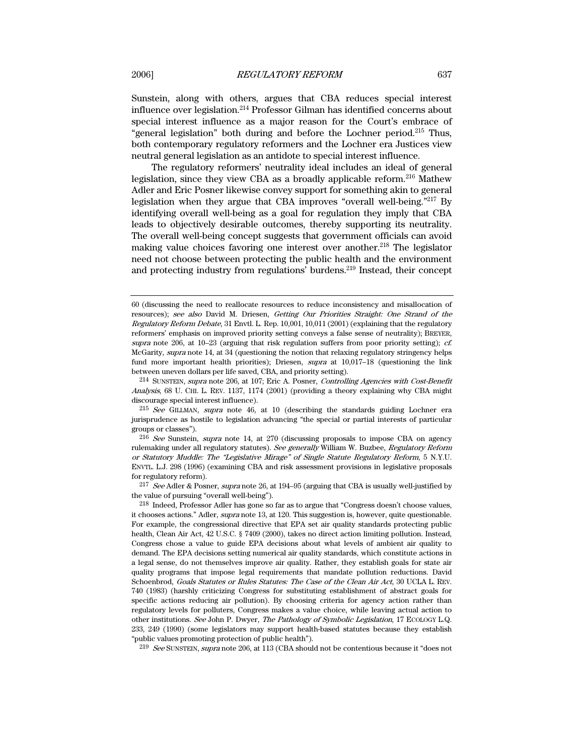Sunstein, along with others, argues that CBA reduces special interest influence over legislation.[214] Professor Gilman has identified concerns about special interest influence as a major reason for the Court's embrace of "general legislation" both during and before the Lochner period.[215] Thus, both contemporary regulatory reformers and the Lochner era Justices view neutral general legislation as an antidote to special interest influence.

The regulatory reformers' neutrality ideal includes an ideal of general legislation, since they view CBA as a broadly applicable reform.[216] Mathew Adler and Eric Posner likewise convey support for something akin to general legislation when they argue that CBA improves "overall well-being."[217] By identifying overall well-being as a goal for regulation they imply that CBA leads to objectively desirable outcomes, thereby supporting its neutrality. The overall well-being concept suggests that government officials can avoid making value choices favoring one interest over another.[218] The legislator need not choose between protecting the public health and the environment and protecting industry from regulations' burdens.[219] Instead, their concept

---

60 (discussing the need to reallocate resources to reduce inconsistency and misallocation of resources); *see also* David M. Driesen, *Getting Our Priorities Straight: One Strand of the Regulatory Reform Debate*, 31 Envtl. L. Rep. 10,001, 10,011 (2001) (explaining that the regulatory reformers' emphasis on improved priority setting conveys a false sense of neutrality); BREYER, *supra* note 206, at 10–23 (arguing that risk regulation suffers from poor priority setting); *cf.* McGarity, *supra* note 14, at 34 (questioning the notion that relaxing regulatory stringency helps fund more important health priorities); Driesen, *supra* at 10,017–18 (questioning the link between uneven dollars per life saved, CBA, and priority setting).

[214] SUNSTEIN, *supra* note 206, at 107; Eric A. Posner, *Controlling Agencies with Cost-Benefit Analysis*, 68 U. CHI. L. REV. 1137, 1174 (2001) (providing a theory explaining why CBA might discourage special interest influence).

[215] *See* GILLMAN, *supra* note 46, at 10 (describing the standards guiding Lochner era jurisprudence as hostile to legislation advancing "the special or partial interests of particular groups or classes").

[216] *See* Sunstein, *supra* note 14, at 270 (discussing proposals to impose CBA on agency rulemaking under all regulatory statutes). *See generally* William W. Buzbee, *Regulatory Reform or Statutory Muddle: The "Legislative Mirage" of Single Statute Regulatory Reform*, 5 N.Y.U. ENVTL. L.J. 298 (1996) (examining CBA and risk assessment provisions in legislative proposals for regulatory reform).

[217] *See* Adler & Posner, *supra* note 26, at 194–95 (arguing that CBA is usually well-justified by the value of pursuing "overall well-being").

[218] Indeed, Professor Adler has gone so far as to argue that "Congress doesn't choose values, it chooses actions." Adler, *supra* note 13, at 120. This suggestion is, however, quite questionable. For example, the congressional directive that EPA set air quality standards protecting public health, Clean Air Act, 42 U.S.C. § 7409 (2000), takes no direct action limiting pollution. Instead, Congress chose a value to guide EPA decisions about what levels of ambient air quality to demand. The EPA decisions setting numerical air quality standards, which constitute actions in a legal sense, do not themselves improve air quality. Rather, they establish goals for state air quality programs that impose legal requirements that mandate pollution reductions. David Schoenbrod, *Goals Statutes or Rules Statutes: The Case of the Clean Air Act*, 30 UCLA L. REV. 740 (1983) (harshly criticizing Congress for substituting establishment of abstract goals for specific actions reducing air pollution). By choosing criteria for agency action rather than regulatory levels for polluters, Congress makes a value choice, while leaving actual action to other institutions. *See* John P. Dwyer, *The Pathology of Symbolic Legislation*, 17 ECOLOGY L.Q. 233, 249 (1990) (some legislators may support health-based statutes because they establish "public values promoting protection of public health").

[219] *See* SUNSTEIN, *supra* note 206, at 113 (CBA should not be contentious because it "does not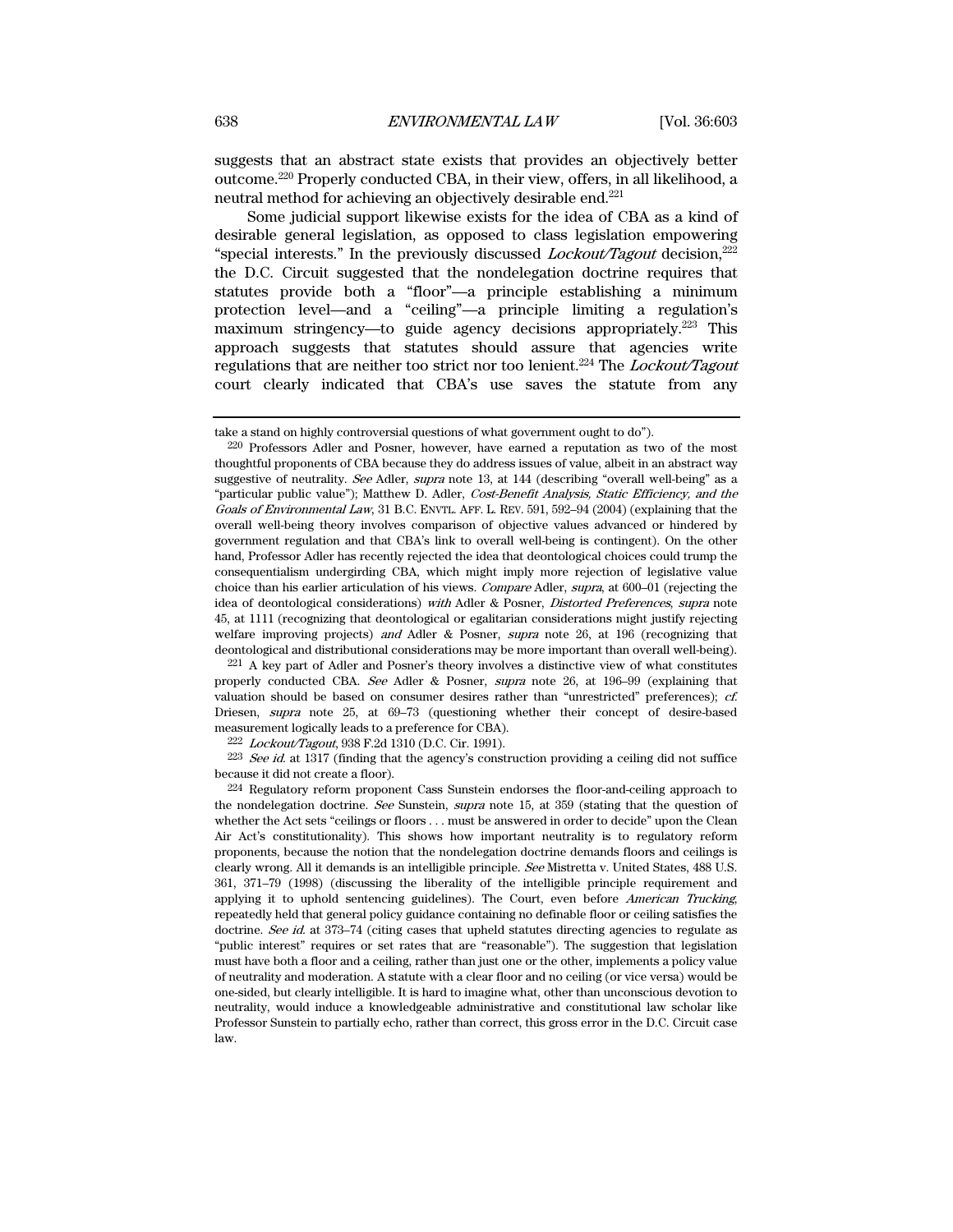suggests that an abstract state exists that provides an objectively better outcome.[220] Properly conducted CBA, in their view, offers, in all likelihood, a neutral method for achieving an objectively desirable end.[221]

Some judicial support likewise exists for the idea of CBA as a kind of desirable general legislation, as opposed to class legislation empowering "special interests." In the previously discussed *Lockout/Tagout* decision,[222] the D.C. Circuit suggested that the nondelegation doctrine requires that statutes provide both a "floor"—a principle establishing a minimum protection level—and a "ceiling"—a principle limiting a regulation's maximum stringency—to guide agency decisions appropriately.[223] This approach suggests that statutes should assure that agencies write regulations that are neither too strict nor too lenient.[224] The *Lockout/Tagout* court clearly indicated that CBA's use saves the statute from any

---

take a stand on highly controversial questions of what government ought to do").

[220] Professors Adler and Posner, however, have earned a reputation as two of the most thoughtful proponents of CBA because they do address issues of value, albeit in an abstract way suggestive of neutrality. *See* Adler, *supra* note 13, at 144 (describing "overall well-being" as a "particular public value"); Matthew D. Adler, *Cost-Benefit Analysis, Static Efficiency, and the Goals of Environmental Law*, 31 B.C. ENVTL. AFF. L. REV. 591, 592–94 (2004) (explaining that the overall well-being theory involves comparison of objective values advanced or hindered by government regulation and that CBA's link to overall well-being is contingent). On the other hand, Professor Adler has recently rejected the idea that deontological choices could trump the consequentialism undergirding CBA, which might imply more rejection of legislative value choice than his earlier articulation of his views. *Compare* Adler, *supra*, at 600–01 (rejecting the idea of deontological considerations) *with* Adler & Posner, *Distorted Preferences*, *supra* note 45, at 1111 (recognizing that deontological or egalitarian considerations might justify rejecting welfare improving projects) *and* Adler & Posner, *supra* note 26, at 196 (recognizing that deontological and distributional considerations may be more important than overall well-being).

[221] A key part of Adler and Posner's theory involves a distinctive view of what constitutes properly conducted CBA. *See* Adler & Posner, *supra* note 26, at 196–99 (explaining that valuation should be based on consumer desires rather than "unrestricted" preferences); *cf.* Driesen, *supra* note 25, at 69–73 (questioning whether their concept of desire-based measurement logically leads to a preference for CBA).

[222] *Lockout/Tagout*, 938 F.2d 1310 (D.C. Cir. 1991).

[223] *See id.* at 1317 (finding that the agency's construction providing a ceiling did not suffice because it did not create a floor).

[224] Regulatory reform proponent Cass Sunstein endorses the floor-and-ceiling approach to the nondelegation doctrine. *See* Sunstein, *supra* note 15, at 359 (stating that the question of whether the Act sets "ceilings or floors . . . must be answered in order to decide" upon the Clean Air Act's constitutionality). This shows how important neutrality is to regulatory reform proponents, because the notion that the nondelegation doctrine demands floors and ceilings is clearly wrong. All it demands is an intelligible principle. *See* Mistretta v. United States, 488 U.S. 361, 371–79 (1998) (discussing the liberality of the intelligible principle requirement and applying it to uphold sentencing guidelines). The Court, even before *American Trucking*, repeatedly held that general policy guidance containing no definable floor or ceiling satisfies the doctrine. *See id.* at 373–74 (citing cases that upheld statutes directing agencies to regulate as "public interest" requires or set rates that are "reasonable"). The suggestion that legislation must have both a floor and a ceiling, rather than just one or the other, implements a policy value of neutrality and moderation. A statute with a clear floor and no ceiling (or vice versa) would be one-sided, but clearly intelligible. It is hard to imagine what, other than unconscious devotion to neutrality, would induce a knowledgeable administrative and constitutional law scholar like Professor Sunstein to partially echo, rather than correct, this gross error in the D.C. Circuit case law.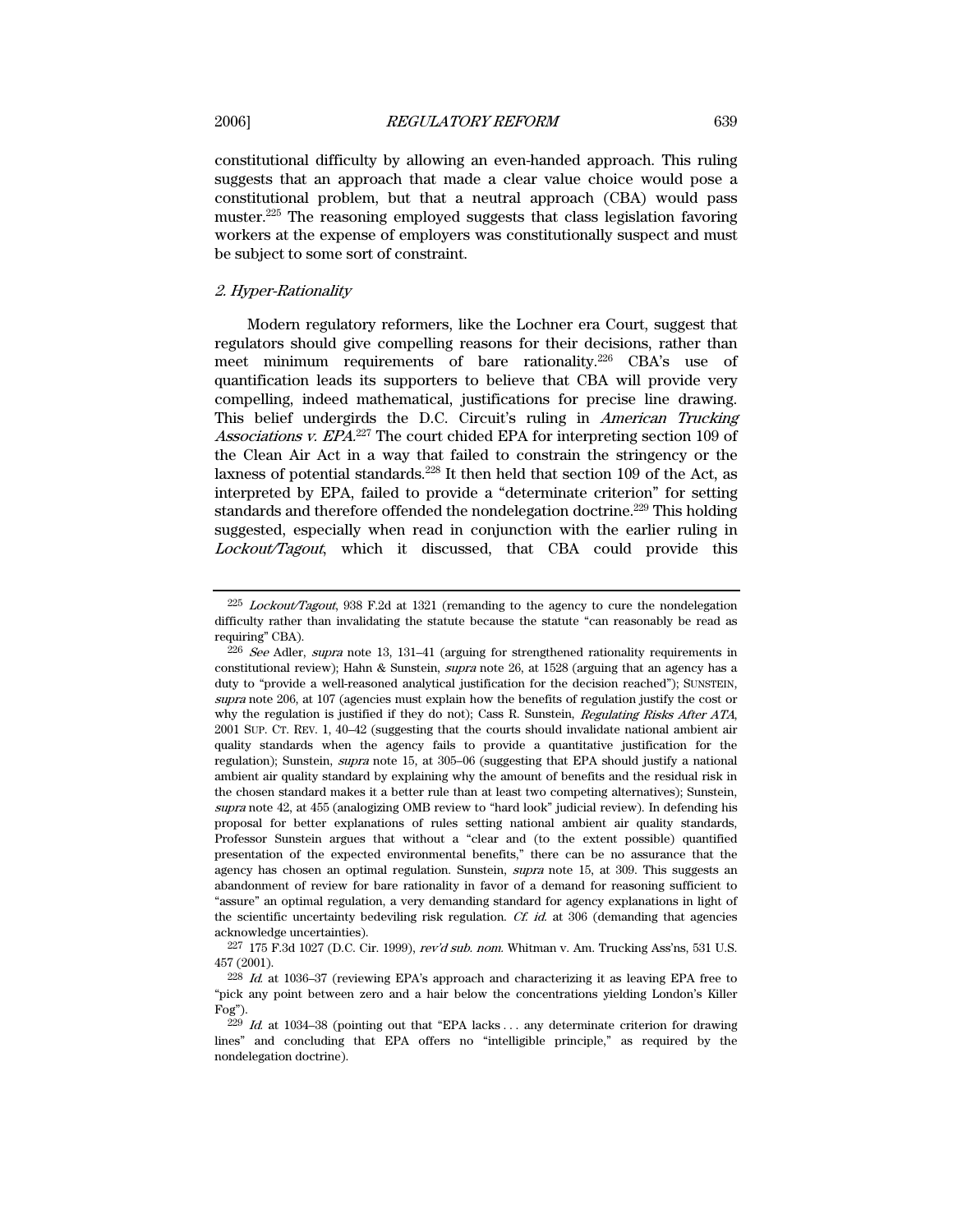constitutional difficulty by allowing an even-handed approach. This ruling suggests that an approach that made a clear value choice would pose a constitutional problem, but that a neutral approach (CBA) would pass muster.[225] The reasoning employed suggests that class legislation favoring workers at the expense of employers was constitutionally suspect and must be subject to some sort of constraint.

### *2. Hyper-Rationality*

Modern regulatory reformers, like the Lochner era Court, suggest that regulators should give compelling reasons for their decisions, rather than meet minimum requirements of bare rationality.[226] CBA's use of quantification leads its supporters to believe that CBA will provide very compelling, indeed mathematical, justifications for precise line drawing. This belief undergirds the D.C. Circuit's ruling in *American Trucking Associations v. EPA*.[227] The court chided EPA for interpreting section 109 of the Clean Air Act in a way that failed to constrain the stringency or the laxness of potential standards.[228] It then held that section 109 of the Act, as interpreted by EPA, failed to provide a "determinate criterion" for setting standards and therefore offended the nondelegation doctrine.[229] This holding suggested, especially when read in conjunction with the earlier ruling in *Lockout/Tagout*, which it discussed, that CBA could provide this

---

[225] *Lockout/Tagout*, 938 F.2d at 1321 (remanding to the agency to cure the nondelegation difficulty rather than invalidating the statute because the statute "can reasonably be read as requiring" CBA).

[226] *See* Adler, *supra* note 13, 131–41 (arguing for strengthened rationality requirements in constitutional review); Hahn & Sunstein, *supra* note 26, at 1528 (arguing that an agency has a duty to "provide a well-reasoned analytical justification for the decision reached"); SUNSTEIN, *supra* note 206, at 107 (agencies must explain how the benefits of regulation justify the cost or why the regulation is justified if they do not); Cass R. Sunstein, *Regulating Risks After ATA*, 2001 SUP. CT. REV. 1, 40–42 (suggesting that the courts should invalidate national ambient air quality standards when the agency fails to provide a quantitative justification for the regulation); Sunstein, *supra* note 15, at 305–06 (suggesting that EPA should justify a national ambient air quality standard by explaining why the amount of benefits and the residual risk in the chosen standard makes it a better rule than at least two competing alternatives); Sunstein, *supra* note 42, at 455 (analogizing OMB review to "hard look" judicial review). In defending his proposal for better explanations of rules setting national ambient air quality standards, Professor Sunstein argues that without a "clear and (to the extent possible) quantified presentation of the expected environmental benefits," there can be no assurance that the agency has chosen an optimal regulation. Sunstein, *supra* note 15, at 309. This suggests an abandonment of review for bare rationality in favor of a demand for reasoning sufficient to "assure" an optimal regulation, a very demanding standard for agency explanations in light of the scientific uncertainty bedeviling risk regulation. *Cf. id.* at 306 (demanding that agencies acknowledge uncertainties).

[227] 175 F.3d 1027 (D.C. Cir. 1999), *rev'd sub. nom.* Whitman v. Am. Trucking Ass'ns, 531 U.S. 457 (2001).

[228] *Id.* at 1036–37 (reviewing EPA's approach and characterizing it as leaving EPA free to "pick any point between zero and a hair below the concentrations yielding London's Killer Fog").

[229] *Id.* at 1034–38 (pointing out that "EPA lacks . . . any determinate criterion for drawing lines" and concluding that EPA offers no "intelligible principle," as required by the nondelegation doctrine).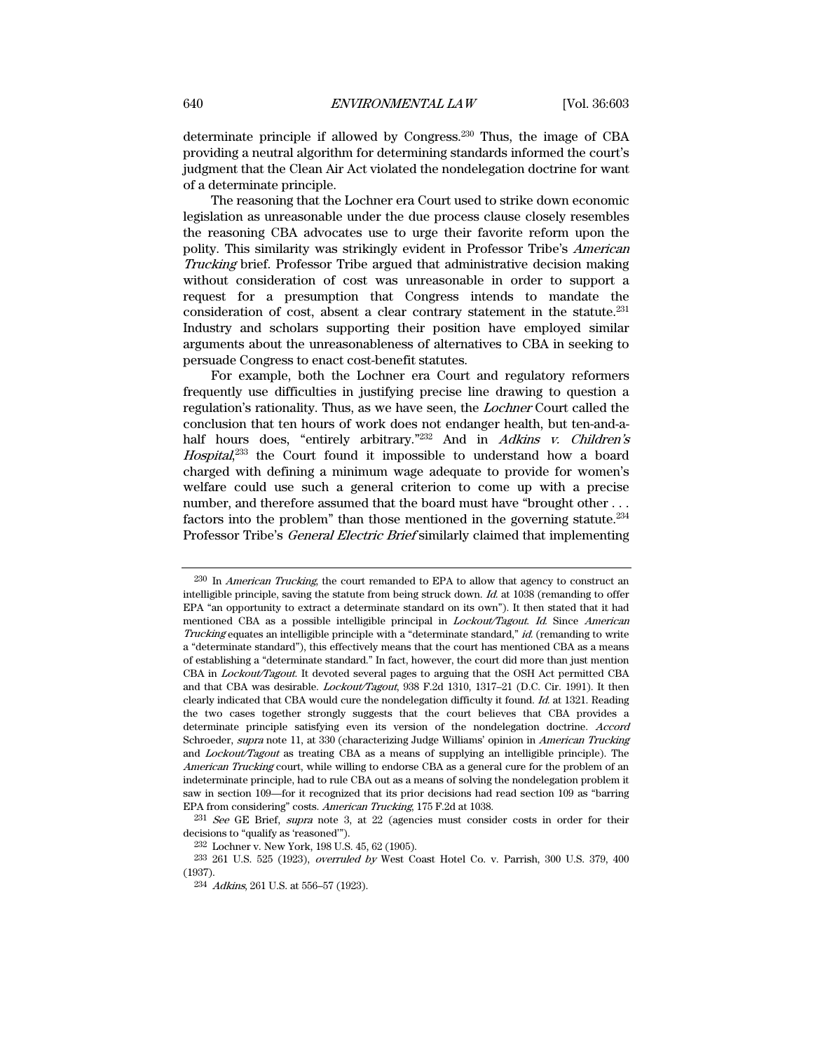determinate principle if allowed by Congress.[230] Thus, the image of CBA providing a neutral algorithm for determining standards informed the court's judgment that the Clean Air Act violated the nondelegation doctrine for want of a determinate principle.

The reasoning that the Lochner era Court used to strike down economic legislation as unreasonable under the due process clause closely resembles the reasoning CBA advocates use to urge their favorite reform upon the polity. This similarity was strikingly evident in Professor Tribe's *American Trucking* brief. Professor Tribe argued that administrative decision making without consideration of cost was unreasonable in order to support a request for a presumption that Congress intends to mandate the consideration of cost, absent a clear contrary statement in the statute.[231] Industry and scholars supporting their position have employed similar arguments about the unreasonableness of alternatives to CBA in seeking to persuade Congress to enact cost-benefit statutes.

For example, both the Lochner era Court and regulatory reformers frequently use difficulties in justifying precise line drawing to question a regulation's rationality. Thus, as we have seen, the *Lochner* Court called the conclusion that ten hours of work does not endanger health, but ten-and-a-half hours does, "entirely arbitrary."[232] And in *Adkins v. Children's Hospital*,[233] the Court found it impossible to understand how a board charged with defining a minimum wage adequate to provide for women's welfare could use such a general criterion to come up with a precise number, and therefore assumed that the board must have "brought other . . . factors into the problem" than those mentioned in the governing statute.[234] Professor Tribe's *General Electric Brief* similarly claimed that implementing

---

[230] In *American Trucking*, the court remanded to EPA to allow that agency to construct an intelligible principle, saving the statute from being struck down. *Id.* at 1038 (remanding to offer EPA "an opportunity to extract a determinate standard on its own"). It then stated that it had mentioned CBA as a possible intelligible principal in *Lockout/Tagout*. *Id.* Since *American Trucking* equates an intelligible principle with a "determinate standard," *id.* (remanding to write a "determinate standard"), this effectively means that the court has mentioned CBA as a means of establishing a "determinate standard." In fact, however, the court did more than just mention CBA in *Lockout/Tagout*. It devoted several pages to arguing that the OSH Act permitted CBA and that CBA was desirable. *Lockout/Tagout*, 938 F.2d 1310, 1317–21 (D.C. Cir. 1991). It then clearly indicated that CBA would cure the nondelegation difficulty it found. *Id.* at 1321. Reading the two cases together strongly suggests that the court believes that CBA provides a determinate principle satisfying even its version of the nondelegation doctrine. *Accord* Schroeder, *supra* note 11, at 330 (characterizing Judge Williams' opinion in *American Trucking* and *Lockout/Tagout* as treating CBA as a means of supplying an intelligible principle). The *American Trucking* court, while willing to endorse CBA as a general cure for the problem of an indeterminate principle, had to rule CBA out as a means of solving the nondelegation problem it saw in section 109—for it recognized that its prior decisions had read section 109 as "barring EPA from considering" costs. *American Trucking*, 175 F.2d at 1038.

[231] *See* GE Brief, *supra* note 3, at 22 (agencies must consider costs in order for their decisions to "qualify as 'reasoned'").

[232] Lochner v. New York, 198 U.S. 45, 62 (1905).

[233] 261 U.S. 525 (1923), *overruled by* West Coast Hotel Co. v. Parrish, 300 U.S. 379, 400 (1937).

[234] *Adkins*, 261 U.S. at 556–57 (1923).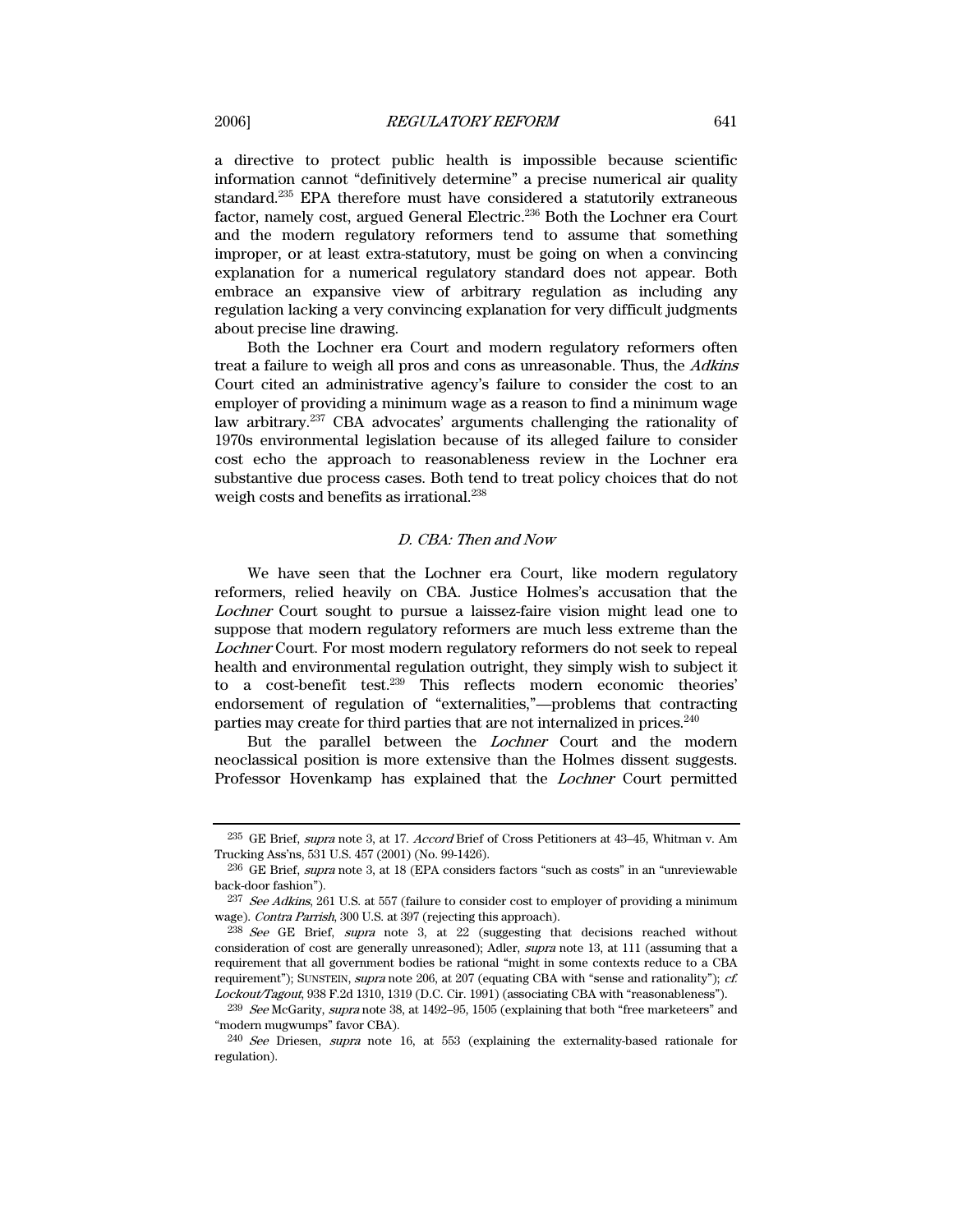a directive to protect public health is impossible because scientific information cannot "definitively determine" a precise numerical air quality standard.[235] EPA therefore must have considered a statutorily extraneous factor, namely cost, argued General Electric.[236] Both the Lochner era Court and the modern regulatory reformers tend to assume that something improper, or at least extra-statutory, must be going on when a convincing explanation for a numerical regulatory standard does not appear. Both embrace an expansive view of arbitrary regulation as including any regulation lacking a very convincing explanation for very difficult judgments about precise line drawing.

Both the Lochner era Court and modern regulatory reformers often treat a failure to weigh all pros and cons as unreasonable. Thus, the *Adkins* Court cited an administrative agency's failure to consider the cost to an employer of providing a minimum wage as a reason to find a minimum wage law arbitrary.[237] CBA advocates' arguments challenging the rationality of 1970s environmental legislation because of its alleged failure to consider cost echo the approach to reasonableness review in the Lochner era substantive due process cases. Both tend to treat policy choices that do not weigh costs and benefits as irrational.[238]

### *D. CBA: Then and Now*

We have seen that the Lochner era Court, like modern regulatory reformers, relied heavily on CBA. Justice Holmes's accusation that the *Lochner* Court sought to pursue a laissez-faire vision might lead one to suppose that modern regulatory reformers are much less extreme than the *Lochner* Court. For most modern regulatory reformers do not seek to repeal health and environmental regulation outright, they simply wish to subject it to a cost-benefit test.[239] This reflects modern economic theories' endorsement of regulation of "externalities,"—problems that contracting parties may create for third parties that are not internalized in prices.[240]

But the parallel between the *Lochner* Court and the modern neoclassical position is more extensive than the Holmes dissent suggests. Professor Hovenkamp has explained that the *Lochner* Court permitted

---

[235] GE Brief, *supra* note 3, at 17. *Accord* Brief of Cross Petitioners at 43–45, Whitman v. Am Trucking Ass'ns, 531 U.S. 457 (2001) (No. 99-1426).

[236] GE Brief, *supra* note 3, at 18 (EPA considers factors "such as costs" in an "unreviewable back-door fashion").

[237] *See Adkins*, 261 U.S. at 557 (failure to consider cost to employer of providing a minimum wage). *Contra Parrish*, 300 U.S. at 397 (rejecting this approach).

[238] *See* GE Brief, *supra* note 3, at 22 (suggesting that decisions reached without consideration of cost are generally unreasoned); Adler, *supra* note 13, at 111 (assuming that a requirement that all government bodies be rational "might in some contexts reduce to a CBA requirement"); SUNSTEIN, *supra* note 206, at 207 (equating CBA with "sense and rationality"); *cf. Lockout/Tagout*, 938 F.2d 1310, 1319 (D.C. Cir. 1991) (associating CBA with "reasonableness").

[239] *See* McGarity, *supra* note 38, at 1492–95, 1505 (explaining that both "free marketeers" and "modern mugwumps" favor CBA).

[240] *See* Driesen, *supra* note 16, at 553 (explaining the externality-based rationale for regulation).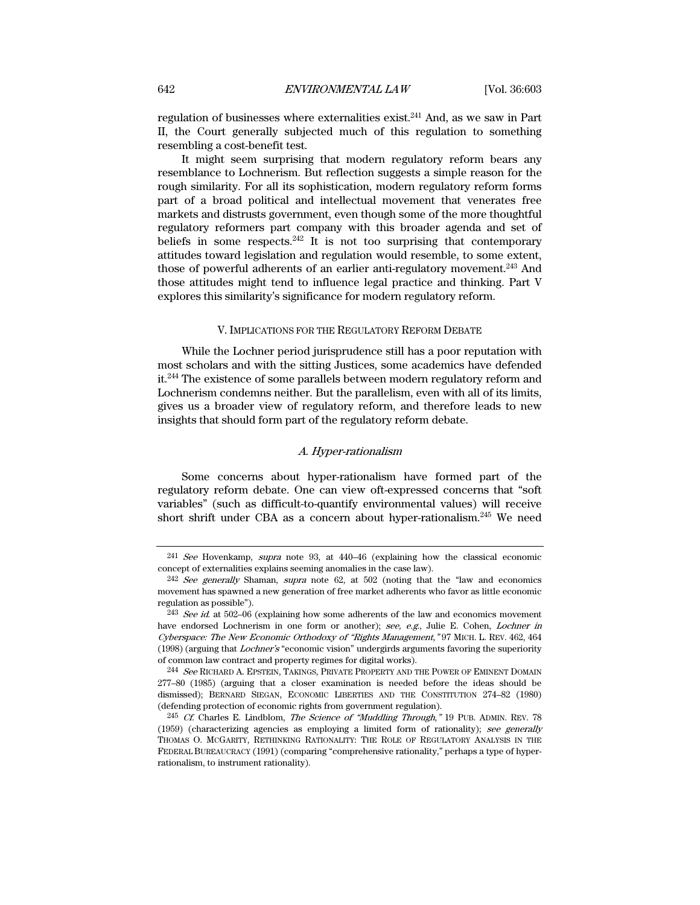regulation of businesses where externalities exist.[241] And, as we saw in Part II, the Court generally subjected much of this regulation to something resembling a cost-benefit test.

It might seem surprising that modern regulatory reform bears any resemblance to Lochnerism. But reflection suggests a simple reason for the rough similarity. For all its sophistication, modern regulatory reform forms part of a broad political and intellectual movement that venerates free markets and distrusts government, even though some of the more thoughtful regulatory reformers part company with this broader agenda and set of beliefs in some respects.[242] It is not too surprising that contemporary attitudes toward legislation and regulation would resemble, to some extent, those of powerful adherents of an earlier anti-regulatory movement.[243] And those attitudes might tend to influence legal practice and thinking. Part V explores this similarity's significance for modern regulatory reform.

## V. IMPLICATIONS FOR THE REGULATORY REFORM DEBATE

While the Lochner period jurisprudence still has a poor reputation with most scholars and with the sitting Justices, some academics have defended it.[244] The existence of some parallels between modern regulatory reform and Lochnerism condemns neither. But the parallelism, even with all of its limits, gives us a broader view of regulatory reform, and therefore leads to new insights that should form part of the regulatory reform debate.

### *A. Hyper-rationalism*

Some concerns about hyper-rationalism have formed part of the regulatory reform debate. One can view oft-expressed concerns that "soft variables" (such as difficult-to-quantify environmental values) will receive short shrift under CBA as a concern about hyper-rationalism.[245] We need

---

[241] *See* Hovenkamp, *supra* note 93, at 440–46 (explaining how the classical economic concept of externalities explains seeming anomalies in the case law).

[242] *See generally* Shaman, *supra* note 62, at 502 (noting that the "law and economics movement has spawned a new generation of free market adherents who favor as little economic regulation as possible").

[243] *See id.* at 502–06 (explaining how some adherents of the law and economics movement have endorsed Lochnerism in one form or another); *see, e.g.*, Julie E. Cohen, *Lochner in Cyberspace: The New Economic Orthodoxy of "Rights Management*,*"* 97 MICH. L. REV. 462, 464 (1998) (arguing that *Lochner's* "economic vision" undergirds arguments favoring the superiority of common law contract and property regimes for digital works).

[244] *See* RICHARD A. EPSTEIN, TAKINGS, PRIVATE PROPERTY AND THE POWER OF EMINENT DOMAIN 277–80 (1985) (arguing that a closer examination is needed before the ideas should be dismissed); BERNARD SIEGAN, ECONOMIC LIBERTIES AND THE CONSTITUTION 274–82 (1980) (defending protection of economic rights from government regulation).

[245] *Cf.* Charles E. Lindblom, *The Science of "Muddling Through*,*"* 19 PUB. ADMIN. REV. 78 (1959) (characterizing agencies as employing a limited form of rationality); *see generally* THOMAS O. MCGARITY, RETHINKING RATIONALITY: THE ROLE OF REGULATORY ANALYSIS IN THE FEDERAL BUREAUCRACY (1991) (comparing "comprehensive rationality," perhaps a type of hyper-rationalism, to instrument rationality).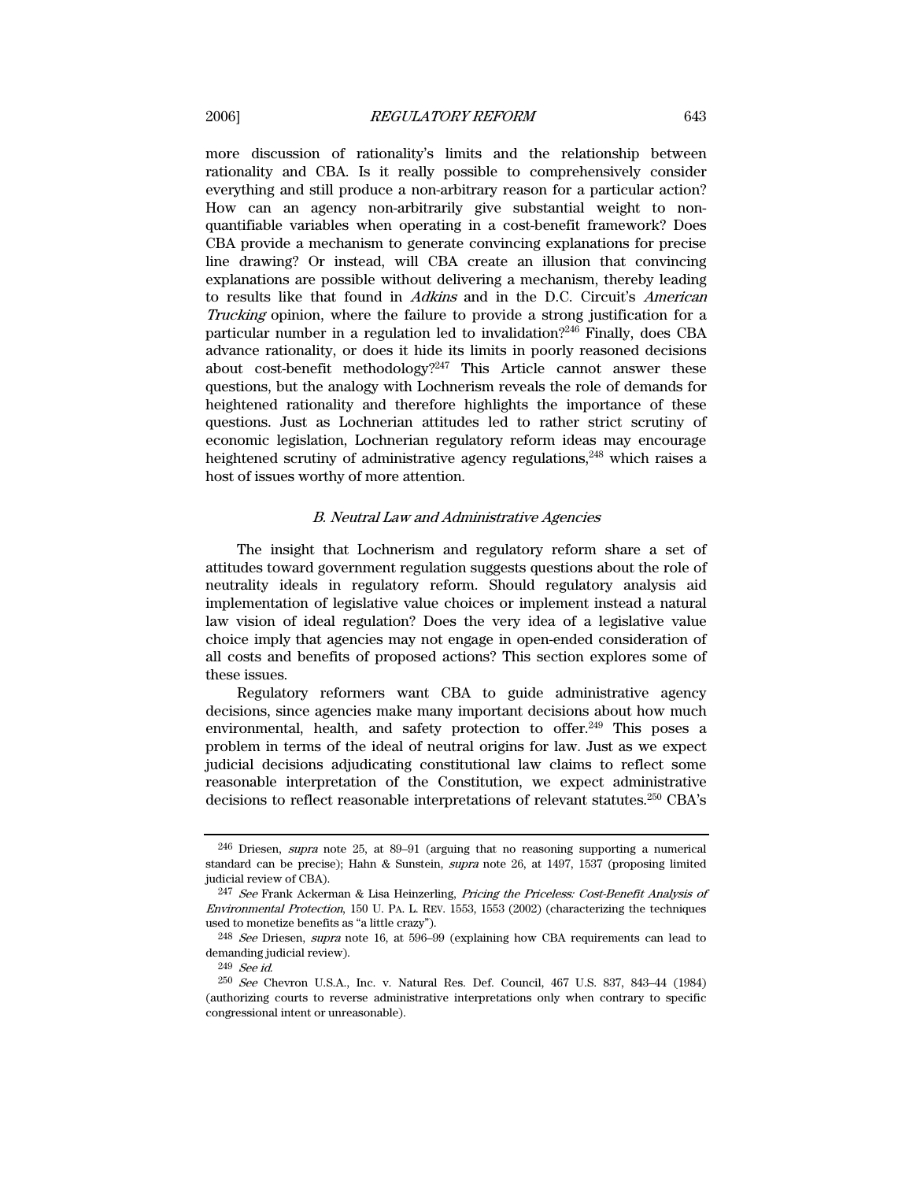more discussion of rationality's limits and the relationship between rationality and CBA. Is it really possible to comprehensively consider everything and still produce a non-arbitrary reason for a particular action? How can an agency non-arbitrarily give substantial weight to non-quantifiable variables when operating in a cost-benefit framework? Does CBA provide a mechanism to generate convincing explanations for precise line drawing? Or instead, will CBA create an illusion that convincing explanations are possible without delivering a mechanism, thereby leading to results like that found in *Adkins* and in the D.C. Circuit's *American Trucking* opinion, where the failure to provide a strong justification for a particular number in a regulation led to invalidation?[246] Finally, does CBA advance rationality, or does it hide its limits in poorly reasoned decisions about cost-benefit methodology?[247] This Article cannot answer these questions, but the analogy with Lochnerism reveals the role of demands for heightened rationality and therefore highlights the importance of these questions. Just as Lochnerian attitudes led to rather strict scrutiny of economic legislation, Lochnerian regulatory reform ideas may encourage heightened scrutiny of administrative agency regulations,[248] which raises a host of issues worthy of more attention.

### *B. Neutral Law and Administrative Agencies*

The insight that Lochnerism and regulatory reform share a set of attitudes toward government regulation suggests questions about the role of neutrality ideals in regulatory reform. Should regulatory analysis aid implementation of legislative value choices or implement instead a natural law vision of ideal regulation? Does the very idea of a legislative value choice imply that agencies may not engage in open-ended consideration of all costs and benefits of proposed actions? This section explores some of these issues.

Regulatory reformers want CBA to guide administrative agency decisions, since agencies make many important decisions about how much environmental, health, and safety protection to offer.[249] This poses a problem in terms of the ideal of neutral origins for law. Just as we expect judicial decisions adjudicating constitutional law claims to reflect some reasonable interpretation of the Constitution, we expect administrative decisions to reflect reasonable interpretations of relevant statutes.[250] CBA's

---

[246] Driesen, *supra* note 25, at 89–91 (arguing that no reasoning supporting a numerical standard can be precise); Hahn & Sunstein, *supra* note 26, at 1497, 1537 (proposing limited judicial review of CBA).

[247] *See* Frank Ackerman & Lisa Heinzerling, *Pricing the Priceless: Cost-Benefit Analysis of Environmental Protection*, 150 U. PA. L. REV. 1553, 1553 (2002) (characterizing the techniques used to monetize benefits as "a little crazy").

[248] *See* Driesen, *supra* note 16, at 596–99 (explaining how CBA requirements can lead to demanding judicial review).

[249] *See id.*

[250] *See* Chevron U.S.A., Inc. v. Natural Res. Def. Council, 467 U.S. 837, 843–44 (1984) (authorizing courts to reverse administrative interpretations only when contrary to specific congressional intent or unreasonable).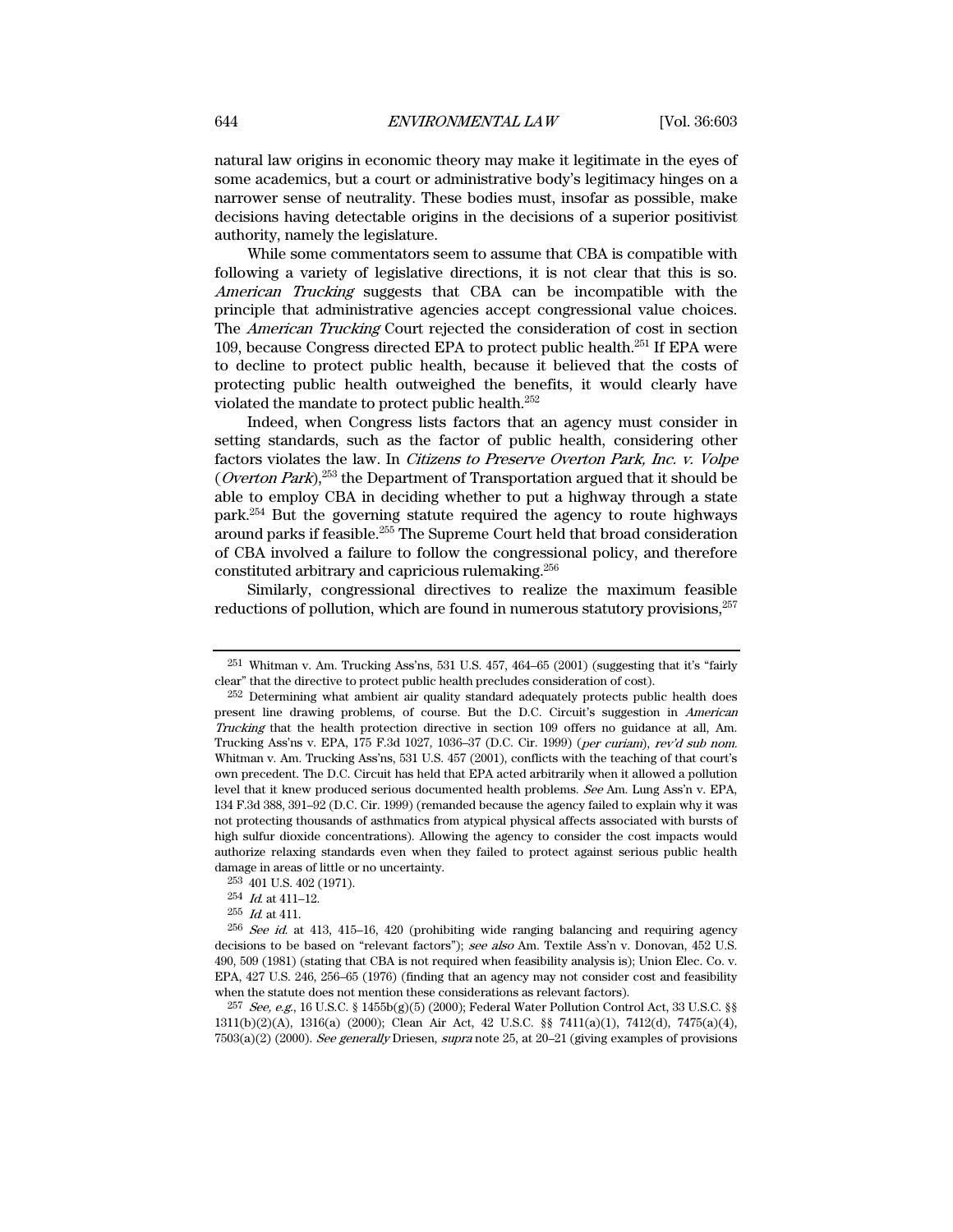natural law origins in economic theory may make it legitimate in the eyes of some academics, but a court or administrative body's legitimacy hinges on a narrower sense of neutrality. These bodies must, insofar as possible, make decisions having detectable origins in the decisions of a superior positivist authority, namely the legislature.

While some commentators seem to assume that CBA is compatible with following a variety of legislative directions, it is not clear that this is so. *American Trucking* suggests that CBA can be incompatible with the principle that administrative agencies accept congressional value choices. The *American Trucking* Court rejected the consideration of cost in section 109, because Congress directed EPA to protect public health.[251] If EPA were to decline to protect public health, because it believed that the costs of protecting public health outweighed the benefits, it would clearly have violated the mandate to protect public health.[252]

Indeed, when Congress lists factors that an agency must consider in setting standards, such as the factor of public health, considering other factors violates the law. In *Citizens to Preserve Overton Park, Inc. v. Volpe* (*Overton Park*),[253] the Department of Transportation argued that it should be able to employ CBA in deciding whether to put a highway through a state park.[254] But the governing statute required the agency to route highways around parks if feasible.[255] The Supreme Court held that broad consideration of CBA involved a failure to follow the congressional policy, and therefore constituted arbitrary and capricious rulemaking.[256]

Similarly, congressional directives to realize the maximum feasible reductions of pollution, which are found in numerous statutory provisions,[257]

---

[251] Whitman v. Am. Trucking Ass'ns, 531 U.S. 457, 464–65 (2001) (suggesting that it's "fairly clear" that the directive to protect public health precludes consideration of cost).

[252] Determining what ambient air quality standard adequately protects public health does present line drawing problems, of course. But the D.C. Circuit's suggestion in *American Trucking* that the health protection directive in section 109 offers no guidance at all, Am. Trucking Ass'ns v. EPA, 175 F.3d 1027, 1036–37 (D.C. Cir. 1999) (*per curiam*), *rev'd sub nom.* Whitman v. Am. Trucking Ass'ns, 531 U.S. 457 (2001), conflicts with the teaching of that court's own precedent. The D.C. Circuit has held that EPA acted arbitrarily when it allowed a pollution level that it knew produced serious documented health problems. *See* Am. Lung Ass'n v. EPA, 134 F.3d 388, 391–92 (D.C. Cir. 1999) (remanded because the agency failed to explain why it was not protecting thousands of asthmatics from atypical physical affects associated with bursts of high sulfur dioxide concentrations). Allowing the agency to consider the cost impacts would authorize relaxing standards even when they failed to protect against serious public health damage in areas of little or no uncertainty.

[253] 401 U.S. 402 (1971).

[254] *Id.* at 411–12.

[255] *Id.* at 411.

[256] *See id.* at 413, 415–16, 420 (prohibiting wide ranging balancing and requiring agency decisions to be based on "relevant factors"); *see also* Am. Textile Ass'n v. Donovan, 452 U.S. 490, 509 (1981) (stating that CBA is not required when feasibility analysis is); Union Elec. Co. v. EPA, 427 U.S. 246, 256–65 (1976) (finding that an agency may not consider cost and feasibility when the statute does not mention these considerations as relevant factors).

[257] *See, e.g.*, 16 U.S.C. § 1455b(g)(5) (2000); Federal Water Pollution Control Act, 33 U.S.C. §§ 1311(b)(2)(A), 1316(a) (2000); Clean Air Act, 42 U.S.C. §§ 7411(a)(1), 7412(d), 7475(a)(4), 7503(a)(2) (2000). *See generally* Driesen, *supra* note 25, at 20–21 (giving examples of provisions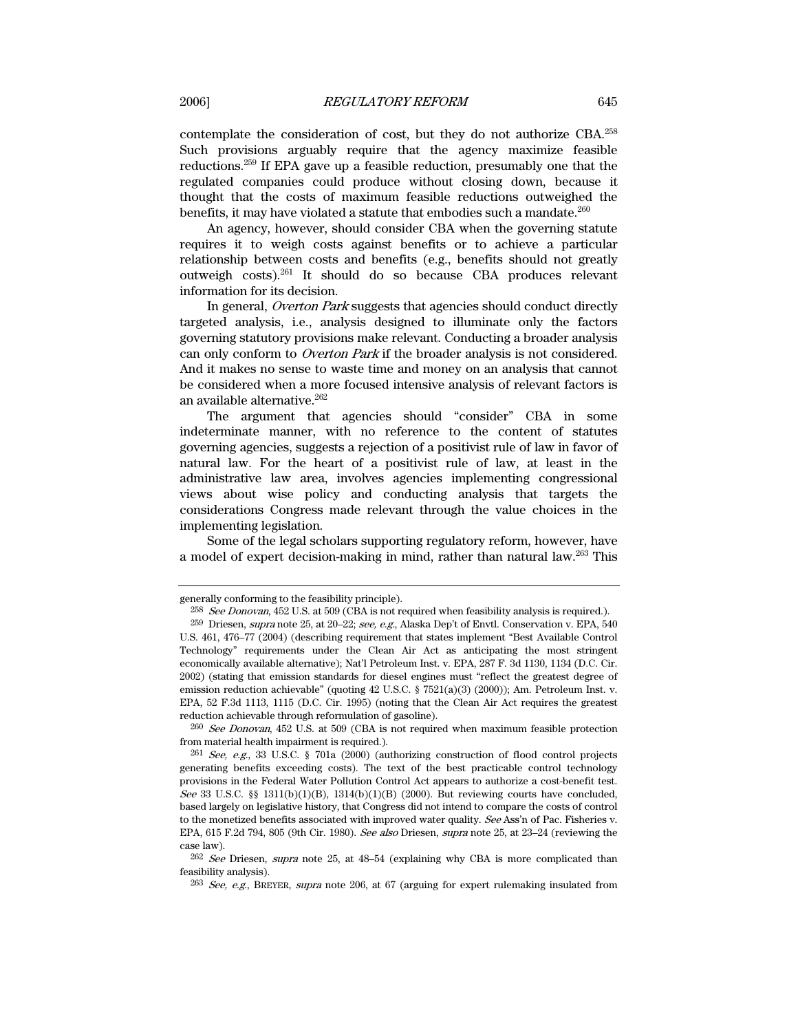contemplate the consideration of cost, but they do not authorize CBA.[258] Such provisions arguably require that the agency maximize feasible reductions.[259] If EPA gave up a feasible reduction, presumably one that the regulated companies could produce without closing down, because it thought that the costs of maximum feasible reductions outweighed the benefits, it may have violated a statute that embodies such a mandate.[260]

An agency, however, should consider CBA when the governing statute requires it to weigh costs against benefits or to achieve a particular relationship between costs and benefits (e.g., benefits should not greatly outweigh costs).[261] It should do so because CBA produces relevant information for its decision.

In general, *Overton Park* suggests that agencies should conduct directly targeted analysis, i.e., analysis designed to illuminate only the factors governing statutory provisions make relevant. Conducting a broader analysis can only conform to *Overton Park* if the broader analysis is not considered. And it makes no sense to waste time and money on an analysis that cannot be considered when a more focused intensive analysis of relevant factors is an available alternative.[262]

The argument that agencies should "consider" CBA in some indeterminate manner, with no reference to the content of statutes governing agencies, suggests a rejection of a positivist rule of law in favor of natural law. For the heart of a positivist rule of law, at least in the administrative law area, involves agencies implementing congressional views about wise policy and conducting analysis that targets the considerations Congress made relevant through the value choices in the implementing legislation.

Some of the legal scholars supporting regulatory reform, however, have a model of expert decision-making in mind, rather than natural law.[263] This

---

generally conforming to the feasibility principle).

[258] *See Donovan*, 452 U.S. at 509 (CBA is not required when feasibility analysis is required.).

[259] Driesen, *supra* note 25, at 20–22; *see, e.g.*, Alaska Dep't of Envtl. Conservation v. EPA, 540 U.S. 461, 476–77 (2004) (describing requirement that states implement "Best Available Control Technology" requirements under the Clean Air Act as anticipating the most stringent economically available alternative); Nat'l Petroleum Inst. v. EPA, 287 F. 3d 1130, 1134 (D.C. Cir. 2002) (stating that emission standards for diesel engines must "reflect the greatest degree of emission reduction achievable" (quoting 42 U.S.C. § 7521(a)(3) (2000)); Am. Petroleum Inst. v. EPA, 52 F.3d 1113, 1115 (D.C. Cir. 1995) (noting that the Clean Air Act requires the greatest reduction achievable through reformulation of gasoline).

[260] *See Donovan*, 452 U.S. at 509 (CBA is not required when maximum feasible protection from material health impairment is required.).

[261] *See, e.g.*, 33 U.S.C. § 701a (2000) (authorizing construction of flood control projects generating benefits exceeding costs). The text of the best practicable control technology provisions in the Federal Water Pollution Control Act appears to authorize a cost-benefit test. *See* 33 U.S.C. §§ 1311(b)(1)(B), 1314(b)(1)(B) (2000). But reviewing courts have concluded, based largely on legislative history, that Congress did not intend to compare the costs of control to the monetized benefits associated with improved water quality. *See* Ass'n of Pac. Fisheries v. EPA, 615 F.2d 794, 805 (9th Cir. 1980). *See also* Driesen, *supra* note 25, at 23–24 (reviewing the case law).

[262] *See* Driesen, *supra* note 25, at 48–54 (explaining why CBA is more complicated than feasibility analysis).

[263] *See, e.g.*, BREYER, *supra* note 206, at 67 (arguing for expert rulemaking insulated from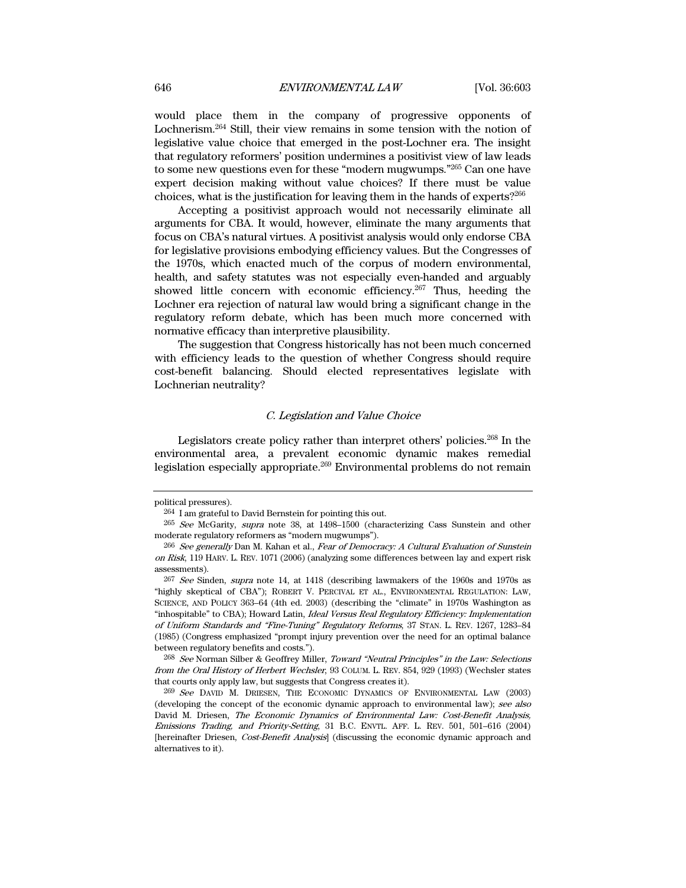would place them in the company of progressive opponents of Lochnerism.[264] Still, their view remains in some tension with the notion of legislative value choice that emerged in the post-Lochner era. The insight that regulatory reformers' position undermines a positivist view of law leads to some new questions even for these "modern mugwumps."[265] Can one have expert decision making without value choices? If there must be value choices, what is the justification for leaving them in the hands of experts?[266]

Accepting a positivist approach would not necessarily eliminate all arguments for CBA. It would, however, eliminate the many arguments that focus on CBA's natural virtues. A positivist analysis would only endorse CBA for legislative provisions embodying efficiency values. But the Congresses of the 1970s, which enacted much of the corpus of modern environmental, health, and safety statutes was not especially even-handed and arguably showed little concern with economic efficiency.[267] Thus, heeding the Lochner era rejection of natural law would bring a significant change in the regulatory reform debate, which has been much more concerned with normative efficacy than interpretive plausibility.

The suggestion that Congress historically has not been much concerned with efficiency leads to the question of whether Congress should require cost-benefit balancing. Should elected representatives legislate with Lochnerian neutrality?

### *C. Legislation and Value Choice*

Legislators create policy rather than interpret others' policies.[268] In the environmental area, a prevalent economic dynamic makes remedial legislation especially appropriate.[269] Environmental problems do not remain

---

political pressures).

[264] I am grateful to David Bernstein for pointing this out.

[265] *See* McGarity, *supra* note 38, at 1498–1500 (characterizing Cass Sunstein and other moderate regulatory reformers as "modern mugwumps").

[266] *See generally* Dan M. Kahan et al., *Fear of Democracy: A Cultural Evaluation of Sunstein on Risk*, 119 HARV. L. REV. 1071 (2006) (analyzing some differences between lay and expert risk assessments).

[267] *See* Sinden, *supra* note 14, at 1418 (describing lawmakers of the 1960s and 1970s as "highly skeptical of CBA"); ROBERT V. PERCIVAL ET AL., ENVIRONMENTAL REGULATION: LAW, SCIENCE, AND POLICY 363–64 (4th ed. 2003) (describing the "climate" in 1970s Washington as "inhospitable" to CBA); Howard Latin, *Ideal Versus Real Regulatory Efficiency: Implementation of Uniform Standards and "Fine-Tuning" Regulatory Reforms*, 37 STAN. L. REV. 1267, 1283–84 (1985) (Congress emphasized "prompt injury prevention over the need for an optimal balance between regulatory benefits and costs.").

[268] *See* Norman Silber & Geoffrey Miller, *Toward "Neutral Principles" in the Law: Selections from the Oral History of Herbert Wechsler*, 93 COLUM. L. REV. 854, 929 (1993) (Wechsler states that courts only apply law, but suggests that Congress creates it).

[269] *See* DAVID M. DRIESEN, THE ECONOMIC DYNAMICS OF ENVIRONMENTAL LAW (2003) (developing the concept of the economic dynamic approach to environmental law); *see also* David M. Driesen, *The Economic Dynamics of Environmental Law: Cost-Benefit Analysis, Emissions Trading, and Priority-Setting*, 31 B.C. ENVTL. AFF. L. REV. 501, 501–616 (2004) [hereinafter Driesen, *Cost-Benefit Analysis*] (discussing the economic dynamic approach and alternatives to it).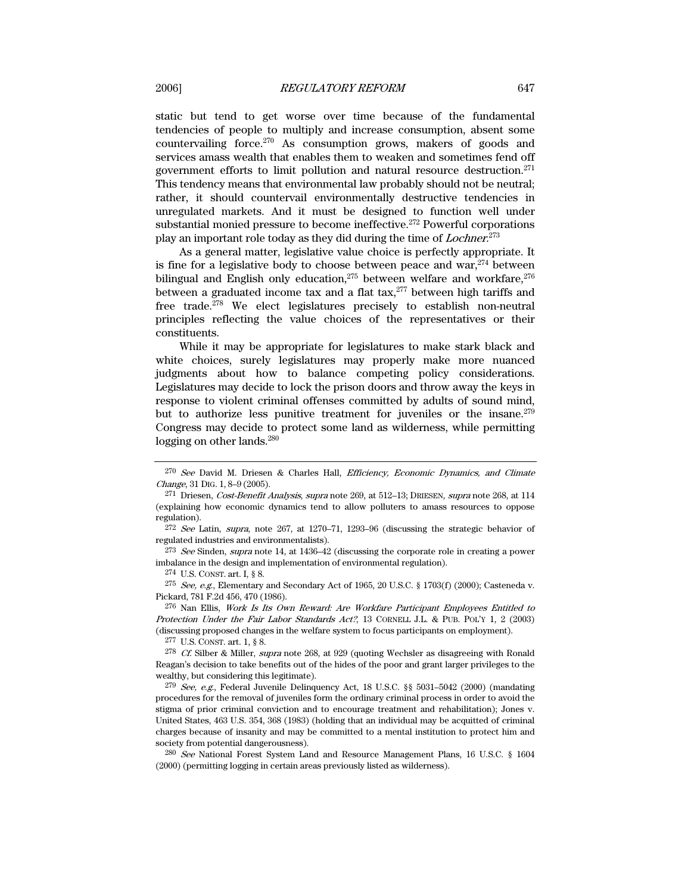static but tend to get worse over time because of the fundamental tendencies of people to multiply and increase consumption, absent some countervailing force.[270] As consumption grows, makers of goods and services amass wealth that enables them to weaken and sometimes fend off government efforts to limit pollution and natural resource destruction.[271] This tendency means that environmental law probably should not be neutral; rather, it should countervail environmentally destructive tendencies in unregulated markets. And it must be designed to function well under substantial monied pressure to become ineffective.[272] Powerful corporations play an important role today as they did during the time of *Lochner*.[273]

As a general matter, legislative value choice is perfectly appropriate. It is fine for a legislative body to choose between peace and war,[274] between bilingual and English only education,[275] between welfare and workfare,[276] between a graduated income tax and a flat tax,[277] between high tariffs and free trade.[278] We elect legislatures precisely to establish non-neutral principles reflecting the value choices of the representatives or their constituents.

While it may be appropriate for legislatures to make stark black and white choices, surely legislatures may properly make more nuanced judgments about how to balance competing policy considerations. Legislatures may decide to lock the prison doors and throw away the keys in response to violent criminal offenses committed by adults of sound mind, but to authorize less punitive treatment for juveniles or the insane.[279] Congress may decide to protect some land as wilderness, while permitting logging on other lands.[280]

---

[270] *See* David M. Driesen & Charles Hall, *Efficiency, Economic Dynamics, and Climate Change*, 31 DIG. 1, 8–9 (2005).

[271] Driesen, *Cost-Benefit Analysis*, *supra* note 269, at 512–13; DRIESEN, *supra* note 268, at 114 (explaining how economic dynamics tend to allow polluters to amass resources to oppose regulation).

[272] *See* Latin, *supra*, note 267, at 1270–71, 1293–96 (discussing the strategic behavior of regulated industries and environmentalists).

[273] *See* Sinden, *supra* note 14, at 1436–42 (discussing the corporate role in creating a power imbalance in the design and implementation of environmental regulation).

[274] U.S. CONST. art. I, § 8.

[275] *See, e.g.*, Elementary and Secondary Act of 1965, 20 U.S.C. § 1703(f) (2000); Casteneda v. Pickard, 781 F.2d 456, 470 (1986).

[276] Nan Ellis, *Work Is Its Own Reward: Are Workfare Participant Employees Entitled to Protection Under the Fair Labor Standards Act?*, 13 CORNELL J.L. & PUB. POL'Y 1, 2 (2003) (discussing proposed changes in the welfare system to focus participants on employment).

[277] U.S. CONST. art. 1, § 8.

[278] *Cf.* Silber & Miller, *supra* note 268, at 929 (quoting Wechsler as disagreeing with Ronald Reagan's decision to take benefits out of the hides of the poor and grant larger privileges to the wealthy, but considering this legitimate).

[279] *See, e.g.*, Federal Juvenile Delinquency Act, 18 U.S.C. §§ 5031–5042 (2000) (mandating procedures for the removal of juveniles form the ordinary criminal process in order to avoid the stigma of prior criminal conviction and to encourage treatment and rehabilitation); Jones v. United States, 463 U.S. 354, 368 (1983) (holding that an individual may be acquitted of criminal charges because of insanity and may be committed to a mental institution to protect him and society from potential dangerousness).

[280] *See* National Forest System Land and Resource Management Plans, 16 U.S.C. § 1604 (2000) (permitting logging in certain areas previously listed as wilderness).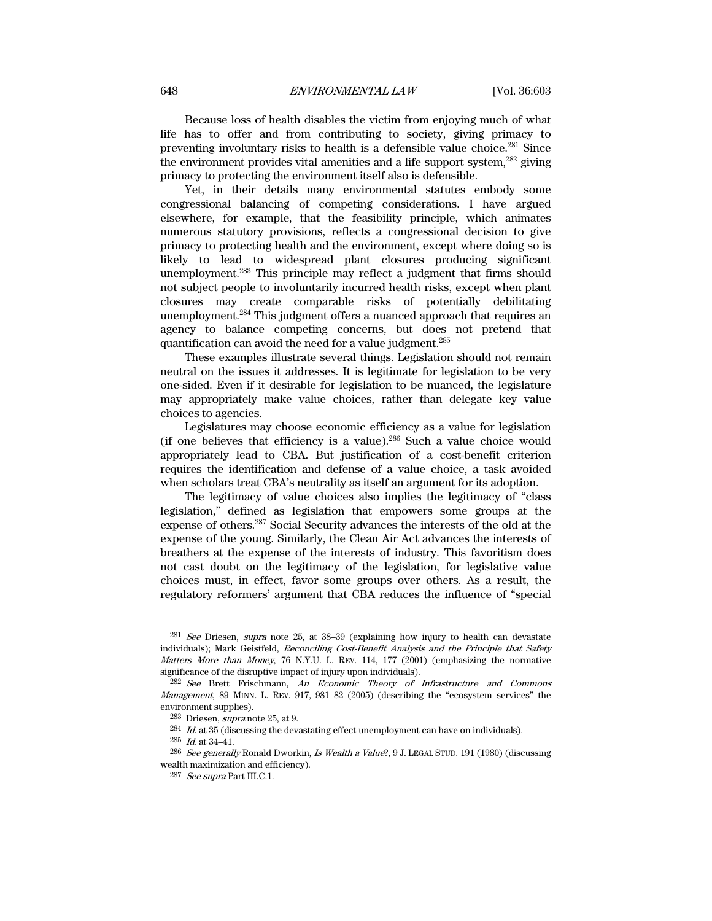Because loss of health disables the victim from enjoying much of what life has to offer and from contributing to society, giving primacy to preventing involuntary risks to health is a defensible value choice.[281] Since the environment provides vital amenities and a life support system,[282] giving primacy to protecting the environment itself also is defensible.

Yet, in their details many environmental statutes embody some congressional balancing of competing considerations. I have argued elsewhere, for example, that the feasibility principle, which animates numerous statutory provisions, reflects a congressional decision to give primacy to protecting health and the environment, except where doing so is likely to lead to widespread plant closures producing significant unemployment.[283] This principle may reflect a judgment that firms should not subject people to involuntarily incurred health risks, except when plant closures may create comparable risks of potentially debilitating unemployment.[284] This judgment offers a nuanced approach that requires an agency to balance competing concerns, but does not pretend that quantification can avoid the need for a value judgment.[285]

These examples illustrate several things. Legislation should not remain neutral on the issues it addresses. It is legitimate for legislation to be very one-sided. Even if it desirable for legislation to be nuanced, the legislature may appropriately make value choices, rather than delegate key value choices to agencies.

Legislatures may choose economic efficiency as a value for legislation (if one believes that efficiency is a value).[286] Such a value choice would appropriately lead to CBA. But justification of a cost-benefit criterion requires the identification and defense of a value choice, a task avoided when scholars treat CBA's neutrality as itself an argument for its adoption.

The legitimacy of value choices also implies the legitimacy of "class legislation," defined as legislation that empowers some groups at the expense of others.[287] Social Security advances the interests of the old at the expense of the young. Similarly, the Clean Air Act advances the interests of breathers at the expense of the interests of industry. This favoritism does not cast doubt on the legitimacy of the legislation, for legislative value choices must, in effect, favor some groups over others. As a result, the regulatory reformers' argument that CBA reduces the influence of "special

---

[281] *See* Driesen, *supra* note 25, at 38–39 (explaining how injury to health can devastate individuals); Mark Geistfeld, *Reconciling Cost-Benefit Analysis and the Principle that Safety Matters More than Money*, 76 N.Y.U. L. REV. 114, 177 (2001) (emphasizing the normative significance of the disruptive impact of injury upon individuals).

[282] *See* Brett Frischmann, *An Economic Theory of Infrastructure and Commons Management*, 89 MINN. L. REV. 917, 981–82 (2005) (describing the "ecosystem services" the environment supplies).

[283] Driesen, *supra* note 25, at 9.

[284] *Id.* at 35 (discussing the devastating effect unemployment can have on individuals).

[285] *Id.* at 34–41.

[286] *See generally* Ronald Dworkin, *Is Wealth a Value?*, 9 J. LEGAL STUD. 191 (1980) (discussing wealth maximization and efficiency).

[287] *See supra* Part III.C.1.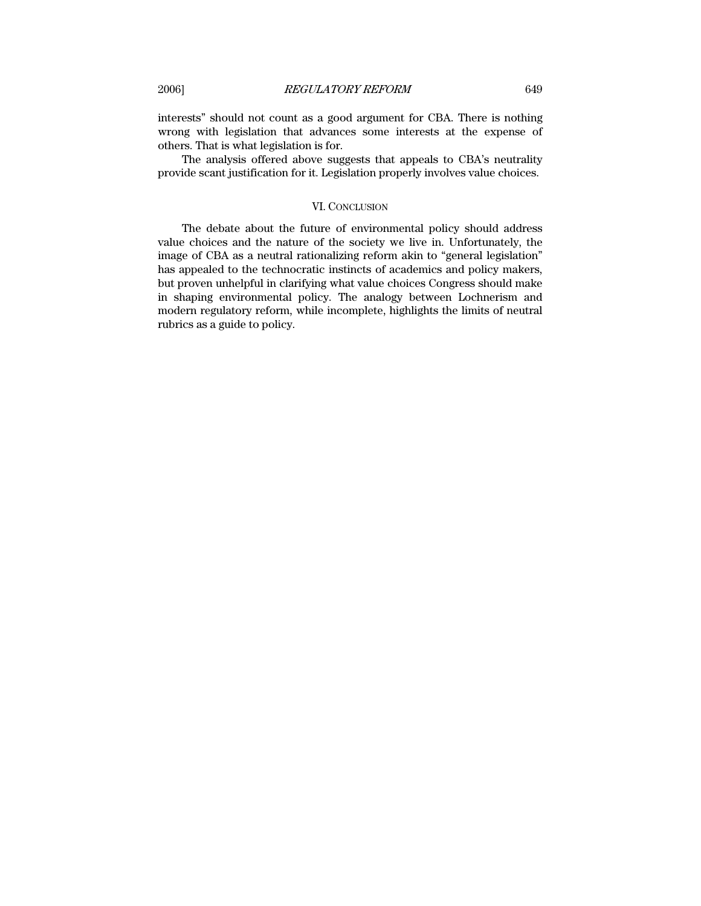interests" should not count as a good argument for CBA. There is nothing wrong with legislation that advances some interests at the expense of others. That is what legislation is for.

The analysis offered above suggests that appeals to CBA's neutrality provide scant justification for it. Legislation properly involves value choices.

## VI. CONCLUSION

The debate about the future of environmental policy should address value choices and the nature of the society we live in. Unfortunately, the image of CBA as a neutral rationalizing reform akin to "general legislation" has appealed to the technocratic instincts of academics and policy makers, but proven unhelpful in clarifying what value choices Congress should make in shaping environmental policy. The analogy between Lochnerism and modern regulatory reform, while incomplete, highlights the limits of neutral rubrics as a guide to policy.